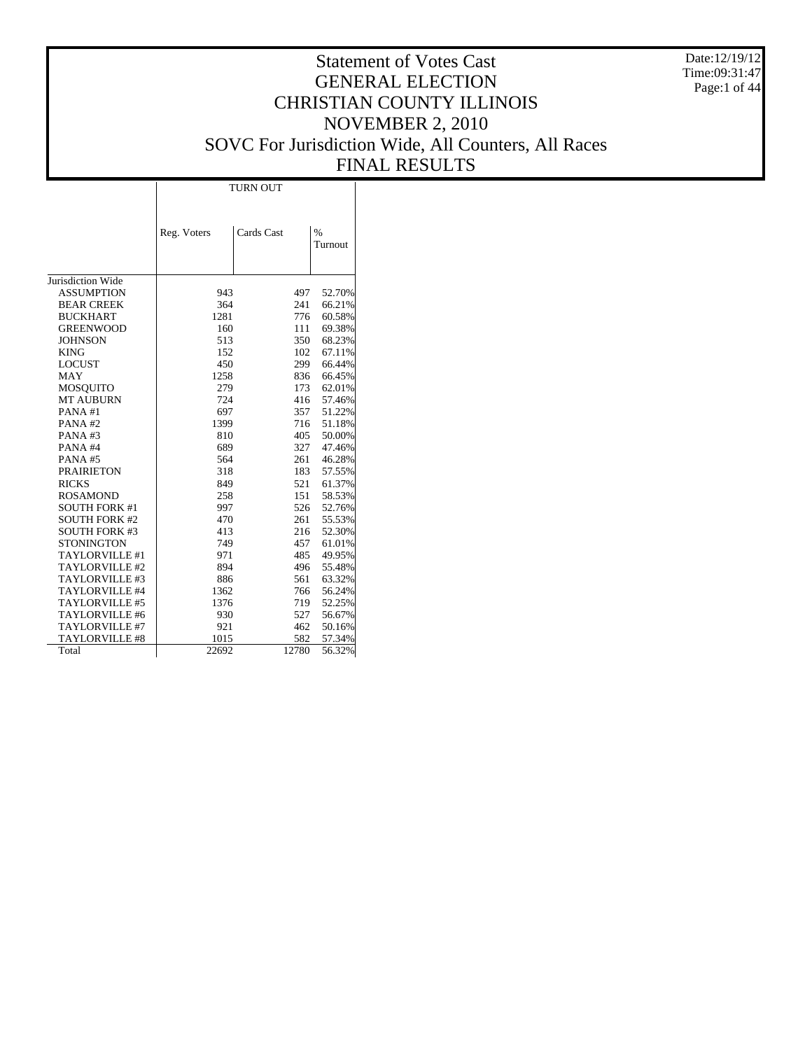# Statement of Votes Cast
## GENERAL ELECTION
## CHRISTIAN COUNTY ILLINOIS
## NOVEMBER 2, 2010
## SOVC For Jurisdiction Wide, All Counters, All Races
## FINAL RESULTS

Date:12/19/12
Time:09:31:47

| | TURN OUT | | |
|---|---|---|---|
| | Reg. Voters | Cards Cast | % Turnout |
| Jurisdiction Wide | | | |
| ASSUMPTION | 943 | 497 | 52.70% |
| BEAR CREEK | 364 | 241 | 66.21% |
| BUCKHART | 1281 | 776 | 60.58% |
| GREENWOOD | 160 | 111 | 69.38% |
| JOHNSON | 513 | 350 | 68.23% |
| KING | 152 | 102 | 67.11% |
| LOCUST | 450 | 299 | 66.44% |
| MAY | 1258 | 836 | 66.45% |
| MOSQUITO | 279 | 173 | 62.01% |
| MT AUBURN | 724 | 416 | 57.46% |
| PANA #1 | 697 | 357 | 51.22% |
| PANA #2 | 1399 | 716 | 51.18% |
| PANA #3 | 810 | 405 | 50.00% |
| PANA #4 | 689 | 327 | 47.46% |
| PANA #5 | 564 | 261 | 46.28% |
| PRAIRIETON | 318 | 183 | 57.55% |
| RICKS | 849 | 521 | 61.37% |
| ROSAMOND | 258 | 151 | 58.53% |
| SOUTH FORK #1 | 997 | 526 | 52.76% |
| SOUTH FORK #2 | 470 | 261 | 55.53% |
| SOUTH FORK #3 | 413 | 216 | 52.30% |
| STONINGTON | 749 | 457 | 61.01% |
| TAYLORVILLE #1 | 971 | 485 | 49.95% |
| TAYLORVILLE #2 | 894 | 496 | 55.48% |
| TAYLORVILLE #3 | 886 | 561 | 63.32% |
| TAYLORVILLE #4 | 1362 | 766 | 56.24% |
| TAYLORVILLE #5 | 1376 | 719 | 52.25% |
| TAYLORVILLE #6 | 930 | 527 | 56.67% |
| TAYLORVILLE #7 | 921 | 462 | 50.16% |
| TAYLORVILLE #8 | 1015 | 582 | 57.34% |
| Total | 22692 | 12780 | 56.32% |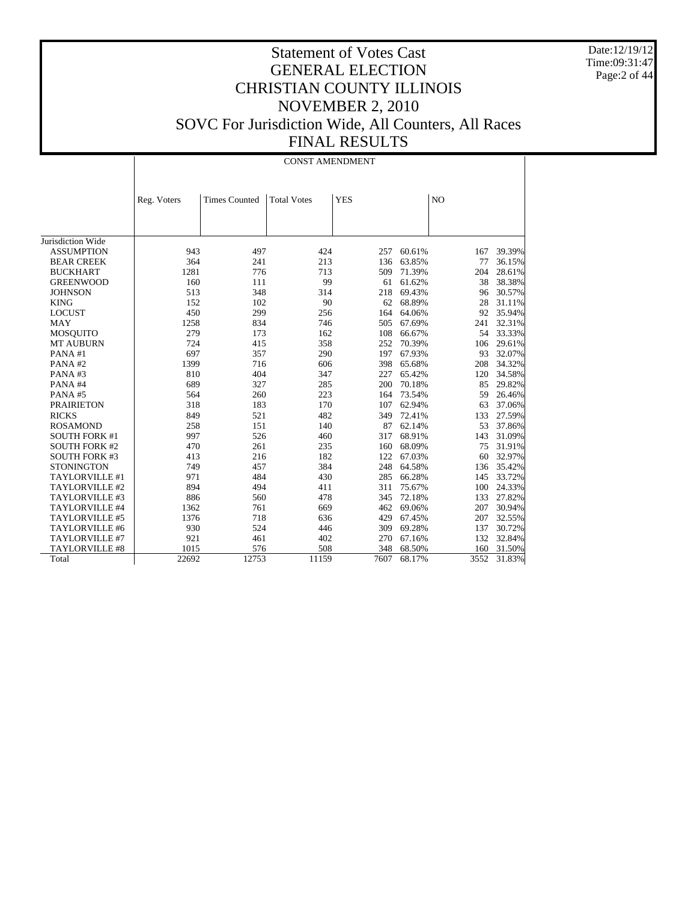# Statement of Votes Cast
# GENERAL ELECTION
# CHRISTIAN COUNTY ILLINOIS
# NOVEMBER 2, 2010
# SOVC For Jurisdiction Wide, All Counters, All Races
# FINAL RESULTS

Date:12/19/12
Time:09:31:47

## CONST AMENDMENT

| | Reg. Voters | Times Counted | Total Votes | YES | | NO | |
|---|---|---|---|---|---|---|---|
| Jurisdiction Wide | | | | | | | |
| ASSUMPTION | 943 | 497 | 424 | 257 | 60.61% | 167 | 39.39% |
| BEAR CREEK | 364 | 241 | 213 | 136 | 63.85% | 77 | 36.15% |
| BUCKHART | 1281 | 776 | 713 | 509 | 71.39% | 204 | 28.61% |
| GREENWOOD | 160 | 111 | 99 | 61 | 61.62% | 38 | 38.38% |
| JOHNSON | 513 | 348 | 314 | 218 | 69.43% | 96 | 30.57% |
| KING | 152 | 102 | 90 | 62 | 68.89% | 28 | 31.11% |
| LOCUST | 450 | 299 | 256 | 164 | 64.06% | 92 | 35.94% |
| MAY | 1258 | 834 | 746 | 505 | 67.69% | 241 | 32.31% |
| MOSQUITO | 279 | 173 | 162 | 108 | 66.67% | 54 | 33.33% |
| MT AUBURN | 724 | 415 | 358 | 252 | 70.39% | 106 | 29.61% |
| PANA #1 | 697 | 357 | 290 | 197 | 67.93% | 93 | 32.07% |
| PANA #2 | 1399 | 716 | 606 | 398 | 65.68% | 208 | 34.32% |
| PANA #3 | 810 | 404 | 347 | 227 | 65.42% | 120 | 34.58% |
| PANA #4 | 689 | 327 | 285 | 200 | 70.18% | 85 | 29.82% |
| PANA #5 | 564 | 260 | 223 | 164 | 73.54% | 59 | 26.46% |
| PRAIRIETON | 318 | 183 | 170 | 107 | 62.94% | 63 | 37.06% |
| RICKS | 849 | 521 | 482 | 349 | 72.41% | 133 | 27.59% |
| ROSAMOND | 258 | 151 | 140 | 87 | 62.14% | 53 | 37.86% |
| SOUTH FORK #1 | 997 | 526 | 460 | 317 | 68.91% | 143 | 31.09% |
| SOUTH FORK #2 | 470 | 261 | 235 | 160 | 68.09% | 75 | 31.91% |
| SOUTH FORK #3 | 413 | 216 | 182 | 122 | 67.03% | 60 | 32.97% |
| STONINGTON | 749 | 457 | 384 | 248 | 64.58% | 136 | 35.42% |
| TAYLORVILLE #1 | 971 | 484 | 430 | 285 | 66.28% | 145 | 33.72% |
| TAYLORVILLE #2 | 894 | 494 | 411 | 311 | 75.67% | 100 | 24.33% |
| TAYLORVILLE #3 | 886 | 560 | 478 | 345 | 72.18% | 133 | 27.82% |
| TAYLORVILLE #4 | 1362 | 761 | 669 | 462 | 69.06% | 207 | 30.94% |
| TAYLORVILLE #5 | 1376 | 718 | 636 | 429 | 67.45% | 207 | 32.55% |
| TAYLORVILLE #6 | 930 | 524 | 446 | 309 | 69.28% | 137 | 30.72% |
| TAYLORVILLE #7 | 921 | 461 | 402 | 270 | 67.16% | 132 | 32.84% |
| TAYLORVILLE #8 | 1015 | 576 | 508 | 348 | 68.50% | 160 | 31.50% |
| Total | 22692 | 12753 | 11159 | 7607 | 68.17% | 3552 | 31.83% |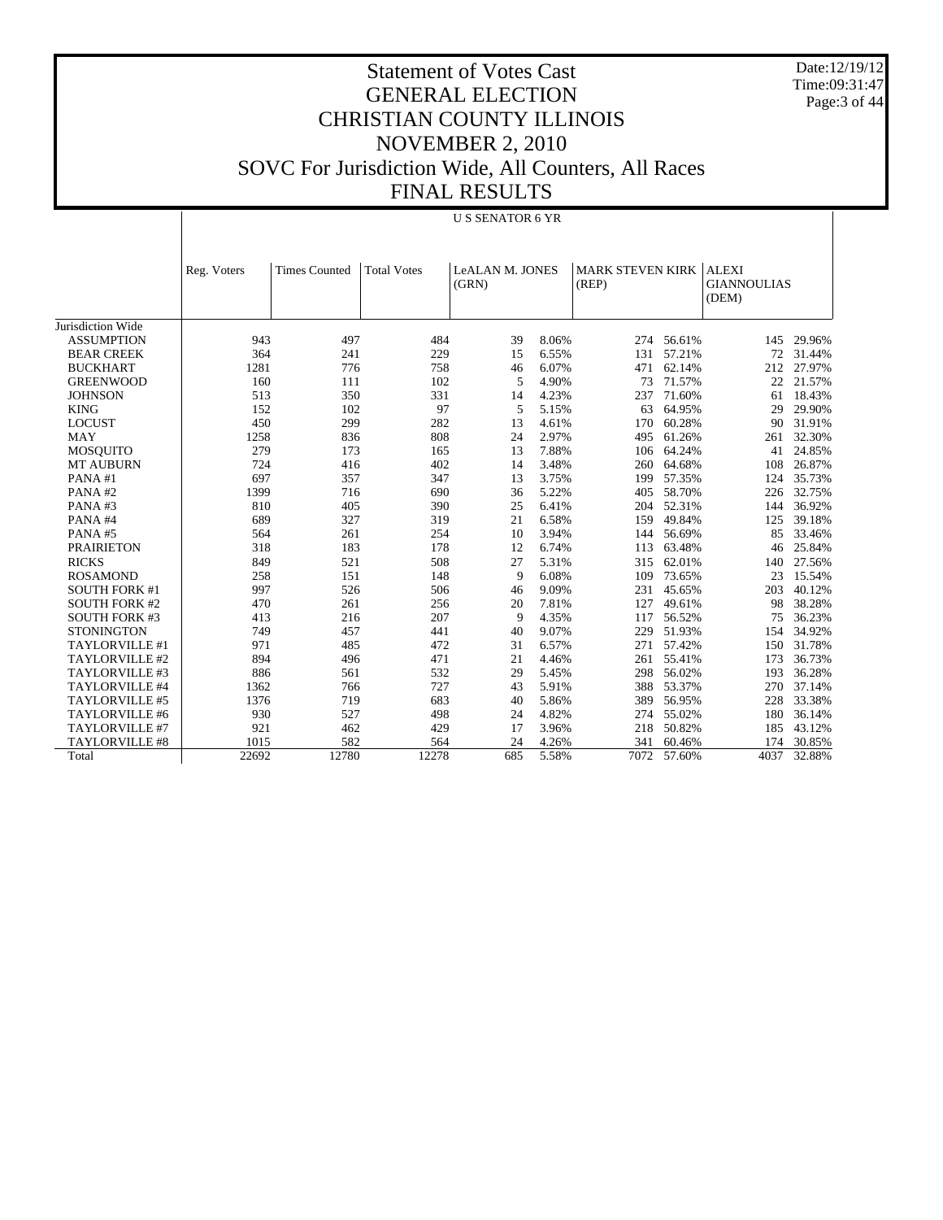# Statement of Votes Cast
# GENERAL ELECTION
# CHRISTIAN COUNTY ILLINOIS
# NOVEMBER 2, 2010
# SOVC For Jurisdiction Wide, All Counters, All Races
# FINAL RESULTS

Date:12/19/12
Time:09:31:47

U S SENATOR 6 YR

| | Reg. Voters | Times Counted | Total Votes | LeALAN M. JONES (GRN) | | MARK STEVEN KIRK (REP) | | ALEXI GIANNOULIAS (DEM) | |
|---|---|---|---|---|---|---|---|---|---|
| Jurisdiction Wide | | | | | | | | | |
| ASSUMPTION | 943 | 497 | 484 | 39 | 8.06% | 274 | 56.61% | 145 | 29.96% |
| BEAR CREEK | 364 | 241 | 229 | 15 | 6.55% | 131 | 57.21% | 72 | 31.44% |
| BUCKHART | 1281 | 776 | 758 | 46 | 6.07% | 471 | 62.14% | 212 | 27.97% |
| GREENWOOD | 160 | 111 | 102 | 5 | 4.90% | 73 | 71.57% | 22 | 21.57% |
| JOHNSON | 513 | 350 | 331 | 14 | 4.23% | 237 | 71.60% | 61 | 18.43% |
| KING | 152 | 102 | 97 | 5 | 5.15% | 63 | 64.95% | 29 | 29.90% |
| LOCUST | 450 | 299 | 282 | 13 | 4.61% | 170 | 60.28% | 90 | 31.91% |
| MAY | 1258 | 836 | 808 | 24 | 2.97% | 495 | 61.26% | 261 | 32.30% |
| MOSQUITO | 279 | 173 | 165 | 13 | 7.88% | 106 | 64.24% | 41 | 24.85% |
| MT AUBURN | 724 | 416 | 402 | 14 | 3.48% | 260 | 64.68% | 108 | 26.87% |
| PANA #1 | 697 | 357 | 347 | 13 | 3.75% | 199 | 57.35% | 124 | 35.73% |
| PANA #2 | 1399 | 716 | 690 | 36 | 5.22% | 405 | 58.70% | 226 | 32.75% |
| PANA #3 | 810 | 405 | 390 | 25 | 6.41% | 204 | 52.31% | 144 | 36.92% |
| PANA #4 | 689 | 327 | 319 | 21 | 6.58% | 159 | 49.84% | 125 | 39.18% |
| PANA #5 | 564 | 261 | 254 | 10 | 3.94% | 144 | 56.69% | 85 | 33.46% |
| PRAIRIETON | 318 | 183 | 178 | 12 | 6.74% | 113 | 63.48% | 46 | 25.84% |
| RICKS | 849 | 521 | 508 | 27 | 5.31% | 315 | 62.01% | 140 | 27.56% |
| ROSAMOND | 258 | 151 | 148 | 9 | 6.08% | 109 | 73.65% | 23 | 15.54% |
| SOUTH FORK #1 | 997 | 526 | 506 | 46 | 9.09% | 231 | 45.65% | 203 | 40.12% |
| SOUTH FORK #2 | 470 | 261 | 256 | 20 | 7.81% | 127 | 49.61% | 98 | 38.28% |
| SOUTH FORK #3 | 413 | 216 | 207 | 9 | 4.35% | 117 | 56.52% | 75 | 36.23% |
| STONINGTON | 749 | 457 | 441 | 40 | 9.07% | 229 | 51.93% | 154 | 34.92% |
| TAYLORVILLE #1 | 971 | 485 | 472 | 31 | 6.57% | 271 | 57.42% | 150 | 31.78% |
| TAYLORVILLE #2 | 894 | 496 | 471 | 21 | 4.46% | 261 | 55.41% | 173 | 36.73% |
| TAYLORVILLE #3 | 886 | 561 | 532 | 29 | 5.45% | 298 | 56.02% | 193 | 36.28% |
| TAYLORVILLE #4 | 1362 | 766 | 727 | 43 | 5.91% | 388 | 53.37% | 270 | 37.14% |
| TAYLORVILLE #5 | 1376 | 719 | 683 | 40 | 5.86% | 389 | 56.95% | 228 | 33.38% |
| TAYLORVILLE #6 | 930 | 527 | 498 | 24 | 4.82% | 274 | 55.02% | 180 | 36.14% |
| TAYLORVILLE #7 | 921 | 462 | 429 | 17 | 3.96% | 218 | 50.82% | 185 | 43.12% |
| TAYLORVILLE #8 | 1015 | 582 | 564 | 24 | 4.26% | 341 | 60.46% | 174 | 30.85% |
| Total | 22692 | 12780 | 12278 | 685 | 5.58% | 7072 | 57.60% | 4037 | 32.88% |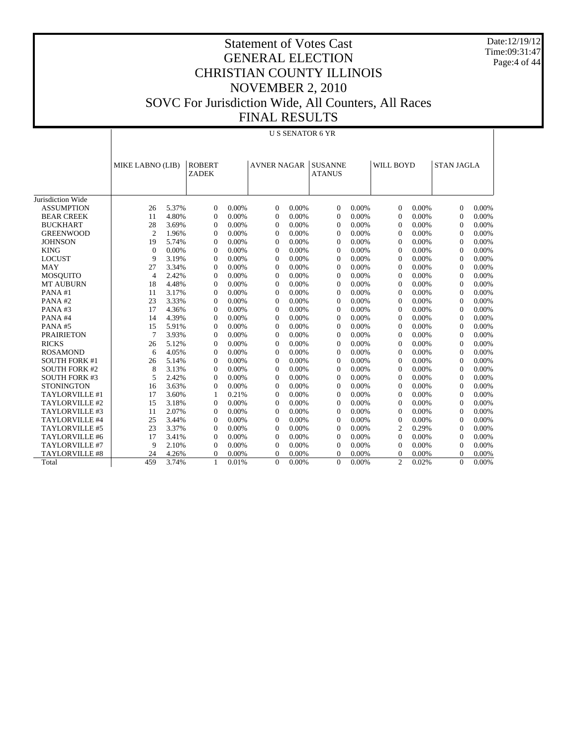# Statement of Votes Cast
# GENERAL ELECTION
# CHRISTIAN COUNTY ILLINOIS
# NOVEMBER 2, 2010
# SOVC For Jurisdiction Wide, All Counters, All Races
# FINAL RESULTS

Date:12/19/12
Time:09:31:47

U S SENATOR 6 YR

| | MIKE LABNO (LIB) | | ROBERT ZADEK | | AVNER NAGAR | | SUSANNE ATANUS | | WILL BOYD | | STAN JAGLA | |
|---|---|---|---|---|---|---|---|---|---|---|---|---|
| Jurisdiction Wide | | | | | | | | | | | | |
| ASSUMPTION | 26 | 5.37% | 0 | 0.00% | 0 | 0.00% | 0 | 0.00% | 0 | 0.00% | 0 | 0.00% |
| BEAR CREEK | 11 | 4.80% | 0 | 0.00% | 0 | 0.00% | 0 | 0.00% | 0 | 0.00% | 0 | 0.00% |
| BUCKHART | 28 | 3.69% | 0 | 0.00% | 0 | 0.00% | 0 | 0.00% | 0 | 0.00% | 0 | 0.00% |
| GREENWOOD | 2 | 1.96% | 0 | 0.00% | 0 | 0.00% | 0 | 0.00% | 0 | 0.00% | 0 | 0.00% |
| JOHNSON | 19 | 5.74% | 0 | 0.00% | 0 | 0.00% | 0 | 0.00% | 0 | 0.00% | 0 | 0.00% |
| KING | 0 | 0.00% | 0 | 0.00% | 0 | 0.00% | 0 | 0.00% | 0 | 0.00% | 0 | 0.00% |
| LOCUST | 9 | 3.19% | 0 | 0.00% | 0 | 0.00% | 0 | 0.00% | 0 | 0.00% | 0 | 0.00% |
| MAY | 27 | 3.34% | 0 | 0.00% | 0 | 0.00% | 0 | 0.00% | 0 | 0.00% | 0 | 0.00% |
| MOSQUITO | 4 | 2.42% | 0 | 0.00% | 0 | 0.00% | 0 | 0.00% | 0 | 0.00% | 0 | 0.00% |
| MT AUBURN | 18 | 4.48% | 0 | 0.00% | 0 | 0.00% | 0 | 0.00% | 0 | 0.00% | 0 | 0.00% |
| PANA #1 | 11 | 3.17% | 0 | 0.00% | 0 | 0.00% | 0 | 0.00% | 0 | 0.00% | 0 | 0.00% |
| PANA #2 | 23 | 3.33% | 0 | 0.00% | 0 | 0.00% | 0 | 0.00% | 0 | 0.00% | 0 | 0.00% |
| PANA #3 | 17 | 4.36% | 0 | 0.00% | 0 | 0.00% | 0 | 0.00% | 0 | 0.00% | 0 | 0.00% |
| PANA #4 | 14 | 4.39% | 0 | 0.00% | 0 | 0.00% | 0 | 0.00% | 0 | 0.00% | 0 | 0.00% |
| PANA #5 | 15 | 5.91% | 0 | 0.00% | 0 | 0.00% | 0 | 0.00% | 0 | 0.00% | 0 | 0.00% |
| PRAIRIETON | 7 | 3.93% | 0 | 0.00% | 0 | 0.00% | 0 | 0.00% | 0 | 0.00% | 0 | 0.00% |
| RICKS | 26 | 5.12% | 0 | 0.00% | 0 | 0.00% | 0 | 0.00% | 0 | 0.00% | 0 | 0.00% |
| ROSAMOND | 6 | 4.05% | 0 | 0.00% | 0 | 0.00% | 0 | 0.00% | 0 | 0.00% | 0 | 0.00% |
| SOUTH FORK #1 | 26 | 5.14% | 0 | 0.00% | 0 | 0.00% | 0 | 0.00% | 0 | 0.00% | 0 | 0.00% |
| SOUTH FORK #2 | 8 | 3.13% | 0 | 0.00% | 0 | 0.00% | 0 | 0.00% | 0 | 0.00% | 0 | 0.00% |
| SOUTH FORK #3 | 5 | 2.42% | 0 | 0.00% | 0 | 0.00% | 0 | 0.00% | 0 | 0.00% | 0 | 0.00% |
| STONINGTON | 16 | 3.63% | 0 | 0.00% | 0 | 0.00% | 0 | 0.00% | 0 | 0.00% | 0 | 0.00% |
| TAYLORVILLE #1 | 17 | 3.60% | 1 | 0.21% | 0 | 0.00% | 0 | 0.00% | 0 | 0.00% | 0 | 0.00% |
| TAYLORVILLE #2 | 15 | 3.18% | 0 | 0.00% | 0 | 0.00% | 0 | 0.00% | 0 | 0.00% | 0 | 0.00% |
| TAYLORVILLE #3 | 11 | 2.07% | 0 | 0.00% | 0 | 0.00% | 0 | 0.00% | 0 | 0.00% | 0 | 0.00% |
| TAYLORVILLE #4 | 25 | 3.44% | 0 | 0.00% | 0 | 0.00% | 0 | 0.00% | 0 | 0.00% | 0 | 0.00% |
| TAYLORVILLE #5 | 23 | 3.37% | 0 | 0.00% | 0 | 0.00% | 0 | 0.00% | 2 | 0.29% | 0 | 0.00% |
| TAYLORVILLE #6 | 17 | 3.41% | 0 | 0.00% | 0 | 0.00% | 0 | 0.00% | 0 | 0.00% | 0 | 0.00% |
| TAYLORVILLE #7 | 9 | 2.10% | 0 | 0.00% | 0 | 0.00% | 0 | 0.00% | 0 | 0.00% | 0 | 0.00% |
| TAYLORVILLE #8 | 24 | 4.26% | 0 | 0.00% | 0 | 0.00% | 0 | 0.00% | 0 | 0.00% | 0 | 0.00% |
| Total | 459 | 3.74% | 1 | 0.01% | 0 | 0.00% | 0 | 0.00% | 2 | 0.02% | 0 | 0.00% |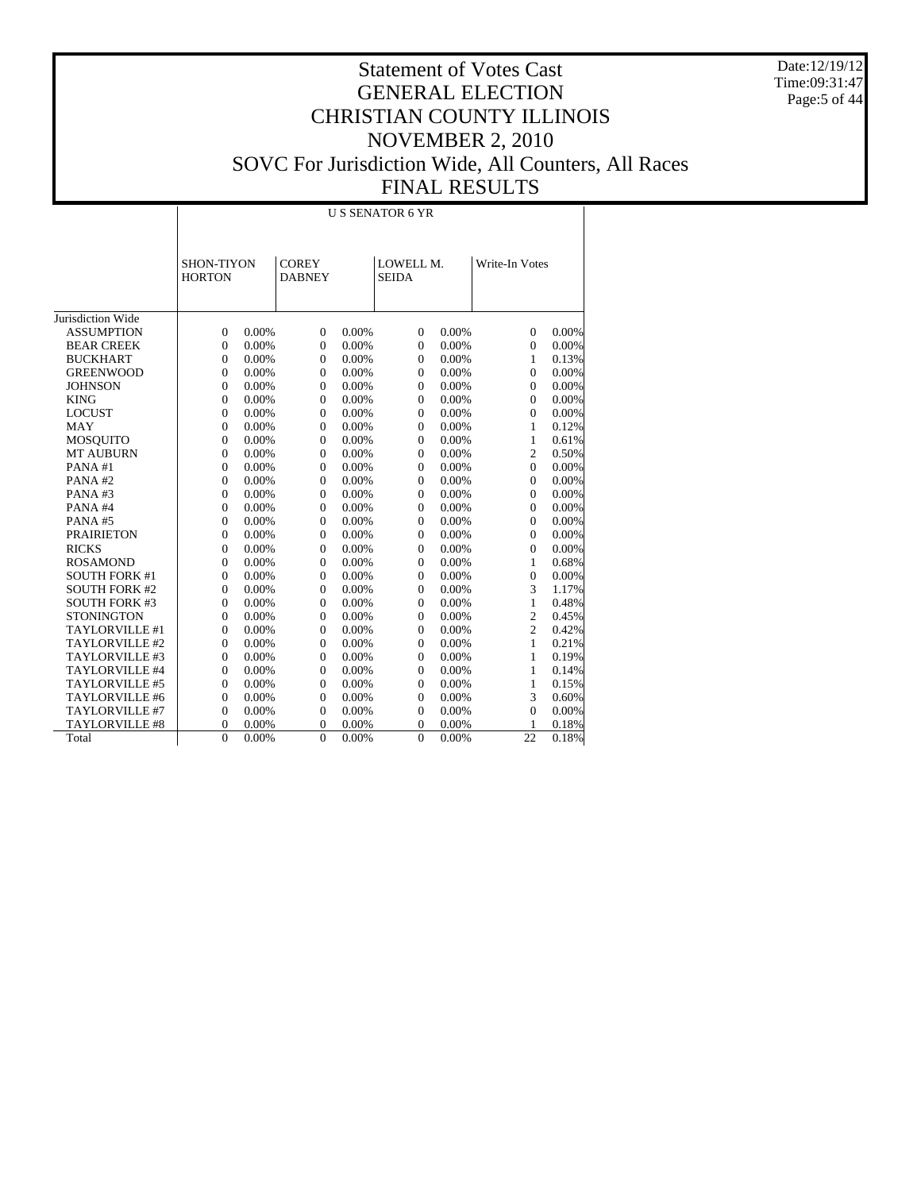# Statement of Votes Cast
## GENERAL ELECTION
## CHRISTIAN COUNTY ILLINOIS
## NOVEMBER 2, 2010
## SOVC For Jurisdiction Wide, All Counters, All Races
## FINAL RESULTS

Date:12/19/12
Time:09:31:47

| | U S SENATOR 6 YR | | | | | | | |
|---|---|---|---|---|---|---|---|---|
| | SHON-TIYON HORTON | | COREY DABNEY | | LOWELL M. SEIDA | | Write-In Votes | |
| Jurisdiction Wide | | | | | | | | |
| ASSUMPTION | 0 | 0.00% | 0 | 0.00% | 0 | 0.00% | 0 | 0.00% |
| BEAR CREEK | 0 | 0.00% | 0 | 0.00% | 0 | 0.00% | 0 | 0.00% |
| BUCKHART | 0 | 0.00% | 0 | 0.00% | 0 | 0.00% | 1 | 0.13% |
| GREENWOOD | 0 | 0.00% | 0 | 0.00% | 0 | 0.00% | 0 | 0.00% |
| JOHNSON | 0 | 0.00% | 0 | 0.00% | 0 | 0.00% | 0 | 0.00% |
| KING | 0 | 0.00% | 0 | 0.00% | 0 | 0.00% | 0 | 0.00% |
| LOCUST | 0 | 0.00% | 0 | 0.00% | 0 | 0.00% | 0 | 0.00% |
| MAY | 0 | 0.00% | 0 | 0.00% | 0 | 0.00% | 1 | 0.12% |
| MOSQUITO | 0 | 0.00% | 0 | 0.00% | 0 | 0.00% | 1 | 0.61% |
| MT AUBURN | 0 | 0.00% | 0 | 0.00% | 0 | 0.00% | 2 | 0.50% |
| PANA #1 | 0 | 0.00% | 0 | 0.00% | 0 | 0.00% | 0 | 0.00% |
| PANA #2 | 0 | 0.00% | 0 | 0.00% | 0 | 0.00% | 0 | 0.00% |
| PANA #3 | 0 | 0.00% | 0 | 0.00% | 0 | 0.00% | 0 | 0.00% |
| PANA #4 | 0 | 0.00% | 0 | 0.00% | 0 | 0.00% | 0 | 0.00% |
| PANA #5 | 0 | 0.00% | 0 | 0.00% | 0 | 0.00% | 0 | 0.00% |
| PRAIRIETON | 0 | 0.00% | 0 | 0.00% | 0 | 0.00% | 0 | 0.00% |
| RICKS | 0 | 0.00% | 0 | 0.00% | 0 | 0.00% | 0 | 0.00% |
| ROSAMOND | 0 | 0.00% | 0 | 0.00% | 0 | 0.00% | 1 | 0.68% |
| SOUTH FORK #1 | 0 | 0.00% | 0 | 0.00% | 0 | 0.00% | 0 | 0.00% |
| SOUTH FORK #2 | 0 | 0.00% | 0 | 0.00% | 0 | 0.00% | 3 | 1.17% |
| SOUTH FORK #3 | 0 | 0.00% | 0 | 0.00% | 0 | 0.00% | 1 | 0.48% |
| STONINGTON | 0 | 0.00% | 0 | 0.00% | 0 | 0.00% | 2 | 0.45% |
| TAYLORVILLE #1 | 0 | 0.00% | 0 | 0.00% | 0 | 0.00% | 2 | 0.42% |
| TAYLORVILLE #2 | 0 | 0.00% | 0 | 0.00% | 0 | 0.00% | 1 | 0.21% |
| TAYLORVILLE #3 | 0 | 0.00% | 0 | 0.00% | 0 | 0.00% | 1 | 0.19% |
| TAYLORVILLE #4 | 0 | 0.00% | 0 | 0.00% | 0 | 0.00% | 1 | 0.14% |
| TAYLORVILLE #5 | 0 | 0.00% | 0 | 0.00% | 0 | 0.00% | 1 | 0.15% |
| TAYLORVILLE #6 | 0 | 0.00% | 0 | 0.00% | 0 | 0.00% | 3 | 0.60% |
| TAYLORVILLE #7 | 0 | 0.00% | 0 | 0.00% | 0 | 0.00% | 0 | 0.00% |
| TAYLORVILLE #8 | 0 | 0.00% | 0 | 0.00% | 0 | 0.00% | 1 | 0.18% |
| Total | 0 | 0.00% | 0 | 0.00% | 0 | 0.00% | 22 | 0.18% |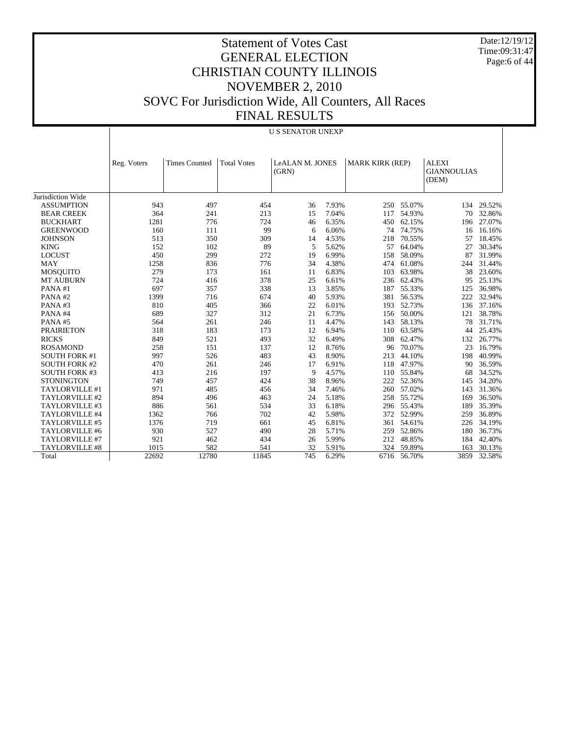# Statement of Votes Cast
# GENERAL ELECTION
# CHRISTIAN COUNTY ILLINOIS
# NOVEMBER 2, 2010
# SOVC For Jurisdiction Wide, All Counters, All Races
# FINAL RESULTS

Date:12/19/12
Time:09:31:47

## U S SENATOR UNEXP

| | Reg. Voters | Times Counted | Total Votes | LeALAN M. JONES (GRN) | | MARK KIRK (REP) | | ALEXI GIANNOULIAS (DEM) | |
|---|---|---|---|---|---|---|---|---|---|
| Jurisdiction Wide | | | | | | | | | |
| ASSUMPTION | 943 | 497 | 454 | 36 | 7.93% | 250 | 55.07% | 134 | 29.52% |
| BEAR CREEK | 364 | 241 | 213 | 15 | 7.04% | 117 | 54.93% | 70 | 32.86% |
| BUCKHART | 1281 | 776 | 724 | 46 | 6.35% | 450 | 62.15% | 196 | 27.07% |
| GREENWOOD | 160 | 111 | 99 | 6 | 6.06% | 74 | 74.75% | 16 | 16.16% |
| JOHNSON | 513 | 350 | 309 | 14 | 4.53% | 218 | 70.55% | 57 | 18.45% |
| KING | 152 | 102 | 89 | 5 | 5.62% | 57 | 64.04% | 27 | 30.34% |
| LOCUST | 450 | 299 | 272 | 19 | 6.99% | 158 | 58.09% | 87 | 31.99% |
| MAY | 1258 | 836 | 776 | 34 | 4.38% | 474 | 61.08% | 244 | 31.44% |
| MOSQUITO | 279 | 173 | 161 | 11 | 6.83% | 103 | 63.98% | 38 | 23.60% |
| MT AUBURN | 724 | 416 | 378 | 25 | 6.61% | 236 | 62.43% | 95 | 25.13% |
| PANA #1 | 697 | 357 | 338 | 13 | 3.85% | 187 | 55.33% | 125 | 36.98% |
| PANA #2 | 1399 | 716 | 674 | 40 | 5.93% | 381 | 56.53% | 222 | 32.94% |
| PANA #3 | 810 | 405 | 366 | 22 | 6.01% | 193 | 52.73% | 136 | 37.16% |
| PANA #4 | 689 | 327 | 312 | 21 | 6.73% | 156 | 50.00% | 121 | 38.78% |
| PANA #5 | 564 | 261 | 246 | 11 | 4.47% | 143 | 58.13% | 78 | 31.71% |
| PRAIRIETON | 318 | 183 | 173 | 12 | 6.94% | 110 | 63.58% | 44 | 25.43% |
| RICKS | 849 | 521 | 493 | 32 | 6.49% | 308 | 62.47% | 132 | 26.77% |
| ROSAMOND | 258 | 151 | 137 | 12 | 8.76% | 96 | 70.07% | 23 | 16.79% |
| SOUTH FORK #1 | 997 | 526 | 483 | 43 | 8.90% | 213 | 44.10% | 198 | 40.99% |
| SOUTH FORK #2 | 470 | 261 | 246 | 17 | 6.91% | 118 | 47.97% | 90 | 36.59% |
| SOUTH FORK #3 | 413 | 216 | 197 | 9 | 4.57% | 110 | 55.84% | 68 | 34.52% |
| STONINGTON | 749 | 457 | 424 | 38 | 8.96% | 222 | 52.36% | 145 | 34.20% |
| TAYLORVILLE #1 | 971 | 485 | 456 | 34 | 7.46% | 260 | 57.02% | 143 | 31.36% |
| TAYLORVILLE #2 | 894 | 496 | 463 | 24 | 5.18% | 258 | 55.72% | 169 | 36.50% |
| TAYLORVILLE #3 | 886 | 561 | 534 | 33 | 6.18% | 296 | 55.43% | 189 | 35.39% |
| TAYLORVILLE #4 | 1362 | 766 | 702 | 42 | 5.98% | 372 | 52.99% | 259 | 36.89% |
| TAYLORVILLE #5 | 1376 | 719 | 661 | 45 | 6.81% | 361 | 54.61% | 226 | 34.19% |
| TAYLORVILLE #6 | 930 | 527 | 490 | 28 | 5.71% | 259 | 52.86% | 180 | 36.73% |
| TAYLORVILLE #7 | 921 | 462 | 434 | 26 | 5.99% | 212 | 48.85% | 184 | 42.40% |
| TAYLORVILLE #8 | 1015 | 582 | 541 | 32 | 5.91% | 324 | 59.89% | 163 | 30.13% |
| Total | 22692 | 12780 | 11845 | 745 | 6.29% | 6716 | 56.70% | 3859 | 32.58% |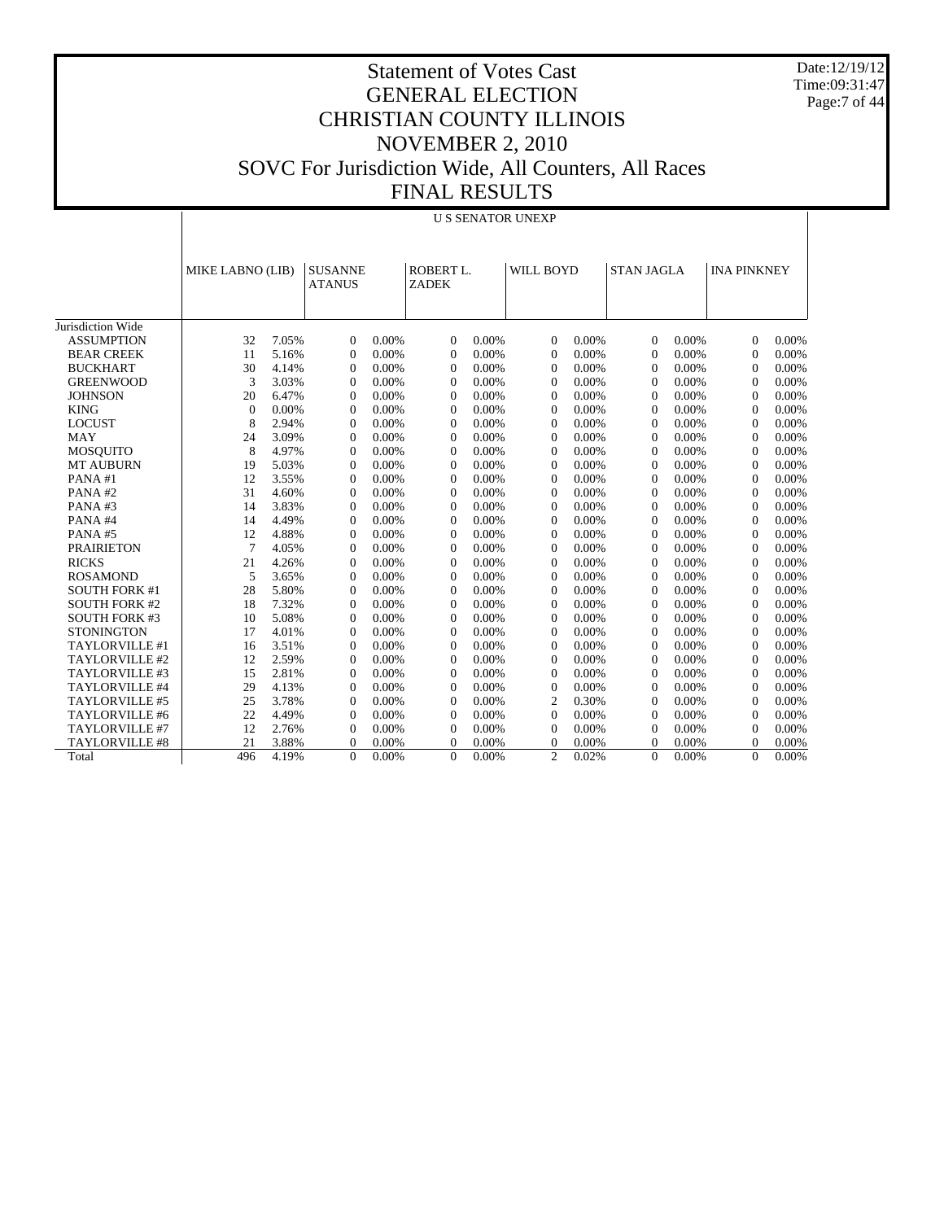# Statement of Votes Cast
# GENERAL ELECTION
# CHRISTIAN COUNTY ILLINOIS
# NOVEMBER 2, 2010
# SOVC For Jurisdiction Wide, All Counters, All Races
# FINAL RESULTS

Date:12/19/12
Time:09:31:47

U S SENATOR UNEXP

| | MIKE LABNO (LIB) | | SUSANNE ATANUS | | ROBERT L. ZADEK | | WILL BOYD | | STAN JAGLA | | INA PINKNEY | |
|---|---|---|---|---|---|---|---|---|---|---|---|---|
| Jurisdiction Wide | | | | | | | | | | | | |
| ASSUMPTION | 32 | 7.05% | 0 | 0.00% | 0 | 0.00% | 0 | 0.00% | 0 | 0.00% | 0 | 0.00% |
| BEAR CREEK | 11 | 5.16% | 0 | 0.00% | 0 | 0.00% | 0 | 0.00% | 0 | 0.00% | 0 | 0.00% |
| BUCKHART | 30 | 4.14% | 0 | 0.00% | 0 | 0.00% | 0 | 0.00% | 0 | 0.00% | 0 | 0.00% |
| GREENWOOD | 3 | 3.03% | 0 | 0.00% | 0 | 0.00% | 0 | 0.00% | 0 | 0.00% | 0 | 0.00% |
| JOHNSON | 20 | 6.47% | 0 | 0.00% | 0 | 0.00% | 0 | 0.00% | 0 | 0.00% | 0 | 0.00% |
| KING | 0 | 0.00% | 0 | 0.00% | 0 | 0.00% | 0 | 0.00% | 0 | 0.00% | 0 | 0.00% |
| LOCUST | 8 | 2.94% | 0 | 0.00% | 0 | 0.00% | 0 | 0.00% | 0 | 0.00% | 0 | 0.00% |
| MAY | 24 | 3.09% | 0 | 0.00% | 0 | 0.00% | 0 | 0.00% | 0 | 0.00% | 0 | 0.00% |
| MOSQUITO | 8 | 4.97% | 0 | 0.00% | 0 | 0.00% | 0 | 0.00% | 0 | 0.00% | 0 | 0.00% |
| MT AUBURN | 19 | 5.03% | 0 | 0.00% | 0 | 0.00% | 0 | 0.00% | 0 | 0.00% | 0 | 0.00% |
| PANA #1 | 12 | 3.55% | 0 | 0.00% | 0 | 0.00% | 0 | 0.00% | 0 | 0.00% | 0 | 0.00% |
| PANA #2 | 31 | 4.60% | 0 | 0.00% | 0 | 0.00% | 0 | 0.00% | 0 | 0.00% | 0 | 0.00% |
| PANA #3 | 14 | 3.83% | 0 | 0.00% | 0 | 0.00% | 0 | 0.00% | 0 | 0.00% | 0 | 0.00% |
| PANA #4 | 14 | 4.49% | 0 | 0.00% | 0 | 0.00% | 0 | 0.00% | 0 | 0.00% | 0 | 0.00% |
| PANA #5 | 12 | 4.88% | 0 | 0.00% | 0 | 0.00% | 0 | 0.00% | 0 | 0.00% | 0 | 0.00% |
| PRAIRIETON | 7 | 4.05% | 0 | 0.00% | 0 | 0.00% | 0 | 0.00% | 0 | 0.00% | 0 | 0.00% |
| RICKS | 21 | 4.26% | 0 | 0.00% | 0 | 0.00% | 0 | 0.00% | 0 | 0.00% | 0 | 0.00% |
| ROSAMOND | 5 | 3.65% | 0 | 0.00% | 0 | 0.00% | 0 | 0.00% | 0 | 0.00% | 0 | 0.00% |
| SOUTH FORK #1 | 28 | 5.80% | 0 | 0.00% | 0 | 0.00% | 0 | 0.00% | 0 | 0.00% | 0 | 0.00% |
| SOUTH FORK #2 | 18 | 7.32% | 0 | 0.00% | 0 | 0.00% | 0 | 0.00% | 0 | 0.00% | 0 | 0.00% |
| SOUTH FORK #3 | 10 | 5.08% | 0 | 0.00% | 0 | 0.00% | 0 | 0.00% | 0 | 0.00% | 0 | 0.00% |
| STONINGTON | 17 | 4.01% | 0 | 0.00% | 0 | 0.00% | 0 | 0.00% | 0 | 0.00% | 0 | 0.00% |
| TAYLORVILLE #1 | 16 | 3.51% | 0 | 0.00% | 0 | 0.00% | 0 | 0.00% | 0 | 0.00% | 0 | 0.00% |
| TAYLORVILLE #2 | 12 | 2.59% | 0 | 0.00% | 0 | 0.00% | 0 | 0.00% | 0 | 0.00% | 0 | 0.00% |
| TAYLORVILLE #3 | 15 | 2.81% | 0 | 0.00% | 0 | 0.00% | 0 | 0.00% | 0 | 0.00% | 0 | 0.00% |
| TAYLORVILLE #4 | 29 | 4.13% | 0 | 0.00% | 0 | 0.00% | 0 | 0.00% | 0 | 0.00% | 0 | 0.00% |
| TAYLORVILLE #5 | 25 | 3.78% | 0 | 0.00% | 0 | 0.00% | 2 | 0.30% | 0 | 0.00% | 0 | 0.00% |
| TAYLORVILLE #6 | 22 | 4.49% | 0 | 0.00% | 0 | 0.00% | 0 | 0.00% | 0 | 0.00% | 0 | 0.00% |
| TAYLORVILLE #7 | 12 | 2.76% | 0 | 0.00% | 0 | 0.00% | 0 | 0.00% | 0 | 0.00% | 0 | 0.00% |
| TAYLORVILLE #8 | 21 | 3.88% | 0 | 0.00% | 0 | 0.00% | 0 | 0.00% | 0 | 0.00% | 0 | 0.00% |
| Total | 496 | 4.19% | 0 | 0.00% | 0 | 0.00% | 2 | 0.02% | 0 | 0.00% | 0 | 0.00% |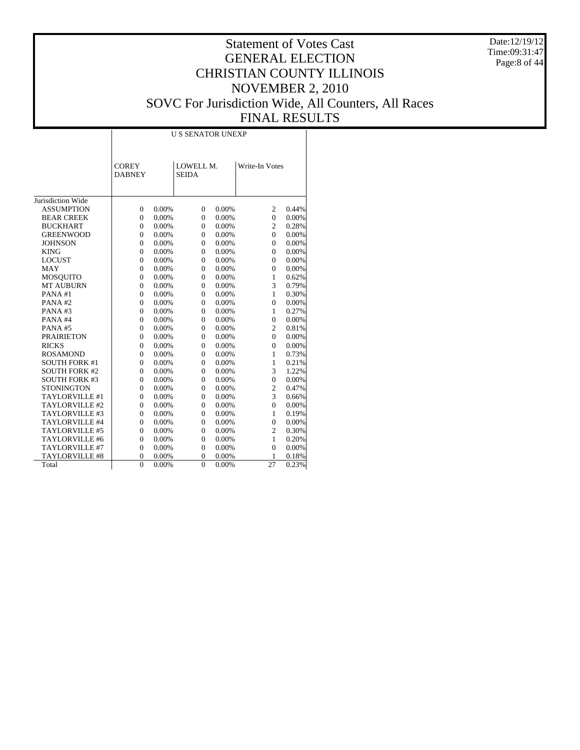# Statement of Votes Cast
# GENERAL ELECTION
# CHRISTIAN COUNTY ILLINOIS
# NOVEMBER 2, 2010
# SOVC For Jurisdiction Wide, All Counters, All Races
# FINAL RESULTS

Date:12/19/12
Time:09:31:47

| | U S SENATOR UNEXP | | | | | |
|---|---|---|---|---|---|---|
| | COREY DABNEY | | LOWELL M. SEIDA | | Write-In Votes | |
| Jurisdiction Wide | | | | | | |
| ASSUMPTION | 0 | 0.00% | 0 | 0.00% | 2 | 0.44% |
| BEAR CREEK | 0 | 0.00% | 0 | 0.00% | 0 | 0.00% |
| BUCKHART | 0 | 0.00% | 0 | 0.00% | 2 | 0.28% |
| GREENWOOD | 0 | 0.00% | 0 | 0.00% | 0 | 0.00% |
| JOHNSON | 0 | 0.00% | 0 | 0.00% | 0 | 0.00% |
| KING | 0 | 0.00% | 0 | 0.00% | 0 | 0.00% |
| LOCUST | 0 | 0.00% | 0 | 0.00% | 0 | 0.00% |
| MAY | 0 | 0.00% | 0 | 0.00% | 0 | 0.00% |
| MOSQUITO | 0 | 0.00% | 0 | 0.00% | 1 | 0.62% |
| MT AUBURN | 0 | 0.00% | 0 | 0.00% | 3 | 0.79% |
| PANA #1 | 0 | 0.00% | 0 | 0.00% | 1 | 0.30% |
| PANA #2 | 0 | 0.00% | 0 | 0.00% | 0 | 0.00% |
| PANA #3 | 0 | 0.00% | 0 | 0.00% | 1 | 0.27% |
| PANA #4 | 0 | 0.00% | 0 | 0.00% | 0 | 0.00% |
| PANA #5 | 0 | 0.00% | 0 | 0.00% | 2 | 0.81% |
| PRAIRIETON | 0 | 0.00% | 0 | 0.00% | 0 | 0.00% |
| RICKS | 0 | 0.00% | 0 | 0.00% | 0 | 0.00% |
| ROSAMOND | 0 | 0.00% | 0 | 0.00% | 1 | 0.73% |
| SOUTH FORK #1 | 0 | 0.00% | 0 | 0.00% | 1 | 0.21% |
| SOUTH FORK #2 | 0 | 0.00% | 0 | 0.00% | 3 | 1.22% |
| SOUTH FORK #3 | 0 | 0.00% | 0 | 0.00% | 0 | 0.00% |
| STONINGTON | 0 | 0.00% | 0 | 0.00% | 2 | 0.47% |
| TAYLORVILLE #1 | 0 | 0.00% | 0 | 0.00% | 3 | 0.66% |
| TAYLORVILLE #2 | 0 | 0.00% | 0 | 0.00% | 0 | 0.00% |
| TAYLORVILLE #3 | 0 | 0.00% | 0 | 0.00% | 1 | 0.19% |
| TAYLORVILLE #4 | 0 | 0.00% | 0 | 0.00% | 0 | 0.00% |
| TAYLORVILLE #5 | 0 | 0.00% | 0 | 0.00% | 2 | 0.30% |
| TAYLORVILLE #6 | 0 | 0.00% | 0 | 0.00% | 1 | 0.20% |
| TAYLORVILLE #7 | 0 | 0.00% | 0 | 0.00% | 0 | 0.00% |
| TAYLORVILLE #8 | 0 | 0.00% | 0 | 0.00% | 1 | 0.18% |
| Total | 0 | 0.00% | 0 | 0.00% | 27 | 0.23% |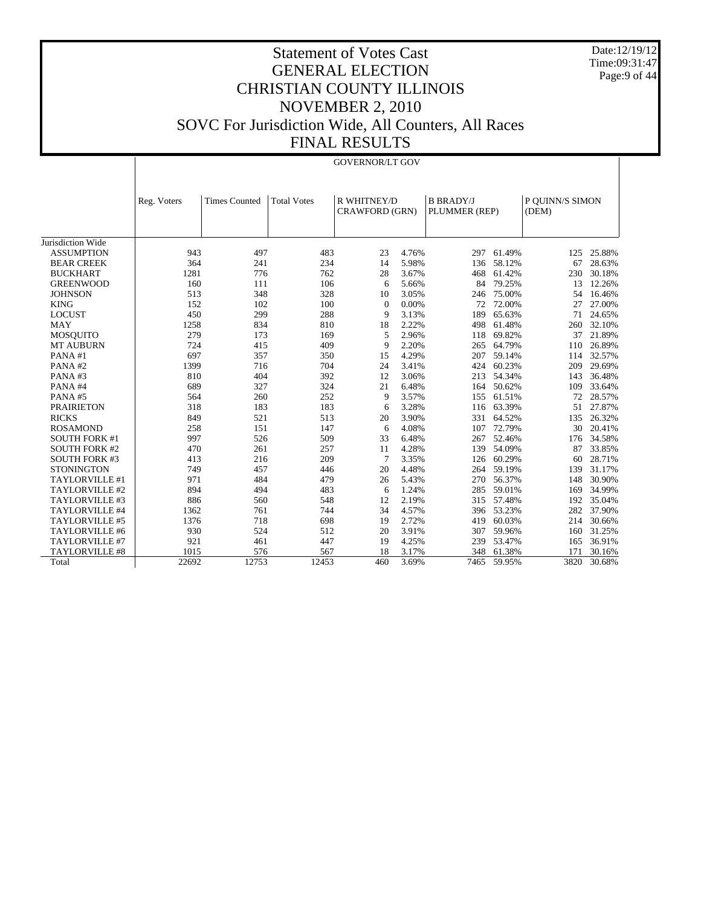# Statement of Votes Cast
# GENERAL ELECTION
# CHRISTIAN COUNTY ILLINOIS
# NOVEMBER 2, 2010
# SOVC For Jurisdiction Wide, All Counters, All Races
# FINAL RESULTS

Date:12/19/12
Time:09:31:47

## GOVERNOR/LT GOV

| Jurisdiction Wide | Reg. Voters | Times Counted | Total Votes | R WHITNEY/D CRAWFORD (GRN) | | B BRADY/J PLUMMER (REP) | | P QUINN/S SIMON (DEM) | |
|---|---|---|---|---|---|---|---|---|---|
| ASSUMPTION | 943 | 497 | 483 | 23 | 4.76% | 297 | 61.49% | 125 | 25.88% |
| BEAR CREEK | 364 | 241 | 234 | 14 | 5.98% | 136 | 58.12% | 67 | 28.63% |
| BUCKHART | 1281 | 776 | 762 | 28 | 3.67% | 468 | 61.42% | 230 | 30.18% |
| GREENWOOD | 160 | 111 | 106 | 6 | 5.66% | 84 | 79.25% | 13 | 12.26% |
| JOHNSON | 513 | 348 | 328 | 10 | 3.05% | 246 | 75.00% | 54 | 16.46% |
| KING | 152 | 102 | 100 | 0 | 0.00% | 72 | 72.00% | 27 | 27.00% |
| LOCUST | 450 | 299 | 288 | 9 | 3.13% | 189 | 65.63% | 71 | 24.65% |
| MAY | 1258 | 834 | 810 | 18 | 2.22% | 498 | 61.48% | 260 | 32.10% |
| MOSQUITO | 279 | 173 | 169 | 5 | 2.96% | 118 | 69.82% | 37 | 21.89% |
| MT AUBURN | 724 | 415 | 409 | 9 | 2.20% | 265 | 64.79% | 110 | 26.89% |
| PANA #1 | 697 | 357 | 350 | 15 | 4.29% | 207 | 59.14% | 114 | 32.57% |
| PANA #2 | 1399 | 716 | 704 | 24 | 3.41% | 424 | 60.23% | 209 | 29.69% |
| PANA #3 | 810 | 404 | 392 | 12 | 3.06% | 213 | 54.34% | 143 | 36.48% |
| PANA #4 | 689 | 327 | 324 | 21 | 6.48% | 164 | 50.62% | 109 | 33.64% |
| PANA #5 | 564 | 260 | 252 | 9 | 3.57% | 155 | 61.51% | 72 | 28.57% |
| PRAIRIETON | 318 | 183 | 183 | 6 | 3.28% | 116 | 63.39% | 51 | 27.87% |
| RICKS | 849 | 521 | 513 | 20 | 3.90% | 331 | 64.52% | 135 | 26.32% |
| ROSAMOND | 258 | 151 | 147 | 6 | 4.08% | 107 | 72.79% | 30 | 20.41% |
| SOUTH FORK #1 | 997 | 526 | 509 | 33 | 6.48% | 267 | 52.46% | 176 | 34.58% |
| SOUTH FORK #2 | 470 | 261 | 257 | 11 | 4.28% | 139 | 54.09% | 87 | 33.85% |
| SOUTH FORK #3 | 413 | 216 | 209 | 7 | 3.35% | 126 | 60.29% | 60 | 28.71% |
| STONINGTON | 749 | 457 | 446 | 20 | 4.48% | 264 | 59.19% | 139 | 31.17% |
| TAYLORVILLE #1 | 971 | 484 | 479 | 26 | 5.43% | 270 | 56.37% | 148 | 30.90% |
| TAYLORVILLE #2 | 894 | 494 | 483 | 6 | 1.24% | 285 | 59.01% | 169 | 34.99% |
| TAYLORVILLE #3 | 886 | 560 | 548 | 12 | 2.19% | 315 | 57.48% | 192 | 35.04% |
| TAYLORVILLE #4 | 1362 | 761 | 744 | 34 | 4.57% | 396 | 53.23% | 282 | 37.90% |
| TAYLORVILLE #5 | 1376 | 718 | 698 | 19 | 2.72% | 419 | 60.03% | 214 | 30.66% |
| TAYLORVILLE #6 | 930 | 524 | 512 | 20 | 3.91% | 307 | 59.96% | 160 | 31.25% |
| TAYLORVILLE #7 | 921 | 461 | 447 | 19 | 4.25% | 239 | 53.47% | 165 | 36.91% |
| TAYLORVILLE #8 | 1015 | 576 | 567 | 18 | 3.17% | 348 | 61.38% | 171 | 30.16% |
| Total | 22692 | 12753 | 12453 | 460 | 3.69% | 7465 | 59.95% | 3820 | 30.68% |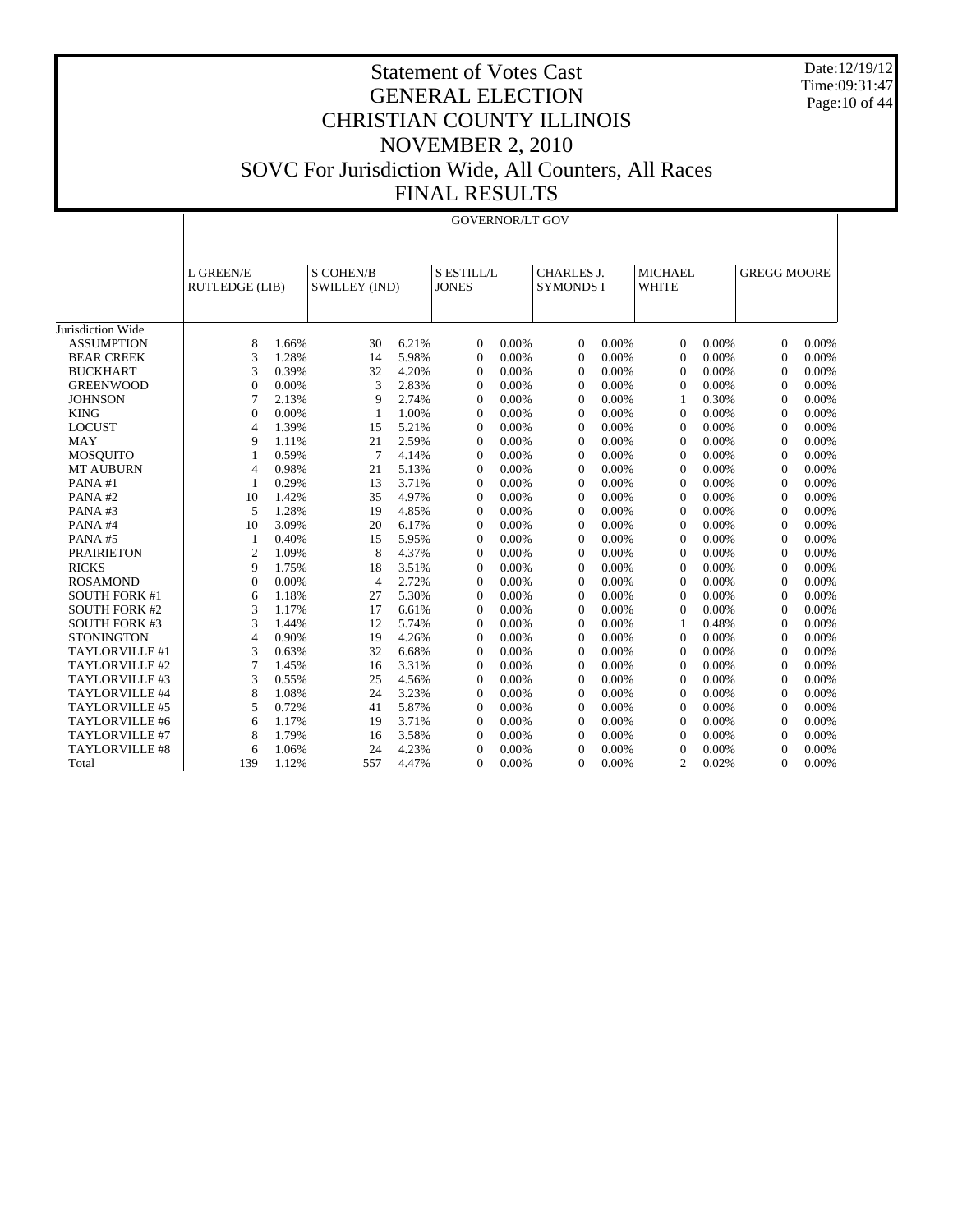# Statement of Votes Cast
## GENERAL ELECTION
## CHRISTIAN COUNTY ILLINOIS
## NOVEMBER 2, 2010
## SOVC For Jurisdiction Wide, All Counters, All Races
## FINAL RESULTS

Date:12/19/12
Time:09:31:47

GOVERNOR/LT GOV

| | L GREEN/E RUTLEDGE (LIB) | | S COHEN/B SWILLEY (IND) | | S ESTILL/L JONES | | CHARLES J. SYMONDS I | | MICHAEL WHITE | | GREGG MOORE | |
|---|---|---|---|---|---|---|---|---|---|---|---|---|
| Jurisdiction Wide | | | | | | | | | | | | |
| ASSUMPTION | 8 | 1.66% | 30 | 6.21% | 0 | 0.00% | 0 | 0.00% | 0 | 0.00% | 0 | 0.00% |
| BEAR CREEK | 3 | 1.28% | 14 | 5.98% | 0 | 0.00% | 0 | 0.00% | 0 | 0.00% | 0 | 0.00% |
| BUCKHART | 3 | 0.39% | 32 | 4.20% | 0 | 0.00% | 0 | 0.00% | 0 | 0.00% | 0 | 0.00% |
| GREENWOOD | 0 | 0.00% | 3 | 2.83% | 0 | 0.00% | 0 | 0.00% | 0 | 0.00% | 0 | 0.00% |
| JOHNSON | 7 | 2.13% | 9 | 2.74% | 0 | 0.00% | 0 | 0.00% | 1 | 0.30% | 0 | 0.00% |
| KING | 0 | 0.00% | 1 | 1.00% | 0 | 0.00% | 0 | 0.00% | 0 | 0.00% | 0 | 0.00% |
| LOCUST | 4 | 1.39% | 15 | 5.21% | 0 | 0.00% | 0 | 0.00% | 0 | 0.00% | 0 | 0.00% |
| MAY | 9 | 1.11% | 21 | 2.59% | 0 | 0.00% | 0 | 0.00% | 0 | 0.00% | 0 | 0.00% |
| MOSQUITO | 1 | 0.59% | 7 | 4.14% | 0 | 0.00% | 0 | 0.00% | 0 | 0.00% | 0 | 0.00% |
| MT AUBURN | 4 | 0.98% | 21 | 5.13% | 0 | 0.00% | 0 | 0.00% | 0 | 0.00% | 0 | 0.00% |
| PANA #1 | 1 | 0.29% | 13 | 3.71% | 0 | 0.00% | 0 | 0.00% | 0 | 0.00% | 0 | 0.00% |
| PANA #2 | 10 | 1.42% | 35 | 4.97% | 0 | 0.00% | 0 | 0.00% | 0 | 0.00% | 0 | 0.00% |
| PANA #3 | 5 | 1.28% | 19 | 4.85% | 0 | 0.00% | 0 | 0.00% | 0 | 0.00% | 0 | 0.00% |
| PANA #4 | 10 | 3.09% | 20 | 6.17% | 0 | 0.00% | 0 | 0.00% | 0 | 0.00% | 0 | 0.00% |
| PANA #5 | 1 | 0.40% | 15 | 5.95% | 0 | 0.00% | 0 | 0.00% | 0 | 0.00% | 0 | 0.00% |
| PRAIRIETON | 2 | 1.09% | 8 | 4.37% | 0 | 0.00% | 0 | 0.00% | 0 | 0.00% | 0 | 0.00% |
| RICKS | 9 | 1.75% | 18 | 3.51% | 0 | 0.00% | 0 | 0.00% | 0 | 0.00% | 0 | 0.00% |
| ROSAMOND | 0 | 0.00% | 4 | 2.72% | 0 | 0.00% | 0 | 0.00% | 0 | 0.00% | 0 | 0.00% |
| SOUTH FORK #1 | 6 | 1.18% | 27 | 5.30% | 0 | 0.00% | 0 | 0.00% | 0 | 0.00% | 0 | 0.00% |
| SOUTH FORK #2 | 3 | 1.17% | 17 | 6.61% | 0 | 0.00% | 0 | 0.00% | 0 | 0.00% | 0 | 0.00% |
| SOUTH FORK #3 | 3 | 1.44% | 12 | 5.74% | 0 | 0.00% | 0 | 0.00% | 1 | 0.48% | 0 | 0.00% |
| STONINGTON | 4 | 0.90% | 19 | 4.26% | 0 | 0.00% | 0 | 0.00% | 0 | 0.00% | 0 | 0.00% |
| TAYLORVILLE #1 | 3 | 0.63% | 32 | 6.68% | 0 | 0.00% | 0 | 0.00% | 0 | 0.00% | 0 | 0.00% |
| TAYLORVILLE #2 | 7 | 1.45% | 16 | 3.31% | 0 | 0.00% | 0 | 0.00% | 0 | 0.00% | 0 | 0.00% |
| TAYLORVILLE #3 | 3 | 0.55% | 25 | 4.56% | 0 | 0.00% | 0 | 0.00% | 0 | 0.00% | 0 | 0.00% |
| TAYLORVILLE #4 | 8 | 1.08% | 24 | 3.23% | 0 | 0.00% | 0 | 0.00% | 0 | 0.00% | 0 | 0.00% |
| TAYLORVILLE #5 | 5 | 0.72% | 41 | 5.87% | 0 | 0.00% | 0 | 0.00% | 0 | 0.00% | 0 | 0.00% |
| TAYLORVILLE #6 | 6 | 1.17% | 19 | 3.71% | 0 | 0.00% | 0 | 0.00% | 0 | 0.00% | 0 | 0.00% |
| TAYLORVILLE #7 | 8 | 1.79% | 16 | 3.58% | 0 | 0.00% | 0 | 0.00% | 0 | 0.00% | 0 | 0.00% |
| TAYLORVILLE #8 | 6 | 1.06% | 24 | 4.23% | 0 | 0.00% | 0 | 0.00% | 0 | 0.00% | 0 | 0.00% |
| Total | 139 | 1.12% | 557 | 4.47% | 0 | 0.00% | 0 | 0.00% | 2 | 0.02% | 0 | 0.00% |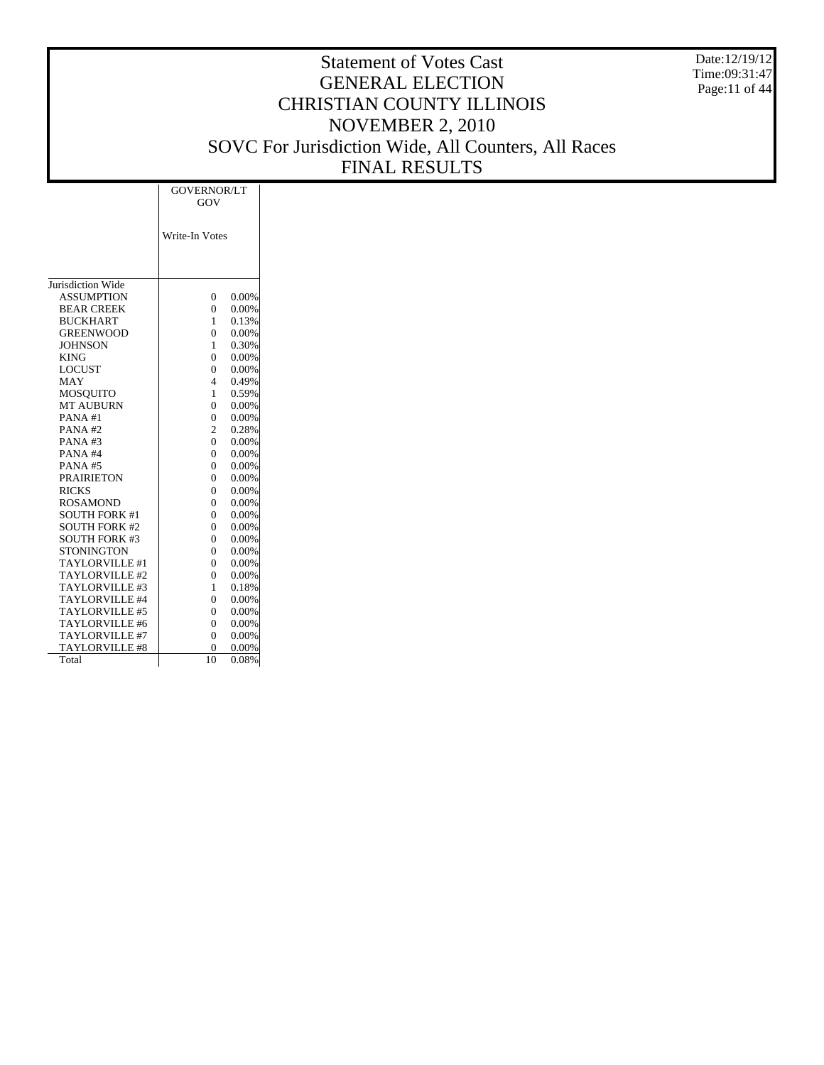# Statement of Votes Cast
# GENERAL ELECTION
# CHRISTIAN COUNTY ILLINOIS
# NOVEMBER 2, 2010
# SOVC For Jurisdiction Wide, All Counters, All Races
# FINAL RESULTS

Date:12/19/12
Time:09:31:47

| | GOVERNOR/LT GOV | |
|---|---|---|
| | Write-In Votes | |
| Jurisdiction Wide | | |
| ASSUMPTION | 0 | 0.00% |
| BEAR CREEK | 0 | 0.00% |
| BUCKHART | 1 | 0.13% |
| GREENWOOD | 0 | 0.00% |
| JOHNSON | 1 | 0.30% |
| KING | 0 | 0.00% |
| LOCUST | 0 | 0.00% |
| MAY | 4 | 0.49% |
| MOSQUITO | 1 | 0.59% |
| MT AUBURN | 0 | 0.00% |
| PANA #1 | 0 | 0.00% |
| PANA #2 | 2 | 0.28% |
| PANA #3 | 0 | 0.00% |
| PANA #4 | 0 | 0.00% |
| PANA #5 | 0 | 0.00% |
| PRAIRIETON | 0 | 0.00% |
| RICKS | 0 | 0.00% |
| ROSAMOND | 0 | 0.00% |
| SOUTH FORK #1 | 0 | 0.00% |
| SOUTH FORK #2 | 0 | 0.00% |
| SOUTH FORK #3 | 0 | 0.00% |
| STONINGTON | 0 | 0.00% |
| TAYLORVILLE #1 | 0 | 0.00% |
| TAYLORVILLE #2 | 0 | 0.00% |
| TAYLORVILLE #3 | 1 | 0.18% |
| TAYLORVILLE #4 | 0 | 0.00% |
| TAYLORVILLE #5 | 0 | 0.00% |
| TAYLORVILLE #6 | 0 | 0.00% |
| TAYLORVILLE #7 | 0 | 0.00% |
| TAYLORVILLE #8 | 0 | 0.00% |
| Total | 10 | 0.08% |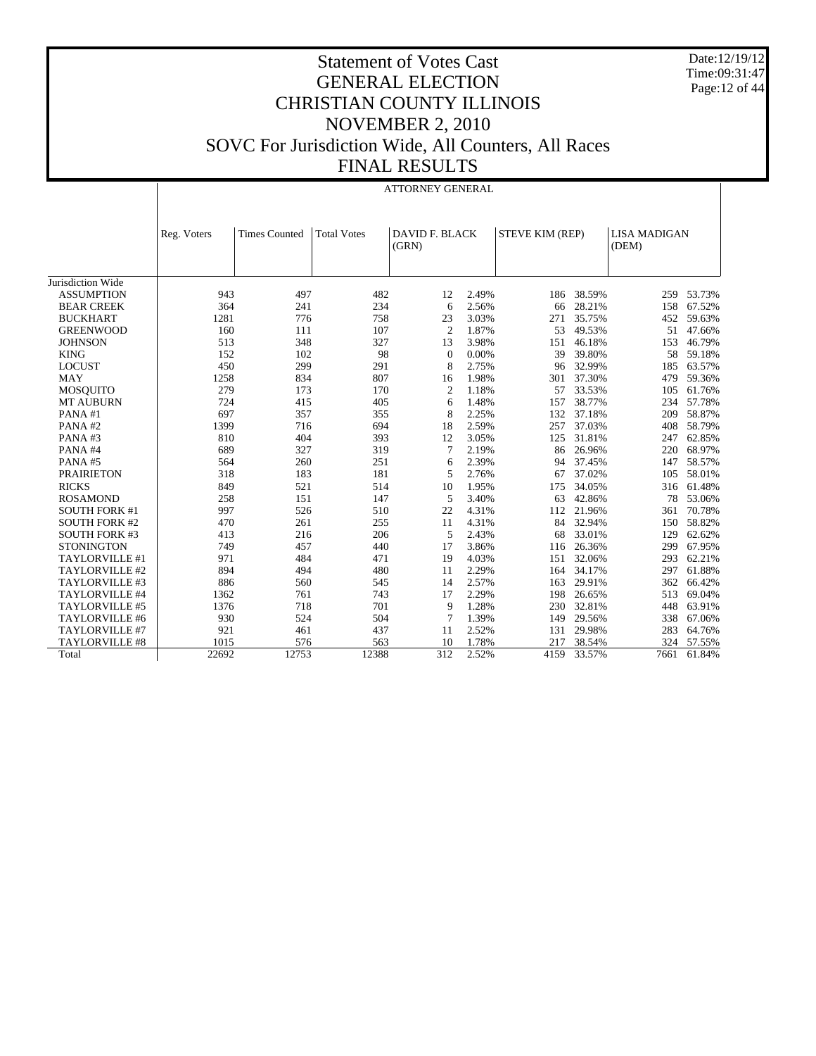# Statement of Votes Cast
# GENERAL ELECTION
# CHRISTIAN COUNTY ILLINOIS
# NOVEMBER 2, 2010
# SOVC For Jurisdiction Wide, All Counters, All Races
# FINAL RESULTS

Date:12/19/12
Time:09:31:47

## ATTORNEY GENERAL

| | Reg. Voters | Times Counted | Total Votes | DAVID F. BLACK (GRN) | | STEVE KIM (REP) | | LISA MADIGAN (DEM) | |
|---|---|---|---|---|---|---|---|---|---|
| Jurisdiction Wide | | | | | | | | | |
| ASSUMPTION | 943 | 497 | 482 | 12 | 2.49% | 186 | 38.59% | 259 | 53.73% |
| BEAR CREEK | 364 | 241 | 234 | 6 | 2.56% | 66 | 28.21% | 158 | 67.52% |
| BUCKHART | 1281 | 776 | 758 | 23 | 3.03% | 271 | 35.75% | 452 | 59.63% |
| GREENWOOD | 160 | 111 | 107 | 2 | 1.87% | 53 | 49.53% | 51 | 47.66% |
| JOHNSON | 513 | 348 | 327 | 13 | 3.98% | 151 | 46.18% | 153 | 46.79% |
| KING | 152 | 102 | 98 | 0 | 0.00% | 39 | 39.80% | 58 | 59.18% |
| LOCUST | 450 | 299 | 291 | 8 | 2.75% | 96 | 32.99% | 185 | 63.57% |
| MAY | 1258 | 834 | 807 | 16 | 1.98% | 301 | 37.30% | 479 | 59.36% |
| MOSQUITO | 279 | 173 | 170 | 2 | 1.18% | 57 | 33.53% | 105 | 61.76% |
| MT AUBURN | 724 | 415 | 405 | 6 | 1.48% | 157 | 38.77% | 234 | 57.78% |
| PANA #1 | 697 | 357 | 355 | 8 | 2.25% | 132 | 37.18% | 209 | 58.87% |
| PANA #2 | 1399 | 716 | 694 | 18 | 2.59% | 257 | 37.03% | 408 | 58.79% |
| PANA #3 | 810 | 404 | 393 | 12 | 3.05% | 125 | 31.81% | 247 | 62.85% |
| PANA #4 | 689 | 327 | 319 | 7 | 2.19% | 86 | 26.96% | 220 | 68.97% |
| PANA #5 | 564 | 260 | 251 | 6 | 2.39% | 94 | 37.45% | 147 | 58.57% |
| PRAIRIETON | 318 | 183 | 181 | 5 | 2.76% | 67 | 37.02% | 105 | 58.01% |
| RICKS | 849 | 521 | 514 | 10 | 1.95% | 175 | 34.05% | 316 | 61.48% |
| ROSAMOND | 258 | 151 | 147 | 5 | 3.40% | 63 | 42.86% | 78 | 53.06% |
| SOUTH FORK #1 | 997 | 526 | 510 | 22 | 4.31% | 112 | 21.96% | 361 | 70.78% |
| SOUTH FORK #2 | 470 | 261 | 255 | 11 | 4.31% | 84 | 32.94% | 150 | 58.82% |
| SOUTH FORK #3 | 413 | 216 | 206 | 5 | 2.43% | 68 | 33.01% | 129 | 62.62% |
| STONINGTON | 749 | 457 | 440 | 17 | 3.86% | 116 | 26.36% | 299 | 67.95% |
| TAYLORVILLE #1 | 971 | 484 | 471 | 19 | 4.03% | 151 | 32.06% | 293 | 62.21% |
| TAYLORVILLE #2 | 894 | 494 | 480 | 11 | 2.29% | 164 | 34.17% | 297 | 61.88% |
| TAYLORVILLE #3 | 886 | 560 | 545 | 14 | 2.57% | 163 | 29.91% | 362 | 66.42% |
| TAYLORVILLE #4 | 1362 | 761 | 743 | 17 | 2.29% | 198 | 26.65% | 513 | 69.04% |
| TAYLORVILLE #5 | 1376 | 718 | 701 | 9 | 1.28% | 230 | 32.81% | 448 | 63.91% |
| TAYLORVILLE #6 | 930 | 524 | 504 | 7 | 1.39% | 149 | 29.56% | 338 | 67.06% |
| TAYLORVILLE #7 | 921 | 461 | 437 | 11 | 2.52% | 131 | 29.98% | 283 | 64.76% |
| TAYLORVILLE #8 | 1015 | 576 | 563 | 10 | 1.78% | 217 | 38.54% | 324 | 57.55% |
| Total | 22692 | 12753 | 12388 | 312 | 2.52% | 4159 | 33.57% | 7661 | 61.84% |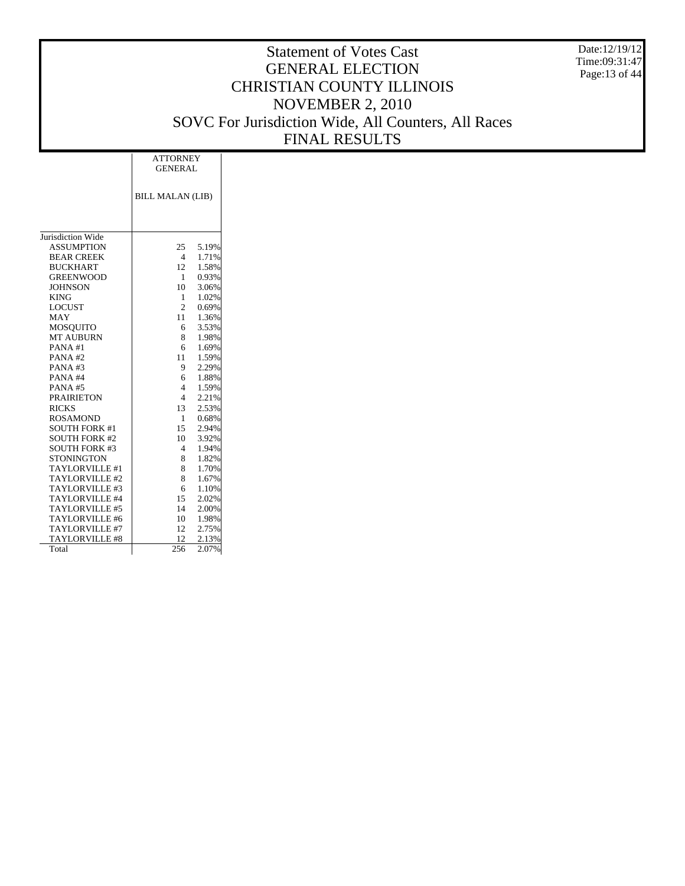# Statement of Votes Cast
# GENERAL ELECTION
# CHRISTIAN COUNTY ILLINOIS
# NOVEMBER 2, 2010
# SOVC For Jurisdiction Wide, All Counters, All Races
# FINAL RESULTS

| | ATTORNEY GENERAL | |
|---|---|---|
| | BILL MALAN (LIB) | |
| Jurisdiction Wide | | |
| ASSUMPTION | 25 | 5.19% |
| BEAR CREEK | 4 | 1.71% |
| BUCKHART | 12 | 1.58% |
| GREENWOOD | 1 | 0.93% |
| JOHNSON | 10 | 3.06% |
| KING | 1 | 1.02% |
| LOCUST | 2 | 0.69% |
| MAY | 11 | 1.36% |
| MOSQUITO | 6 | 3.53% |
| MT AUBURN | 8 | 1.98% |
| PANA #1 | 6 | 1.69% |
| PANA #2 | 11 | 1.59% |
| PANA #3 | 9 | 2.29% |
| PANA #4 | 6 | 1.88% |
| PANA #5 | 4 | 1.59% |
| PRAIRIETON | 4 | 2.21% |
| RICKS | 13 | 2.53% |
| ROSAMOND | 1 | 0.68% |
| SOUTH FORK #1 | 15 | 2.94% |
| SOUTH FORK #2 | 10 | 3.92% |
| SOUTH FORK #3 | 4 | 1.94% |
| STONINGTON | 8 | 1.82% |
| TAYLORVILLE #1 | 8 | 1.70% |
| TAYLORVILLE #2 | 8 | 1.67% |
| TAYLORVILLE #3 | 6 | 1.10% |
| TAYLORVILLE #4 | 15 | 2.02% |
| TAYLORVILLE #5 | 14 | 2.00% |
| TAYLORVILLE #6 | 10 | 1.98% |
| TAYLORVILLE #7 | 12 | 2.75% |
| TAYLORVILLE #8 | 12 | 2.13% |
| Total | 256 | 2.07% |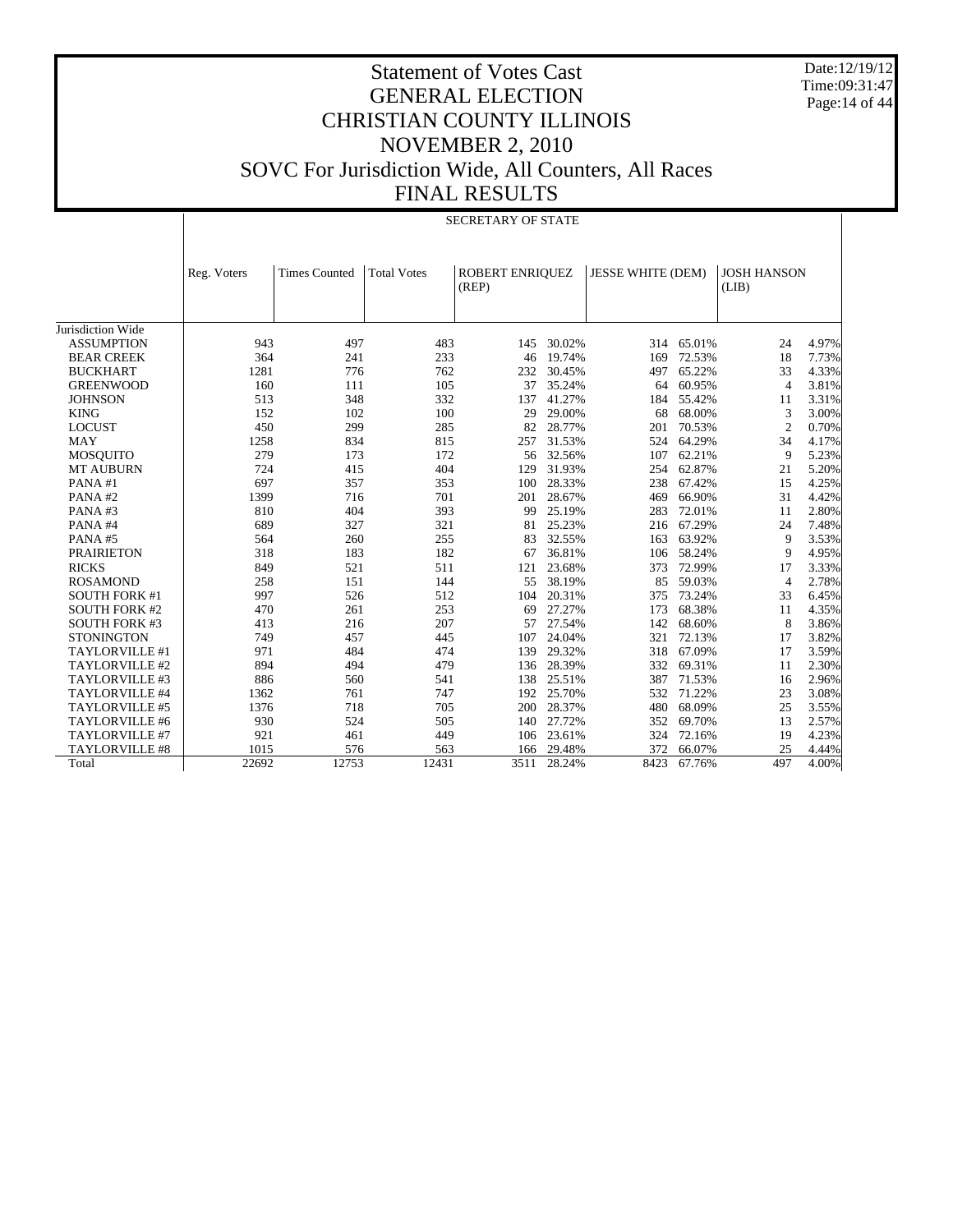# Statement of Votes Cast
# GENERAL ELECTION
# CHRISTIAN COUNTY ILLINOIS
# NOVEMBER 2, 2010
# SOVC For Jurisdiction Wide, All Counters, All Races
# FINAL RESULTS

Date:12/19/12
Time:09:31:47

## SECRETARY OF STATE

| | Reg. Voters | Times Counted | Total Votes | ROBERT ENRIQUEZ (REP) | | JESSE WHITE (DEM) | | JOSH HANSON (LIB) | |
|---|---|---|---|---|---|---|---|---|---|
| Jurisdiction Wide | | | | | | | | | |
| ASSUMPTION | 943 | 497 | 483 | 145 | 30.02% | 314 | 65.01% | 24 | 4.97% |
| BEAR CREEK | 364 | 241 | 233 | 46 | 19.74% | 169 | 72.53% | 18 | 7.73% |
| BUCKHART | 1281 | 776 | 762 | 232 | 30.45% | 497 | 65.22% | 33 | 4.33% |
| GREENWOOD | 160 | 111 | 105 | 37 | 35.24% | 64 | 60.95% | 4 | 3.81% |
| JOHNSON | 513 | 348 | 332 | 137 | 41.27% | 184 | 55.42% | 11 | 3.31% |
| KING | 152 | 102 | 100 | 29 | 29.00% | 68 | 68.00% | 3 | 3.00% |
| LOCUST | 450 | 299 | 285 | 82 | 28.77% | 201 | 70.53% | 2 | 0.70% |
| MAY | 1258 | 834 | 815 | 257 | 31.53% | 524 | 64.29% | 34 | 4.17% |
| MOSQUITO | 279 | 173 | 172 | 56 | 32.56% | 107 | 62.21% | 9 | 5.23% |
| MT AUBURN | 724 | 415 | 404 | 129 | 31.93% | 254 | 62.87% | 21 | 5.20% |
| PANA #1 | 697 | 357 | 353 | 100 | 28.33% | 238 | 67.42% | 15 | 4.25% |
| PANA #2 | 1399 | 716 | 701 | 201 | 28.67% | 469 | 66.90% | 31 | 4.42% |
| PANA #3 | 810 | 404 | 393 | 99 | 25.19% | 283 | 72.01% | 11 | 2.80% |
| PANA #4 | 689 | 327 | 321 | 81 | 25.23% | 216 | 67.29% | 24 | 7.48% |
| PANA #5 | 564 | 260 | 255 | 83 | 32.55% | 163 | 63.92% | 9 | 3.53% |
| PRAIRIETON | 318 | 183 | 182 | 67 | 36.81% | 106 | 58.24% | 9 | 4.95% |
| RICKS | 849 | 521 | 511 | 121 | 23.68% | 373 | 72.99% | 17 | 3.33% |
| ROSAMOND | 258 | 151 | 144 | 55 | 38.19% | 85 | 59.03% | 4 | 2.78% |
| SOUTH FORK #1 | 997 | 526 | 512 | 104 | 20.31% | 375 | 73.24% | 33 | 6.45% |
| SOUTH FORK #2 | 470 | 261 | 253 | 69 | 27.27% | 173 | 68.38% | 11 | 4.35% |
| SOUTH FORK #3 | 413 | 216 | 207 | 57 | 27.54% | 142 | 68.60% | 8 | 3.86% |
| STONINGTON | 749 | 457 | 445 | 107 | 24.04% | 321 | 72.13% | 17 | 3.82% |
| TAYLORVILLE #1 | 971 | 484 | 474 | 139 | 29.32% | 318 | 67.09% | 17 | 3.59% |
| TAYLORVILLE #2 | 894 | 494 | 479 | 136 | 28.39% | 332 | 69.31% | 11 | 2.30% |
| TAYLORVILLE #3 | 886 | 560 | 541 | 138 | 25.51% | 387 | 71.53% | 16 | 2.96% |
| TAYLORVILLE #4 | 1362 | 761 | 747 | 192 | 25.70% | 532 | 71.22% | 23 | 3.08% |
| TAYLORVILLE #5 | 1376 | 718 | 705 | 200 | 28.37% | 480 | 68.09% | 25 | 3.55% |
| TAYLORVILLE #6 | 930 | 524 | 505 | 140 | 27.72% | 352 | 69.70% | 13 | 2.57% |
| TAYLORVILLE #7 | 921 | 461 | 449 | 106 | 23.61% | 324 | 72.16% | 19 | 4.23% |
| TAYLORVILLE #8 | 1015 | 576 | 563 | 166 | 29.48% | 372 | 66.07% | 25 | 4.44% |
| Total | 22692 | 12753 | 12431 | 3511 | 28.24% | 8423 | 67.76% | 497 | 4.00% |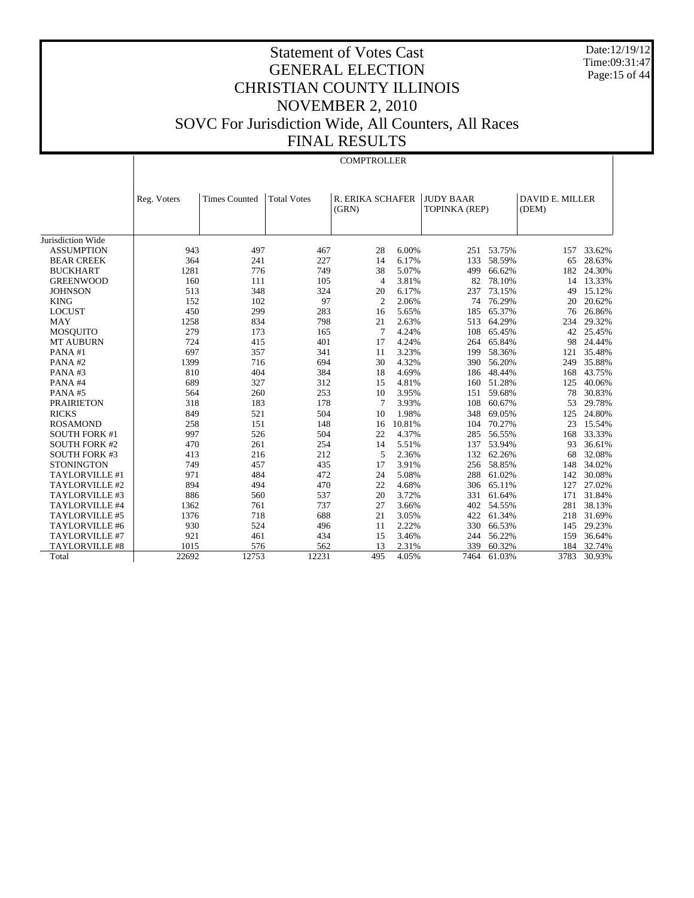# Statement of Votes Cast
# GENERAL ELECTION
# CHRISTIAN COUNTY ILLINOIS
# NOVEMBER 2, 2010
# SOVC For Jurisdiction Wide, All Counters, All Races
# FINAL RESULTS

Date:12/19/12
Time:09:31:47

## COMPTROLLER

| | Reg. Voters | Times Counted | Total Votes | R. ERIKA SCHAFER (GRN) | | JUDY BAAR TOPINKA (REP) | | DAVID E. MILLER (DEM) | |
|---|---|---|---|---|---|---|---|---|---|
| Jurisdiction Wide | | | | | | | | | |
| ASSUMPTION | 943 | 497 | 467 | 28 | 6.00% | 251 | 53.75% | 157 | 33.62% |
| BEAR CREEK | 364 | 241 | 227 | 14 | 6.17% | 133 | 58.59% | 65 | 28.63% |
| BUCKHART | 1281 | 776 | 749 | 38 | 5.07% | 499 | 66.62% | 182 | 24.30% |
| GREENWOOD | 160 | 111 | 105 | 4 | 3.81% | 82 | 78.10% | 14 | 13.33% |
| JOHNSON | 513 | 348 | 324 | 20 | 6.17% | 237 | 73.15% | 49 | 15.12% |
| KING | 152 | 102 | 97 | 2 | 2.06% | 74 | 76.29% | 20 | 20.62% |
| LOCUST | 450 | 299 | 283 | 16 | 5.65% | 185 | 65.37% | 76 | 26.86% |
| MAY | 1258 | 834 | 798 | 21 | 2.63% | 513 | 64.29% | 234 | 29.32% |
| MOSQUITO | 279 | 173 | 165 | 7 | 4.24% | 108 | 65.45% | 42 | 25.45% |
| MT AUBURN | 724 | 415 | 401 | 17 | 4.24% | 264 | 65.84% | 98 | 24.44% |
| PANA #1 | 697 | 357 | 341 | 11 | 3.23% | 199 | 58.36% | 121 | 35.48% |
| PANA #2 | 1399 | 716 | 694 | 30 | 4.32% | 390 | 56.20% | 249 | 35.88% |
| PANA #3 | 810 | 404 | 384 | 18 | 4.69% | 186 | 48.44% | 168 | 43.75% |
| PANA #4 | 689 | 327 | 312 | 15 | 4.81% | 160 | 51.28% | 125 | 40.06% |
| PANA #5 | 564 | 260 | 253 | 10 | 3.95% | 151 | 59.68% | 78 | 30.83% |
| PRAIRIETON | 318 | 183 | 178 | 7 | 3.93% | 108 | 60.67% | 53 | 29.78% |
| RICKS | 849 | 521 | 504 | 10 | 1.98% | 348 | 69.05% | 125 | 24.80% |
| ROSAMOND | 258 | 151 | 148 | 16 | 10.81% | 104 | 70.27% | 23 | 15.54% |
| SOUTH FORK #1 | 997 | 526 | 504 | 22 | 4.37% | 285 | 56.55% | 168 | 33.33% |
| SOUTH FORK #2 | 470 | 261 | 254 | 14 | 5.51% | 137 | 53.94% | 93 | 36.61% |
| SOUTH FORK #3 | 413 | 216 | 212 | 5 | 2.36% | 132 | 62.26% | 68 | 32.08% |
| STONINGTON | 749 | 457 | 435 | 17 | 3.91% | 256 | 58.85% | 148 | 34.02% |
| TAYLORVILLE #1 | 971 | 484 | 472 | 24 | 5.08% | 288 | 61.02% | 142 | 30.08% |
| TAYLORVILLE #2 | 894 | 494 | 470 | 22 | 4.68% | 306 | 65.11% | 127 | 27.02% |
| TAYLORVILLE #3 | 886 | 560 | 537 | 20 | 3.72% | 331 | 61.64% | 171 | 31.84% |
| TAYLORVILLE #4 | 1362 | 761 | 737 | 27 | 3.66% | 402 | 54.55% | 281 | 38.13% |
| TAYLORVILLE #5 | 1376 | 718 | 688 | 21 | 3.05% | 422 | 61.34% | 218 | 31.69% |
| TAYLORVILLE #6 | 930 | 524 | 496 | 11 | 2.22% | 330 | 66.53% | 145 | 29.23% |
| TAYLORVILLE #7 | 921 | 461 | 434 | 15 | 3.46% | 244 | 56.22% | 159 | 36.64% |
| TAYLORVILLE #8 | 1015 | 576 | 562 | 13 | 2.31% | 339 | 60.32% | 184 | 32.74% |
| Total | 22692 | 12753 | 12231 | 495 | 4.05% | 7464 | 61.03% | 3783 | 30.93% |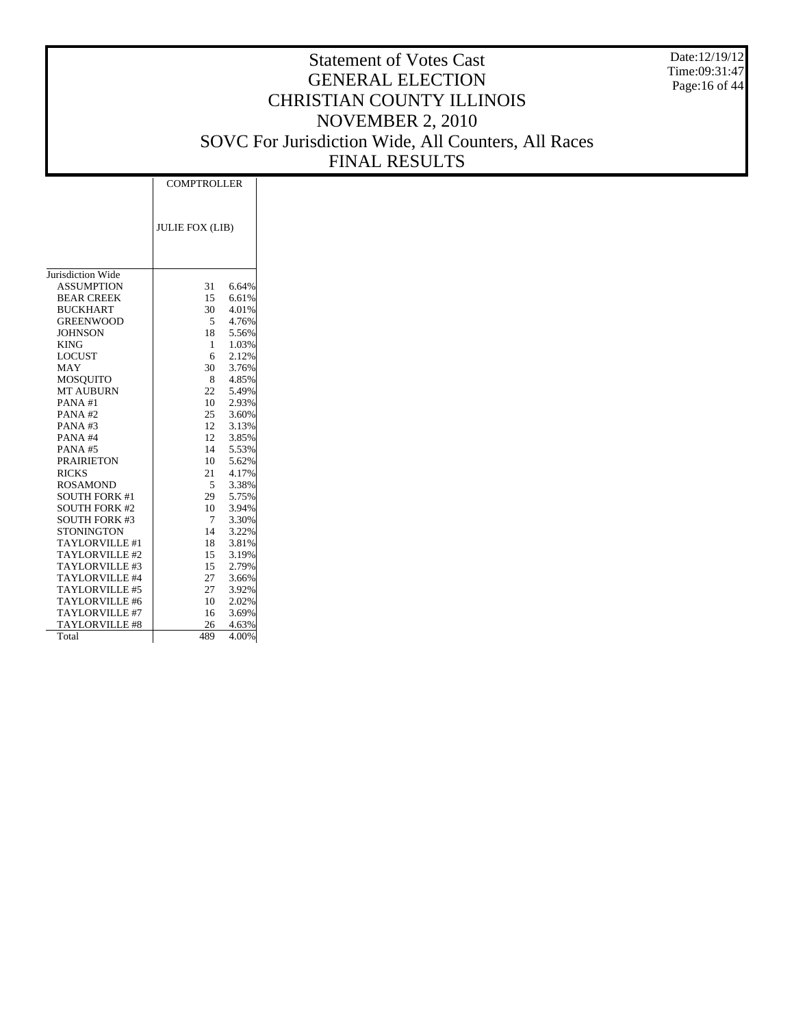# Statement of Votes Cast
## GENERAL ELECTION
## CHRISTIAN COUNTY ILLINOIS
## NOVEMBER 2, 2010
## SOVC For Jurisdiction Wide, All Counters, All Races
## FINAL RESULTS

Date:12/19/12
Time:09:31:47

| | COMPTROLLER | |
|---|---|---|
| | JULIE FOX (LIB) | |
| Jurisdiction Wide | | |
| ASSUMPTION | 31 | 6.64% |
| BEAR CREEK | 15 | 6.61% |
| BUCKHART | 30 | 4.01% |
| GREENWOOD | 5 | 4.76% |
| JOHNSON | 18 | 5.56% |
| KING | 1 | 1.03% |
| LOCUST | 6 | 2.12% |
| MAY | 30 | 3.76% |
| MOSQUITO | 8 | 4.85% |
| MT AUBURN | 22 | 5.49% |
| PANA #1 | 10 | 2.93% |
| PANA #2 | 25 | 3.60% |
| PANA #3 | 12 | 3.13% |
| PANA #4 | 12 | 3.85% |
| PANA #5 | 14 | 5.53% |
| PRAIRIETON | 10 | 5.62% |
| RICKS | 21 | 4.17% |
| ROSAMOND | 5 | 3.38% |
| SOUTH FORK #1 | 29 | 5.75% |
| SOUTH FORK #2 | 10 | 3.94% |
| SOUTH FORK #3 | 7 | 3.30% |
| STONINGTON | 14 | 3.22% |
| TAYLORVILLE #1 | 18 | 3.81% |
| TAYLORVILLE #2 | 15 | 3.19% |
| TAYLORVILLE #3 | 15 | 2.79% |
| TAYLORVILLE #4 | 27 | 3.66% |
| TAYLORVILLE #5 | 27 | 3.92% |
| TAYLORVILLE #6 | 10 | 2.02% |
| TAYLORVILLE #7 | 16 | 3.69% |
| TAYLORVILLE #8 | 26 | 4.63% |
| Total | 489 | 4.00% |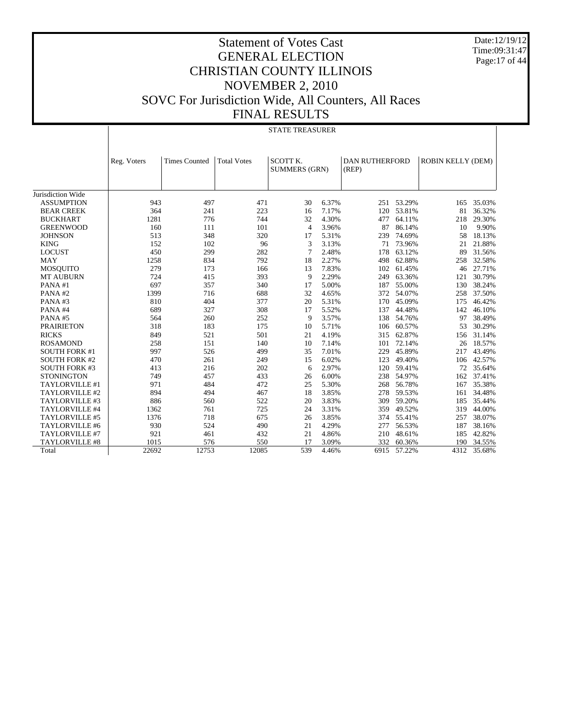# Statement of Votes Cast
# GENERAL ELECTION
# CHRISTIAN COUNTY ILLINOIS
# NOVEMBER 2, 2010
# SOVC For Jurisdiction Wide, All Counters, All Races
# FINAL RESULTS

Date:12/19/12
Time:09:31:47

## STATE TREASURER

| | Reg. Voters | Times Counted | Total Votes | SCOTT K. SUMMERS (GRN) | | DAN RUTHERFORD (REP) | | ROBIN KELLY (DEM) | |
|---|---|---|---|---|---|---|---|---|---|
| Jurisdiction Wide | | | | | | | | | |
| ASSUMPTION | 943 | 497 | 471 | 30 | 6.37% | 251 | 53.29% | 165 | 35.03% |
| BEAR CREEK | 364 | 241 | 223 | 16 | 7.17% | 120 | 53.81% | 81 | 36.32% |
| BUCKHART | 1281 | 776 | 744 | 32 | 4.30% | 477 | 64.11% | 218 | 29.30% |
| GREENWOOD | 160 | 111 | 101 | 4 | 3.96% | 87 | 86.14% | 10 | 9.90% |
| JOHNSON | 513 | 348 | 320 | 17 | 5.31% | 239 | 74.69% | 58 | 18.13% |
| KING | 152 | 102 | 96 | 3 | 3.13% | 71 | 73.96% | 21 | 21.88% |
| LOCUST | 450 | 299 | 282 | 7 | 2.48% | 178 | 63.12% | 89 | 31.56% |
| MAY | 1258 | 834 | 792 | 18 | 2.27% | 498 | 62.88% | 258 | 32.58% |
| MOSQUITO | 279 | 173 | 166 | 13 | 7.83% | 102 | 61.45% | 46 | 27.71% |
| MT AUBURN | 724 | 415 | 393 | 9 | 2.29% | 249 | 63.36% | 121 | 30.79% |
| PANA #1 | 697 | 357 | 340 | 17 | 5.00% | 187 | 55.00% | 130 | 38.24% |
| PANA #2 | 1399 | 716 | 688 | 32 | 4.65% | 372 | 54.07% | 258 | 37.50% |
| PANA #3 | 810 | 404 | 377 | 20 | 5.31% | 170 | 45.09% | 175 | 46.42% |
| PANA #4 | 689 | 327 | 308 | 17 | 5.52% | 137 | 44.48% | 142 | 46.10% |
| PANA #5 | 564 | 260 | 252 | 9 | 3.57% | 138 | 54.76% | 97 | 38.49% |
| PRAIRIETON | 318 | 183 | 175 | 10 | 5.71% | 106 | 60.57% | 53 | 30.29% |
| RICKS | 849 | 521 | 501 | 21 | 4.19% | 315 | 62.87% | 156 | 31.14% |
| ROSAMOND | 258 | 151 | 140 | 10 | 7.14% | 101 | 72.14% | 26 | 18.57% |
| SOUTH FORK #1 | 997 | 526 | 499 | 35 | 7.01% | 229 | 45.89% | 217 | 43.49% |
| SOUTH FORK #2 | 470 | 261 | 249 | 15 | 6.02% | 123 | 49.40% | 106 | 42.57% |
| SOUTH FORK #3 | 413 | 216 | 202 | 6 | 2.97% | 120 | 59.41% | 72 | 35.64% |
| STONINGTON | 749 | 457 | 433 | 26 | 6.00% | 238 | 54.97% | 162 | 37.41% |
| TAYLORVILLE #1 | 971 | 484 | 472 | 25 | 5.30% | 268 | 56.78% | 167 | 35.38% |
| TAYLORVILLE #2 | 894 | 494 | 467 | 18 | 3.85% | 278 | 59.53% | 161 | 34.48% |
| TAYLORVILLE #3 | 886 | 560 | 522 | 20 | 3.83% | 309 | 59.20% | 185 | 35.44% |
| TAYLORVILLE #4 | 1362 | 761 | 725 | 24 | 3.31% | 359 | 49.52% | 319 | 44.00% |
| TAYLORVILLE #5 | 1376 | 718 | 675 | 26 | 3.85% | 374 | 55.41% | 257 | 38.07% |
| TAYLORVILLE #6 | 930 | 524 | 490 | 21 | 4.29% | 277 | 56.53% | 187 | 38.16% |
| TAYLORVILLE #7 | 921 | 461 | 432 | 21 | 4.86% | 210 | 48.61% | 185 | 42.82% |
| TAYLORVILLE #8 | 1015 | 576 | 550 | 17 | 3.09% | 332 | 60.36% | 190 | 34.55% |
| Total | 22692 | 12753 | 12085 | 539 | 4.46% | 6915 | 57.22% | 4312 | 35.68% |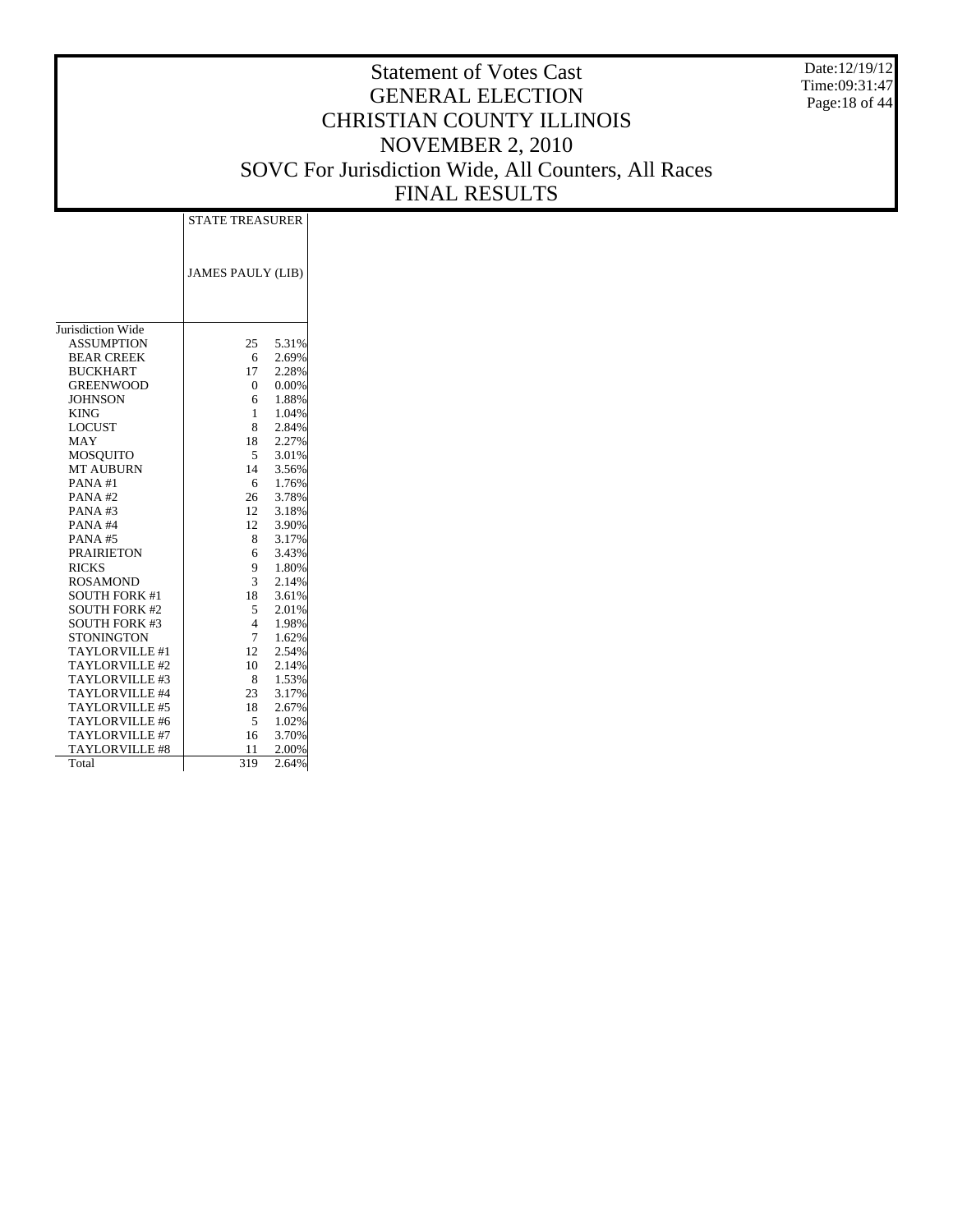# Statement of Votes Cast
# GENERAL ELECTION
# CHRISTIAN COUNTY ILLINOIS
# NOVEMBER 2, 2010
# SOVC For Jurisdiction Wide, All Counters, All Races
# FINAL RESULTS

Date:12/19/12
Time:09:31:47

| | STATE TREASURER | |
|---|---|---|
| | JAMES PAULY (LIB) | |
| Jurisdiction Wide | | |
| ASSUMPTION | 25 | 5.31% |
| BEAR CREEK | 6 | 2.69% |
| BUCKHART | 17 | 2.28% |
| GREENWOOD | 0 | 0.00% |
| JOHNSON | 6 | 1.88% |
| KING | 1 | 1.04% |
| LOCUST | 8 | 2.84% |
| MAY | 18 | 2.27% |
| MOSQUITO | 5 | 3.01% |
| MT AUBURN | 14 | 3.56% |
| PANA #1 | 6 | 1.76% |
| PANA #2 | 26 | 3.78% |
| PANA #3 | 12 | 3.18% |
| PANA #4 | 12 | 3.90% |
| PANA #5 | 8 | 3.17% |
| PRAIRIETON | 6 | 3.43% |
| RICKS | 9 | 1.80% |
| ROSAMOND | 3 | 2.14% |
| SOUTH FORK #1 | 18 | 3.61% |
| SOUTH FORK #2 | 5 | 2.01% |
| SOUTH FORK #3 | 4 | 1.98% |
| STONINGTON | 7 | 1.62% |
| TAYLORVILLE #1 | 12 | 2.54% |
| TAYLORVILLE #2 | 10 | 2.14% |
| TAYLORVILLE #3 | 8 | 1.53% |
| TAYLORVILLE #4 | 23 | 3.17% |
| TAYLORVILLE #5 | 18 | 2.67% |
| TAYLORVILLE #6 | 5 | 1.02% |
| TAYLORVILLE #7 | 16 | 3.70% |
| TAYLORVILLE #8 | 11 | 2.00% |
| Total | 319 | 2.64% |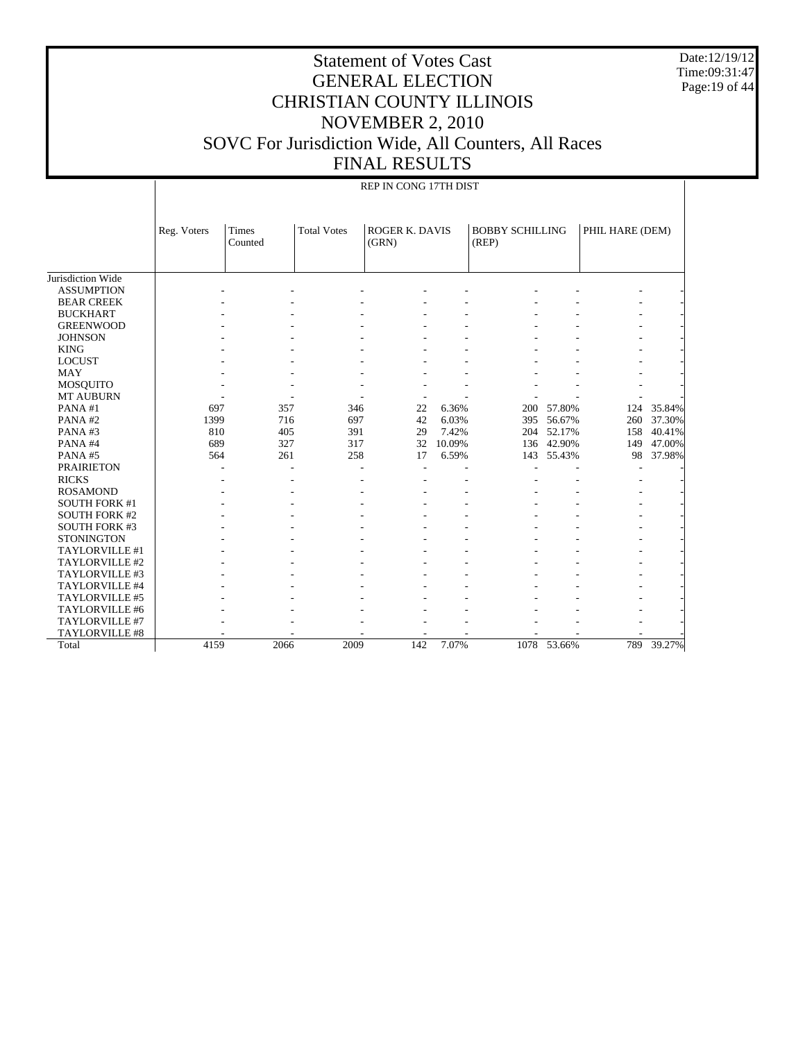# Statement of Votes Cast
# GENERAL ELECTION
# CHRISTIAN COUNTY ILLINOIS
# NOVEMBER 2, 2010
# SOVC For Jurisdiction Wide, All Counters, All Races
# FINAL RESULTS

Date:12/19/12
Time:09:31:47

REP IN CONG 17TH DIST

| | Reg. Voters | Times Counted | Total Votes | ROGER K. DAVIS (GRN) | | BOBBY SCHILLING (REP) | | PHIL HARE (DEM) | |
|---|---|---|---|---|---|---|---|---|---|
| Jurisdiction Wide | | | | | | | | | |
| ASSUMPTION | - | - | - | - | - | - | - | - | - |
| BEAR CREEK | - | - | - | - | - | - | - | - | - |
| BUCKHART | - | - | - | - | - | - | - | - | - |
| GREENWOOD | - | - | - | - | - | - | - | - | - |
| JOHNSON | - | - | - | - | - | - | - | - | - |
| KING | - | - | - | - | - | - | - | - | - |
| LOCUST | - | - | - | - | - | - | - | - | - |
| MAY | - | - | - | - | - | - | - | - | - |
| MOSQUITO | - | - | - | - | - | - | - | - | - |
| MT AUBURN | - | - | - | - | - | - | - | - | - |
| PANA #1 | 697 | 357 | 346 | 22 | 6.36% | 200 | 57.80% | 124 | 35.84% |
| PANA #2 | 1399 | 716 | 697 | 42 | 6.03% | 395 | 56.67% | 260 | 37.30% |
| PANA #3 | 810 | 405 | 391 | 29 | 7.42% | 204 | 52.17% | 158 | 40.41% |
| PANA #4 | 689 | 327 | 317 | 32 | 10.09% | 136 | 42.90% | 149 | 47.00% |
| PANA #5 | 564 | 261 | 258 | 17 | 6.59% | 143 | 55.43% | 98 | 37.98% |
| PRAIRIETON | - | - | - | - | - | - | - | - | - |
| RICKS | - | - | - | - | - | - | - | - | - |
| ROSAMOND | - | - | - | - | - | - | - | - | - |
| SOUTH FORK #1 | - | - | - | - | - | - | - | - | - |
| SOUTH FORK #2 | - | - | - | - | - | - | - | - | - |
| SOUTH FORK #3 | - | - | - | - | - | - | - | - | - |
| STONINGTON | - | - | - | - | - | - | - | - | - |
| TAYLORVILLE #1 | - | - | - | - | - | - | - | - | - |
| TAYLORVILLE #2 | - | - | - | - | - | - | - | - | - |
| TAYLORVILLE #3 | - | - | - | - | - | - | - | - | - |
| TAYLORVILLE #4 | - | - | - | - | - | - | - | - | - |
| TAYLORVILLE #5 | - | - | - | - | - | - | - | - | - |
| TAYLORVILLE #6 | - | - | - | - | - | - | - | - | - |
| TAYLORVILLE #7 | - | - | - | - | - | - | - | - | - |
| TAYLORVILLE #8 | - | - | - | - | - | - | - | - | - |
| Total | 4159 | 2066 | 2009 | 142 | 7.07% | 1078 | 53.66% | 789 | 39.27% |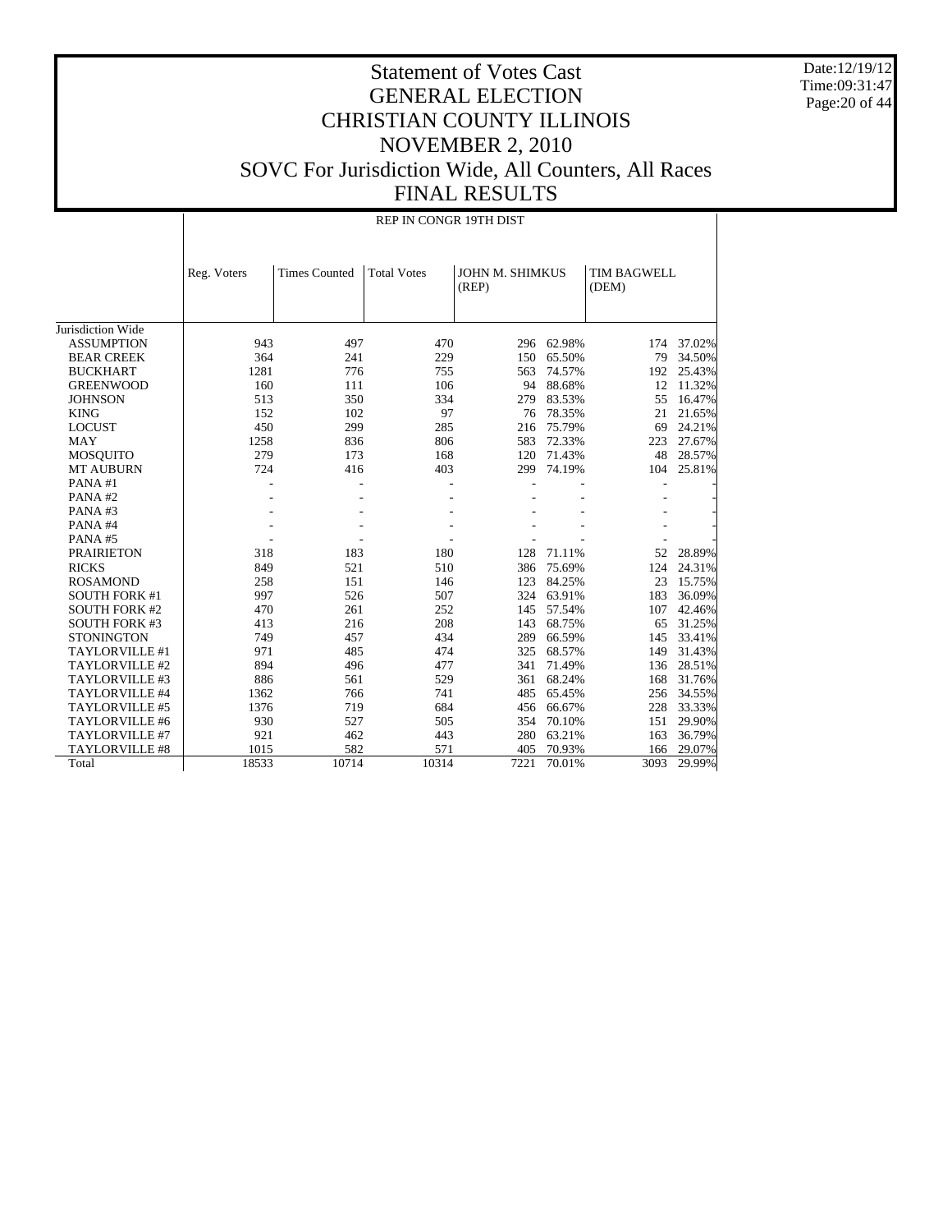# Statement of Votes Cast
# GENERAL ELECTION
# CHRISTIAN COUNTY ILLINOIS
# NOVEMBER 2, 2010
# SOVC For Jurisdiction Wide, All Counters, All Races
# FINAL RESULTS

Date:12/19/12
Time:09:31:47

| | REP IN CONGR 19TH DIST | | | | | | |
|---|---|---|---|---|---|---|---|
| | Reg. Voters | Times Counted | Total Votes | JOHN M. SHIMKUS (REP) | | TIM BAGWELL (DEM) | |
| Jurisdiction Wide | | | | | | | |
| ASSUMPTION | 943 | 497 | 470 | 296 | 62.98% | 174 | 37.02% |
| BEAR CREEK | 364 | 241 | 229 | 150 | 65.50% | 79 | 34.50% |
| BUCKHART | 1281 | 776 | 755 | 563 | 74.57% | 192 | 25.43% |
| GREENWOOD | 160 | 111 | 106 | 94 | 88.68% | 12 | 11.32% |
| JOHNSON | 513 | 350 | 334 | 279 | 83.53% | 55 | 16.47% |
| KING | 152 | 102 | 97 | 76 | 78.35% | 21 | 21.65% |
| LOCUST | 450 | 299 | 285 | 216 | 75.79% | 69 | 24.21% |
| MAY | 1258 | 836 | 806 | 583 | 72.33% | 223 | 27.67% |
| MOSQUITO | 279 | 173 | 168 | 120 | 71.43% | 48 | 28.57% |
| MT AUBURN | 724 | 416 | 403 | 299 | 74.19% | 104 | 25.81% |
| PANA #1 | - | - | - | - | - | - | - |
| PANA #2 | - | - | - | - | - | - | - |
| PANA #3 | - | - | - | - | - | - | - |
| PANA #4 | - | - | - | - | - | - | - |
| PANA #5 | - | - | - | - | - | - | - |
| PRAIRIETON | 318 | 183 | 180 | 128 | 71.11% | 52 | 28.89% |
| RICKS | 849 | 521 | 510 | 386 | 75.69% | 124 | 24.31% |
| ROSAMOND | 258 | 151 | 146 | 123 | 84.25% | 23 | 15.75% |
| SOUTH FORK #1 | 997 | 526 | 507 | 324 | 63.91% | 183 | 36.09% |
| SOUTH FORK #2 | 470 | 261 | 252 | 145 | 57.54% | 107 | 42.46% |
| SOUTH FORK #3 | 413 | 216 | 208 | 143 | 68.75% | 65 | 31.25% |
| STONINGTON | 749 | 457 | 434 | 289 | 66.59% | 145 | 33.41% |
| TAYLORVILLE #1 | 971 | 485 | 474 | 325 | 68.57% | 149 | 31.43% |
| TAYLORVILLE #2 | 894 | 496 | 477 | 341 | 71.49% | 136 | 28.51% |
| TAYLORVILLE #3 | 886 | 561 | 529 | 361 | 68.24% | 168 | 31.76% |
| TAYLORVILLE #4 | 1362 | 766 | 741 | 485 | 65.45% | 256 | 34.55% |
| TAYLORVILLE #5 | 1376 | 719 | 684 | 456 | 66.67% | 228 | 33.33% |
| TAYLORVILLE #6 | 930 | 527 | 505 | 354 | 70.10% | 151 | 29.90% |
| TAYLORVILLE #7 | 921 | 462 | 443 | 280 | 63.21% | 163 | 36.79% |
| TAYLORVILLE #8 | 1015 | 582 | 571 | 405 | 70.93% | 166 | 29.07% |
| Total | 18533 | 10714 | 10314 | 7221 | 70.01% | 3093 | 29.99% |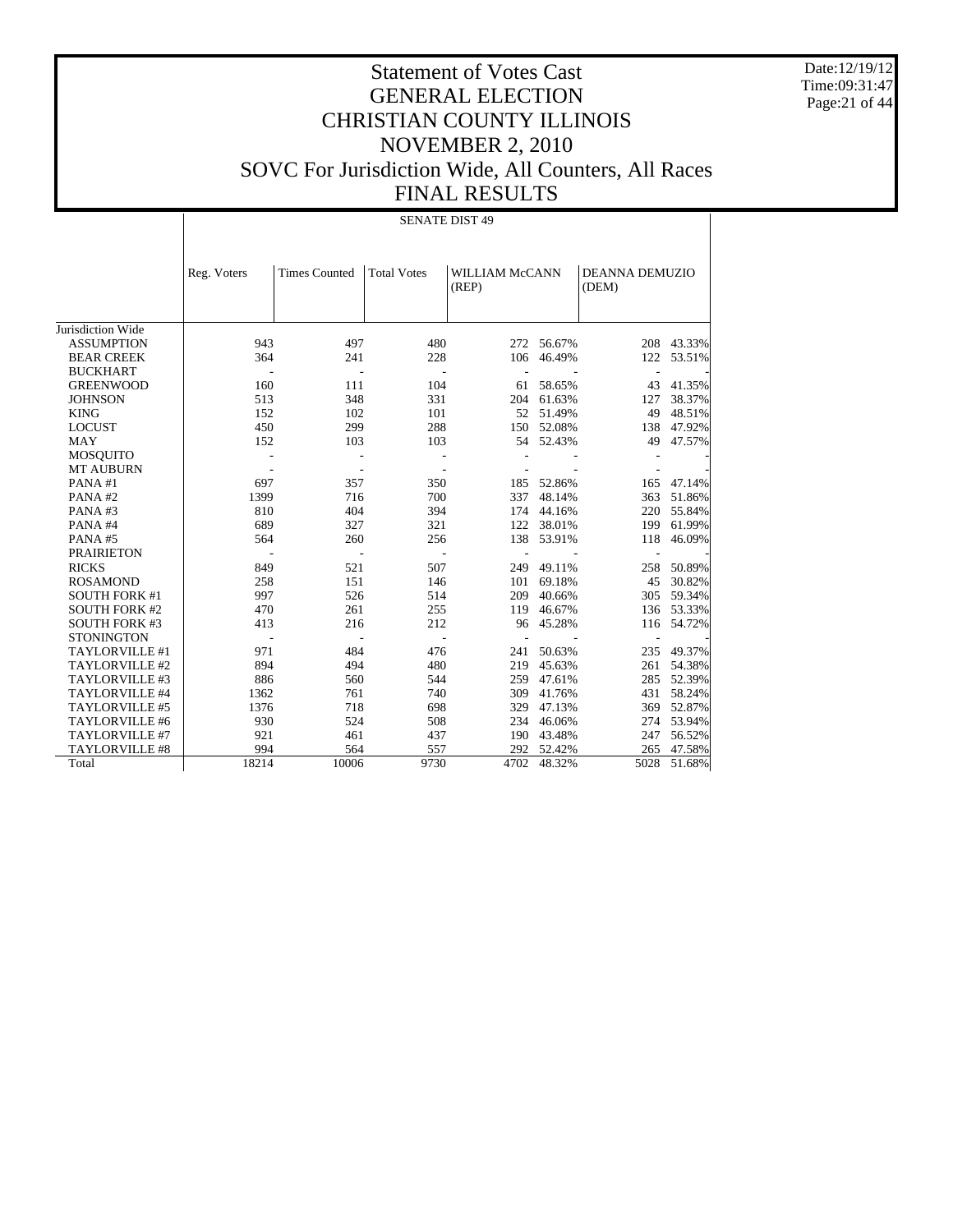# Statement of Votes Cast
# GENERAL ELECTION
# CHRISTIAN COUNTY ILLINOIS
# NOVEMBER 2, 2010
# SOVC For Jurisdiction Wide, All Counters, All Races
# FINAL RESULTS

Date:12/19/12
Time:09:31:47

SENATE DIST 49

| | Reg. Voters | Times Counted | Total Votes | WILLIAM McCANN (REP) | | DEANNA DEMUZIO (DEM) | |
|---|---|---|---|---|---|---|---|
| Jurisdiction Wide | | | | | | | |
| ASSUMPTION | 943 | 497 | 480 | 272 | 56.67% | 208 | 43.33% |
| BEAR CREEK | 364 | 241 | 228 | 106 | 46.49% | 122 | 53.51% |
| BUCKHART | - | - | - | - | - | - | - |
| GREENWOOD | 160 | 111 | 104 | 61 | 58.65% | 43 | 41.35% |
| JOHNSON | 513 | 348 | 331 | 204 | 61.63% | 127 | 38.37% |
| KING | 152 | 102 | 101 | 52 | 51.49% | 49 | 48.51% |
| LOCUST | 450 | 299 | 288 | 150 | 52.08% | 138 | 47.92% |
| MAY | 152 | 103 | 103 | 54 | 52.43% | 49 | 47.57% |
| MOSQUITO | - | - | - | - | - | - | - |
| MT AUBURN | - | - | - | - | - | - | - |
| PANA #1 | 697 | 357 | 350 | 185 | 52.86% | 165 | 47.14% |
| PANA #2 | 1399 | 716 | 700 | 337 | 48.14% | 363 | 51.86% |
| PANA #3 | 810 | 404 | 394 | 174 | 44.16% | 220 | 55.84% |
| PANA #4 | 689 | 327 | 321 | 122 | 38.01% | 199 | 61.99% |
| PANA #5 | 564 | 260 | 256 | 138 | 53.91% | 118 | 46.09% |
| PRAIRIETON | - | - | - | - | - | - | - |
| RICKS | 849 | 521 | 507 | 249 | 49.11% | 258 | 50.89% |
| ROSAMOND | 258 | 151 | 146 | 101 | 69.18% | 45 | 30.82% |
| SOUTH FORK #1 | 997 | 526 | 514 | 209 | 40.66% | 305 | 59.34% |
| SOUTH FORK #2 | 470 | 261 | 255 | 119 | 46.67% | 136 | 53.33% |
| SOUTH FORK #3 | 413 | 216 | 212 | 96 | 45.28% | 116 | 54.72% |
| STONINGTON | - | - | - | - | - | - | - |
| TAYLORVILLE #1 | 971 | 484 | 476 | 241 | 50.63% | 235 | 49.37% |
| TAYLORVILLE #2 | 894 | 494 | 480 | 219 | 45.63% | 261 | 54.38% |
| TAYLORVILLE #3 | 886 | 560 | 544 | 259 | 47.61% | 285 | 52.39% |
| TAYLORVILLE #4 | 1362 | 761 | 740 | 309 | 41.76% | 431 | 58.24% |
| TAYLORVILLE #5 | 1376 | 718 | 698 | 329 | 47.13% | 369 | 52.87% |
| TAYLORVILLE #6 | 930 | 524 | 508 | 234 | 46.06% | 274 | 53.94% |
| TAYLORVILLE #7 | 921 | 461 | 437 | 190 | 43.48% | 247 | 56.52% |
| TAYLORVILLE #8 | 994 | 564 | 557 | 292 | 52.42% | 265 | 47.58% |
| Total | 18214 | 10006 | 9730 | 4702 | 48.32% | 5028 | 51.68% |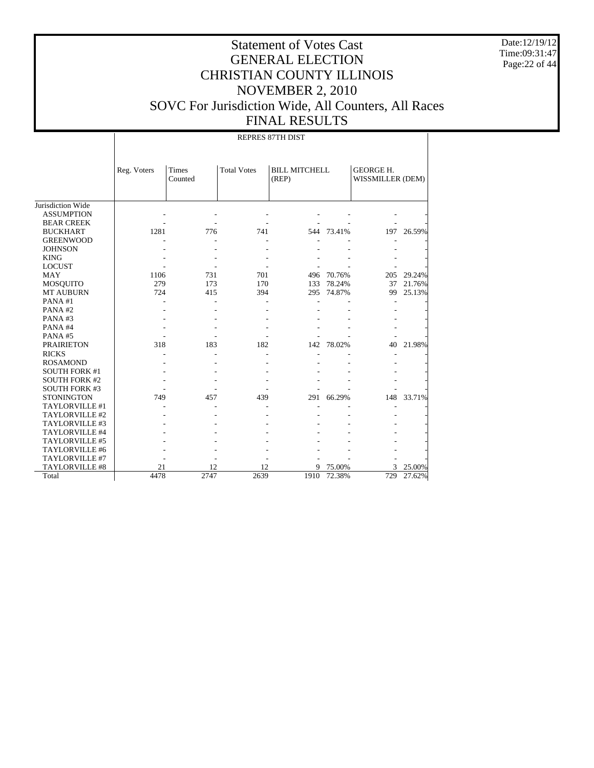# Statement of Votes Cast
# GENERAL ELECTION
# CHRISTIAN COUNTY ILLINOIS
# NOVEMBER 2, 2010
# SOVC For Jurisdiction Wide, All Counters, All Races
# FINAL RESULTS

Date:12/19/12
Time:09:31:47

| | REPRES 87TH DIST | | | | | | |
|---|---|---|---|---|---|---|---|
| | Reg. Voters | Times Counted | Total Votes | BILL MITCHELL (REP) | | GEORGE H. WISSMILLER (DEM) | |
| Jurisdiction Wide | | | | | | | |
| ASSUMPTION | - | - | - | - | - | - | - |
| BEAR CREEK | - | - | - | - | - | - | - |
| BUCKHART | 1281 | 776 | 741 | 544 | 73.41% | 197 | 26.59% |
| GREENWOOD | - | - | - | - | - | - | - |
| JOHNSON | - | - | - | - | - | - | - |
| KING | - | - | - | - | - | - | - |
| LOCUST | - | - | - | - | - | - | - |
| MAY | 1106 | 731 | 701 | 496 | 70.76% | 205 | 29.24% |
| MOSQUITO | 279 | 173 | 170 | 133 | 78.24% | 37 | 21.76% |
| MT AUBURN | 724 | 415 | 394 | 295 | 74.87% | 99 | 25.13% |
| PANA #1 | - | - | - | - | - | - | - |
| PANA #2 | - | - | - | - | - | - | - |
| PANA #3 | - | - | - | - | - | - | - |
| PANA #4 | - | - | - | - | - | - | - |
| PANA #5 | - | - | - | - | - | - | - |
| PRAIRIETON | 318 | 183 | 182 | 142 | 78.02% | 40 | 21.98% |
| RICKS | - | - | - | - | - | - | - |
| ROSAMOND | - | - | - | - | - | - | - |
| SOUTH FORK #1 | - | - | - | - | - | - | - |
| SOUTH FORK #2 | - | - | - | - | - | - | - |
| SOUTH FORK #3 | - | - | - | - | - | - | - |
| STONINGTON | 749 | 457 | 439 | 291 | 66.29% | 148 | 33.71% |
| TAYLORVILLE #1 | - | - | - | - | - | - | - |
| TAYLORVILLE #2 | - | - | - | - | - | - | - |
| TAYLORVILLE #3 | - | - | - | - | - | - | - |
| TAYLORVILLE #4 | - | - | - | - | - | - | - |
| TAYLORVILLE #5 | - | - | - | - | - | - | - |
| TAYLORVILLE #6 | - | - | - | - | - | - | - |
| TAYLORVILLE #7 | - | - | - | - | - | - | - |
| TAYLORVILLE #8 | 21 | 12 | 12 | 9 | 75.00% | 3 | 25.00% |
| Total | 4478 | 2747 | 2639 | 1910 | 72.38% | 729 | 27.62% |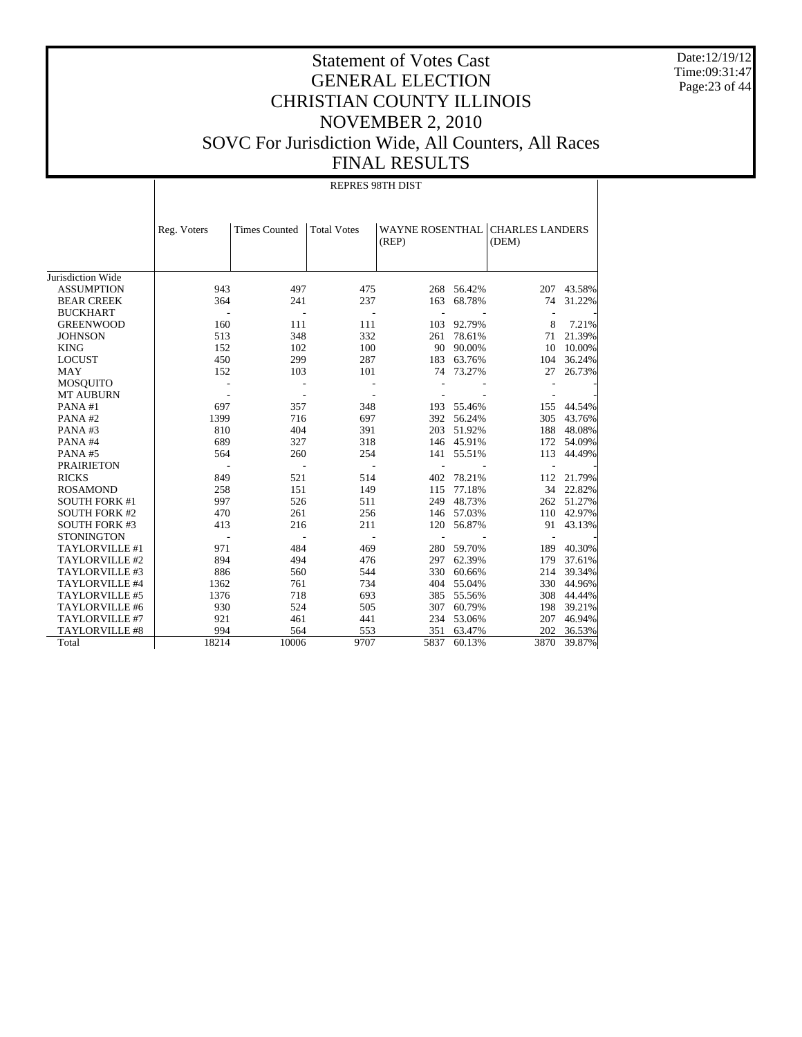# Statement of Votes Cast
# GENERAL ELECTION
# CHRISTIAN COUNTY ILLINOIS
# NOVEMBER 2, 2010
# SOVC For Jurisdiction Wide, All Counters, All Races
# FINAL RESULTS

Date:12/19/12
Time:09:31:47

| | REPRES 98TH DIST | | | | | | |
|---|---|---|---|---|---|---|---|
| | Reg. Voters | Times Counted | Total Votes | WAYNE ROSENTHAL (REP) | | CHARLES LANDERS (DEM) | |
| Jurisdiction Wide | | | | | | | |
| ASSUMPTION | 943 | 497 | 475 | 268 | 56.42% | 207 | 43.58% |
| BEAR CREEK | 364 | 241 | 237 | 163 | 68.78% | 74 | 31.22% |
| BUCKHART | - | - | - | - | - | - | - |
| GREENWOOD | 160 | 111 | 111 | 103 | 92.79% | 8 | 7.21% |
| JOHNSON | 513 | 348 | 332 | 261 | 78.61% | 71 | 21.39% |
| KING | 152 | 102 | 100 | 90 | 90.00% | 10 | 10.00% |
| LOCUST | 450 | 299 | 287 | 183 | 63.76% | 104 | 36.24% |
| MAY | 152 | 103 | 101 | 74 | 73.27% | 27 | 26.73% |
| MOSQUITO | - | - | - | - | - | - | - |
| MT AUBURN | - | - | - | - | - | - | - |
| PANA #1 | 697 | 357 | 348 | 193 | 55.46% | 155 | 44.54% |
| PANA #2 | 1399 | 716 | 697 | 392 | 56.24% | 305 | 43.76% |
| PANA #3 | 810 | 404 | 391 | 203 | 51.92% | 188 | 48.08% |
| PANA #4 | 689 | 327 | 318 | 146 | 45.91% | 172 | 54.09% |
| PANA #5 | 564 | 260 | 254 | 141 | 55.51% | 113 | 44.49% |
| PRAIRIETON | - | - | - | - | - | - | - |
| RICKS | 849 | 521 | 514 | 402 | 78.21% | 112 | 21.79% |
| ROSAMOND | 258 | 151 | 149 | 115 | 77.18% | 34 | 22.82% |
| SOUTH FORK #1 | 997 | 526 | 511 | 249 | 48.73% | 262 | 51.27% |
| SOUTH FORK #2 | 470 | 261 | 256 | 146 | 57.03% | 110 | 42.97% |
| SOUTH FORK #3 | 413 | 216 | 211 | 120 | 56.87% | 91 | 43.13% |
| STONINGTON | - | - | - | - | - | - | - |
| TAYLORVILLE #1 | 971 | 484 | 469 | 280 | 59.70% | 189 | 40.30% |
| TAYLORVILLE #2 | 894 | 494 | 476 | 297 | 62.39% | 179 | 37.61% |
| TAYLORVILLE #3 | 886 | 560 | 544 | 330 | 60.66% | 214 | 39.34% |
| TAYLORVILLE #4 | 1362 | 761 | 734 | 404 | 55.04% | 330 | 44.96% |
| TAYLORVILLE #5 | 1376 | 718 | 693 | 385 | 55.56% | 308 | 44.44% |
| TAYLORVILLE #6 | 930 | 524 | 505 | 307 | 60.79% | 198 | 39.21% |
| TAYLORVILLE #7 | 921 | 461 | 441 | 234 | 53.06% | 207 | 46.94% |
| TAYLORVILLE #8 | 994 | 564 | 553 | 351 | 63.47% | 202 | 36.53% |
| Total | 18214 | 10006 | 9707 | 5837 | 60.13% | 3870 | 39.87% |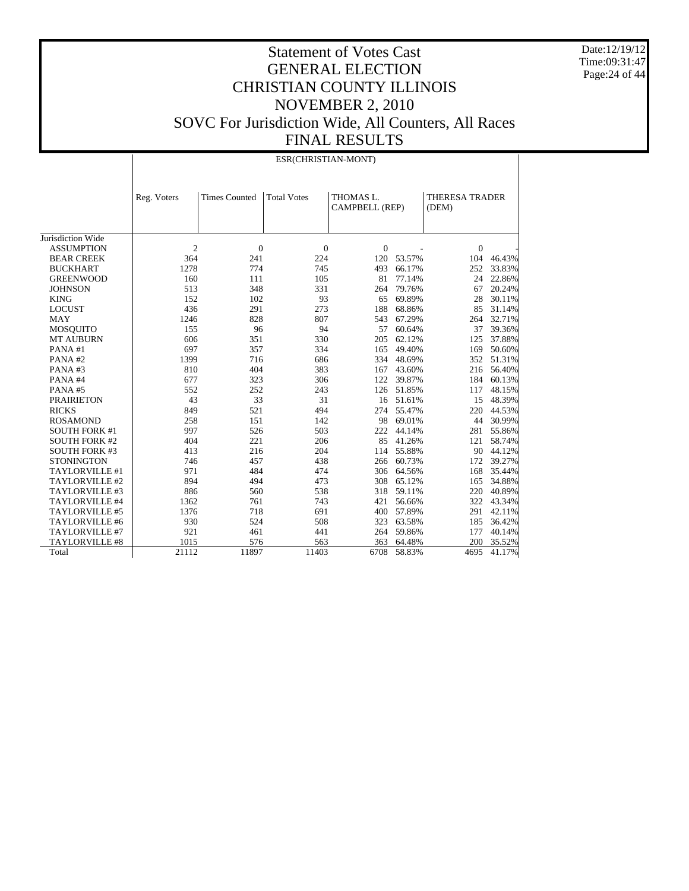# Statement of Votes Cast
# GENERAL ELECTION
# CHRISTIAN COUNTY ILLINOIS
# NOVEMBER 2, 2010
# SOVC For Jurisdiction Wide, All Counters, All Races
# FINAL RESULTS

Date:12/19/12
Time:09:31:47

ESR(CHRISTIAN-MONT)

| | Reg. Voters | Times Counted | Total Votes | THOMAS L. CAMPBELL (REP) | | THERESA TRADER (DEM) | |
|---|---|---|---|---|---|---|---|
| Jurisdiction Wide | | | | | | | |
| ASSUMPTION | 2 | 0 | 0 | 0 | - | 0 | - |
| BEAR CREEK | 364 | 241 | 224 | 120 | 53.57% | 104 | 46.43% |
| BUCKHART | 1278 | 774 | 745 | 493 | 66.17% | 252 | 33.83% |
| GREENWOOD | 160 | 111 | 105 | 81 | 77.14% | 24 | 22.86% |
| JOHNSON | 513 | 348 | 331 | 264 | 79.76% | 67 | 20.24% |
| KING | 152 | 102 | 93 | 65 | 69.89% | 28 | 30.11% |
| LOCUST | 436 | 291 | 273 | 188 | 68.86% | 85 | 31.14% |
| MAY | 1246 | 828 | 807 | 543 | 67.29% | 264 | 32.71% |
| MOSQUITO | 155 | 96 | 94 | 57 | 60.64% | 37 | 39.36% |
| MT AUBURN | 606 | 351 | 330 | 205 | 62.12% | 125 | 37.88% |
| PANA #1 | 697 | 357 | 334 | 165 | 49.40% | 169 | 50.60% |
| PANA #2 | 1399 | 716 | 686 | 334 | 48.69% | 352 | 51.31% |
| PANA #3 | 810 | 404 | 383 | 167 | 43.60% | 216 | 56.40% |
| PANA #4 | 677 | 323 | 306 | 122 | 39.87% | 184 | 60.13% |
| PANA #5 | 552 | 252 | 243 | 126 | 51.85% | 117 | 48.15% |
| PRAIRIETON | 43 | 33 | 31 | 16 | 51.61% | 15 | 48.39% |
| RICKS | 849 | 521 | 494 | 274 | 55.47% | 220 | 44.53% |
| ROSAMOND | 258 | 151 | 142 | 98 | 69.01% | 44 | 30.99% |
| SOUTH FORK #1 | 997 | 526 | 503 | 222 | 44.14% | 281 | 55.86% |
| SOUTH FORK #2 | 404 | 221 | 206 | 85 | 41.26% | 121 | 58.74% |
| SOUTH FORK #3 | 413 | 216 | 204 | 114 | 55.88% | 90 | 44.12% |
| STONINGTON | 746 | 457 | 438 | 266 | 60.73% | 172 | 39.27% |
| TAYLORVILLE #1 | 971 | 484 | 474 | 306 | 64.56% | 168 | 35.44% |
| TAYLORVILLE #2 | 894 | 494 | 473 | 308 | 65.12% | 165 | 34.88% |
| TAYLORVILLE #3 | 886 | 560 | 538 | 318 | 59.11% | 220 | 40.89% |
| TAYLORVILLE #4 | 1362 | 761 | 743 | 421 | 56.66% | 322 | 43.34% |
| TAYLORVILLE #5 | 1376 | 718 | 691 | 400 | 57.89% | 291 | 42.11% |
| TAYLORVILLE #6 | 930 | 524 | 508 | 323 | 63.58% | 185 | 36.42% |
| TAYLORVILLE #7 | 921 | 461 | 441 | 264 | 59.86% | 177 | 40.14% |
| TAYLORVILLE #8 | 1015 | 576 | 563 | 363 | 64.48% | 200 | 35.52% |
| Total | 21112 | 11897 | 11403 | 6708 | 58.83% | 4695 | 41.17% |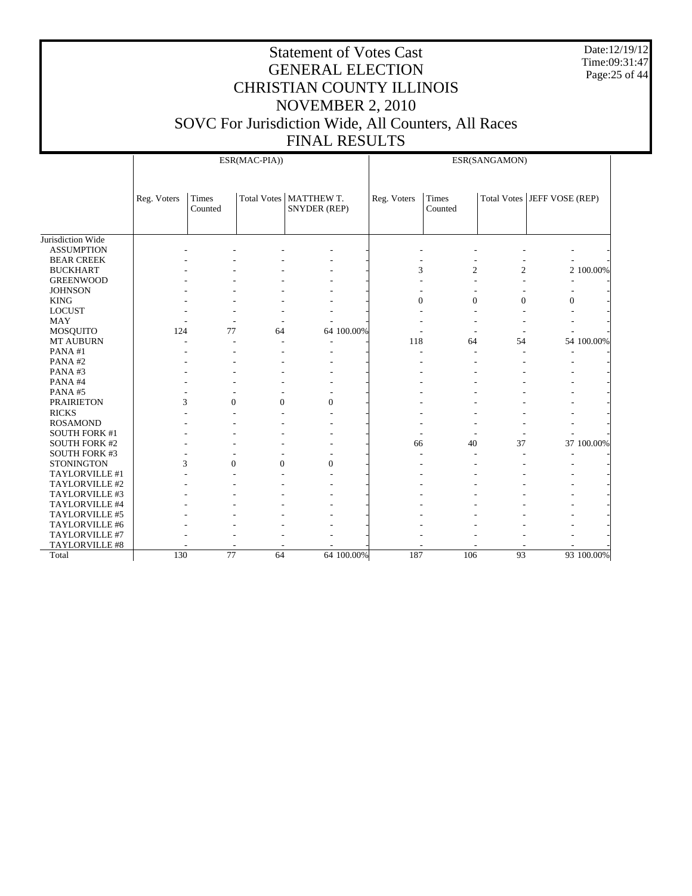# Statement of Votes Cast
# GENERAL ELECTION
# CHRISTIAN COUNTY ILLINOIS
# NOVEMBER 2, 2010
# SOVC For Jurisdiction Wide, All Counters, All Races
# FINAL RESULTS

Date:12/19/12
Time:09:31:47

| | ESR(MAC-PIA)) | | | | | ESR(SANGAMON) | | | | |
|---|---|---|---|---|---|---|---|---|---|---|
| | Reg. Voters | Times Counted | Total Votes | MATTHEW T. SNYDER (REP) | | Reg. Voters | Times Counted | Total Votes | JEFF VOSE (REP) | |
| Jurisdiction Wide | | | | | | | | | | |
| ASSUMPTION | - | - | - | - | - | - | - | - | - | - |
| BEAR CREEK | - | - | - | - | - | - | - | - | - | - |
| BUCKHART | - | - | - | - | - | 3 | 2 | 2 | 2 | 100.00% |
| GREENWOOD | - | - | - | - | - | - | - | - | - | - |
| JOHNSON | - | - | - | - | - | - | - | - | - | - |
| KING | - | - | - | - | - | 0 | 0 | 0 | 0 | - |
| LOCUST | - | - | - | - | - | - | - | - | - | - |
| MAY | - | - | - | - | - | - | - | - | - | - |
| MOSQUITO | 124 | 77 | 64 | 64 | 100.00% | - | - | - | - | - |
| MT AUBURN | - | - | - | - | - | 118 | 64 | 54 | 54 | 100.00% |
| PANA #1 | - | - | - | - | - | - | - | - | - | - |
| PANA #2 | - | - | - | - | - | - | - | - | - | - |
| PANA #3 | - | - | - | - | - | - | - | - | - | - |
| PANA #4 | - | - | - | - | - | - | - | - | - | - |
| PANA #5 | - | - | - | - | - | - | - | - | - | - |
| PRAIRIETON | 3 | 0 | 0 | 0 | - | - | - | - | - | - |
| RICKS | - | - | - | - | - | - | - | - | - | - |
| ROSAMOND | - | - | - | - | - | - | - | - | - | - |
| SOUTH FORK #1 | - | - | - | - | - | - | - | - | - | - |
| SOUTH FORK #2 | - | - | - | - | - | 66 | 40 | 37 | 37 | 100.00% |
| SOUTH FORK #3 | - | - | - | - | - | - | - | - | - | - |
| STONINGTON | 3 | 0 | 0 | 0 | - | - | - | - | - | - |
| TAYLORVILLE #1 | - | - | - | - | - | - | - | - | - | - |
| TAYLORVILLE #2 | - | - | - | - | - | - | - | - | - | - |
| TAYLORVILLE #3 | - | - | - | - | - | - | - | - | - | - |
| TAYLORVILLE #4 | - | - | - | - | - | - | - | - | - | - |
| TAYLORVILLE #5 | - | - | - | - | - | - | - | - | - | - |
| TAYLORVILLE #6 | - | - | - | - | - | - | - | - | - | - |
| TAYLORVILLE #7 | - | - | - | - | - | - | - | - | - | - |
| TAYLORVILLE #8 | - | - | - | - | - | - | - | - | - | - |
| Total | 130 | 77 | 64 | 64 | 100.00% | 187 | 106 | 93 | 93 | 100.00% |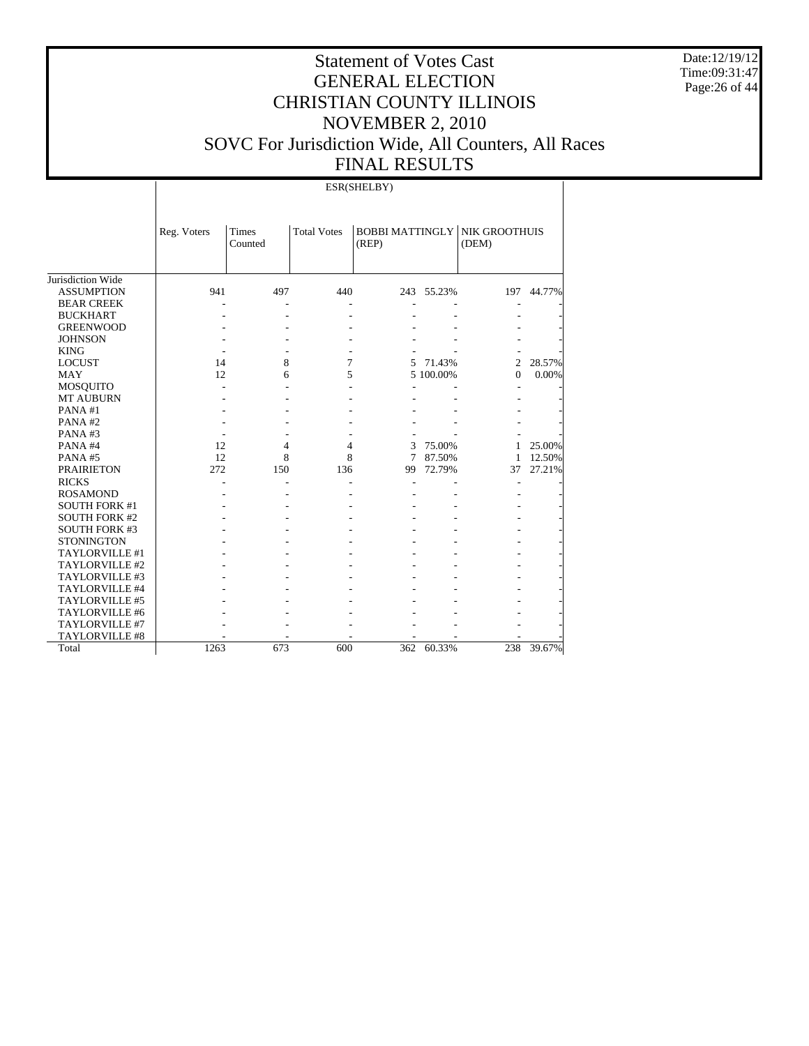# Statement of Votes Cast
## GENERAL ELECTION
## CHRISTIAN COUNTY ILLINOIS
## NOVEMBER 2, 2010
## SOVC For Jurisdiction Wide, All Counters, All Races
## FINAL RESULTS

Date:12/19/12
Time:09:31:47

| | ESR(SHELBY) | | | | | | |
|---|---|---|---|---|---|---|---|
| | Reg. Voters | Times Counted | Total Votes | BOBBI MATTINGLY (REP) | | NIK GROOTHUIS (DEM) | |
| Jurisdiction Wide | | | | | | | |
| ASSUMPTION | 941 | 497 | 440 | 243 | 55.23% | 197 | 44.77% |
| BEAR CREEK | - | - | - | - | - | - | - |
| BUCKHART | - | - | - | - | - | - | - |
| GREENWOOD | - | - | - | - | - | - | - |
| JOHNSON | - | - | - | - | - | - | - |
| KING | - | - | - | - | - | - | - |
| LOCUST | 14 | 8 | 7 | 5 | 71.43% | 2 | 28.57% |
| MAY | 12 | 6 | 5 | 5 | 100.00% | 0 | 0.00% |
| MOSQUITO | - | - | - | - | - | - | - |
| MT AUBURN | - | - | - | - | - | - | - |
| PANA #1 | - | - | - | - | - | - | - |
| PANA #2 | - | - | - | - | - | - | - |
| PANA #3 | - | - | - | - | - | - | - |
| PANA #4 | 12 | 4 | 4 | 3 | 75.00% | 1 | 25.00% |
| PANA #5 | 12 | 8 | 8 | 7 | 87.50% | 1 | 12.50% |
| PRAIRIETON | 272 | 150 | 136 | 99 | 72.79% | 37 | 27.21% |
| RICKS | - | - | - | - | - | - | - |
| ROSAMOND | - | - | - | - | - | - | - |
| SOUTH FORK #1 | - | - | - | - | - | - | - |
| SOUTH FORK #2 | - | - | - | - | - | - | - |
| SOUTH FORK #3 | - | - | - | - | - | - | - |
| STONINGTON | - | - | - | - | - | - | - |
| TAYLORVILLE #1 | - | - | - | - | - | - | - |
| TAYLORVILLE #2 | - | - | - | - | - | - | - |
| TAYLORVILLE #3 | - | - | - | - | - | - | - |
| TAYLORVILLE #4 | - | - | - | - | - | - | - |
| TAYLORVILLE #5 | - | - | - | - | - | - | - |
| TAYLORVILLE #6 | - | - | - | - | - | - | - |
| TAYLORVILLE #7 | - | - | - | - | - | - | - |
| TAYLORVILLE #8 | - | - | - | - | - | - | - |
| Total | 1263 | 673 | 600 | 362 | 60.33% | 238 | 39.67% |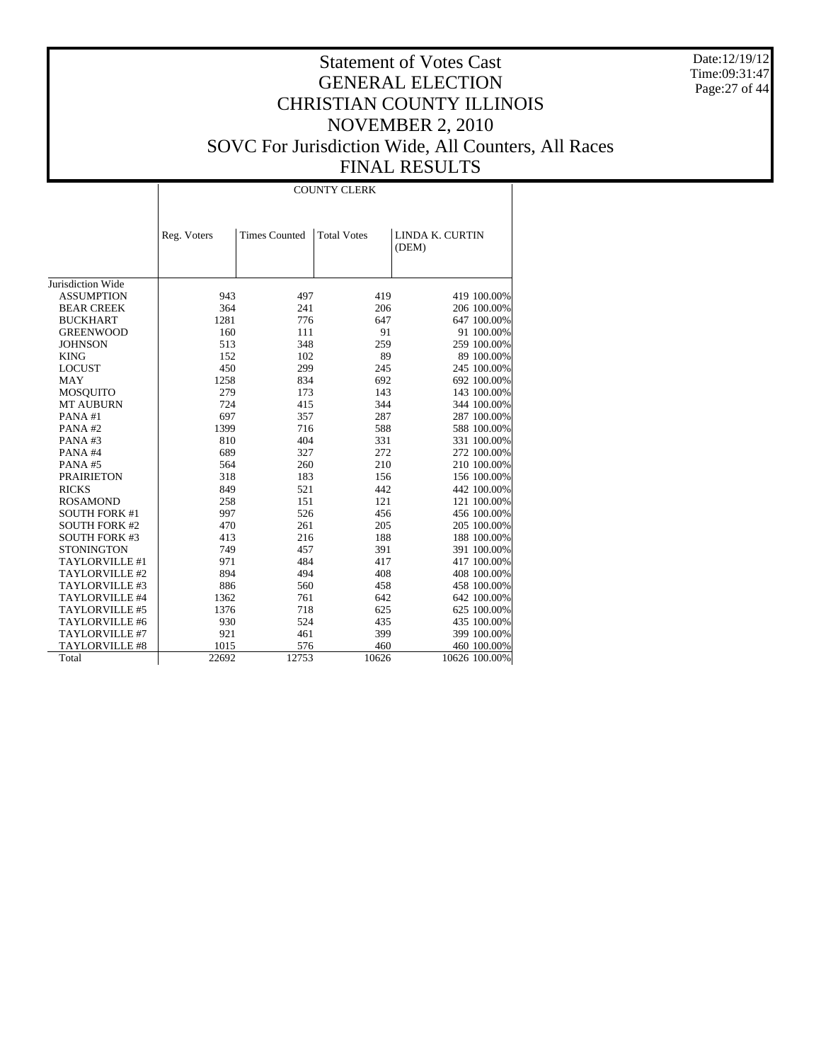# Statement of Votes Cast
## GENERAL ELECTION
## CHRISTIAN COUNTY ILLINOIS
## NOVEMBER 2, 2010
## SOVC For Jurisdiction Wide, All Counters, All Races
## FINAL RESULTS

Date:12/19/12
Time:09:31:47

| | COUNTY CLERK | | | | |
|---|---|---|---|---|---|
| | Reg. Voters | Times Counted | Total Votes | LINDA K. CURTIN (DEM) | |
| Jurisdiction Wide | | | | | |
| ASSUMPTION | 943 | 497 | 419 | 419 | 100.00% |
| BEAR CREEK | 364 | 241 | 206 | 206 | 100.00% |
| BUCKHART | 1281 | 776 | 647 | 647 | 100.00% |
| GREENWOOD | 160 | 111 | 91 | 91 | 100.00% |
| JOHNSON | 513 | 348 | 259 | 259 | 100.00% |
| KING | 152 | 102 | 89 | 89 | 100.00% |
| LOCUST | 450 | 299 | 245 | 245 | 100.00% |
| MAY | 1258 | 834 | 692 | 692 | 100.00% |
| MOSQUITO | 279 | 173 | 143 | 143 | 100.00% |
| MT AUBURN | 724 | 415 | 344 | 344 | 100.00% |
| PANA #1 | 697 | 357 | 287 | 287 | 100.00% |
| PANA #2 | 1399 | 716 | 588 | 588 | 100.00% |
| PANA #3 | 810 | 404 | 331 | 331 | 100.00% |
| PANA #4 | 689 | 327 | 272 | 272 | 100.00% |
| PANA #5 | 564 | 260 | 210 | 210 | 100.00% |
| PRAIRIETON | 318 | 183 | 156 | 156 | 100.00% |
| RICKS | 849 | 521 | 442 | 442 | 100.00% |
| ROSAMOND | 258 | 151 | 121 | 121 | 100.00% |
| SOUTH FORK #1 | 997 | 526 | 456 | 456 | 100.00% |
| SOUTH FORK #2 | 470 | 261 | 205 | 205 | 100.00% |
| SOUTH FORK #3 | 413 | 216 | 188 | 188 | 100.00% |
| STONINGTON | 749 | 457 | 391 | 391 | 100.00% |
| TAYLORVILLE #1 | 971 | 484 | 417 | 417 | 100.00% |
| TAYLORVILLE #2 | 894 | 494 | 408 | 408 | 100.00% |
| TAYLORVILLE #3 | 886 | 560 | 458 | 458 | 100.00% |
| TAYLORVILLE #4 | 1362 | 761 | 642 | 642 | 100.00% |
| TAYLORVILLE #5 | 1376 | 718 | 625 | 625 | 100.00% |
| TAYLORVILLE #6 | 930 | 524 | 435 | 435 | 100.00% |
| TAYLORVILLE #7 | 921 | 461 | 399 | 399 | 100.00% |
| TAYLORVILLE #8 | 1015 | 576 | 460 | 460 | 100.00% |
| Total | 22692 | 12753 | 10626 | 10626 | 100.00% |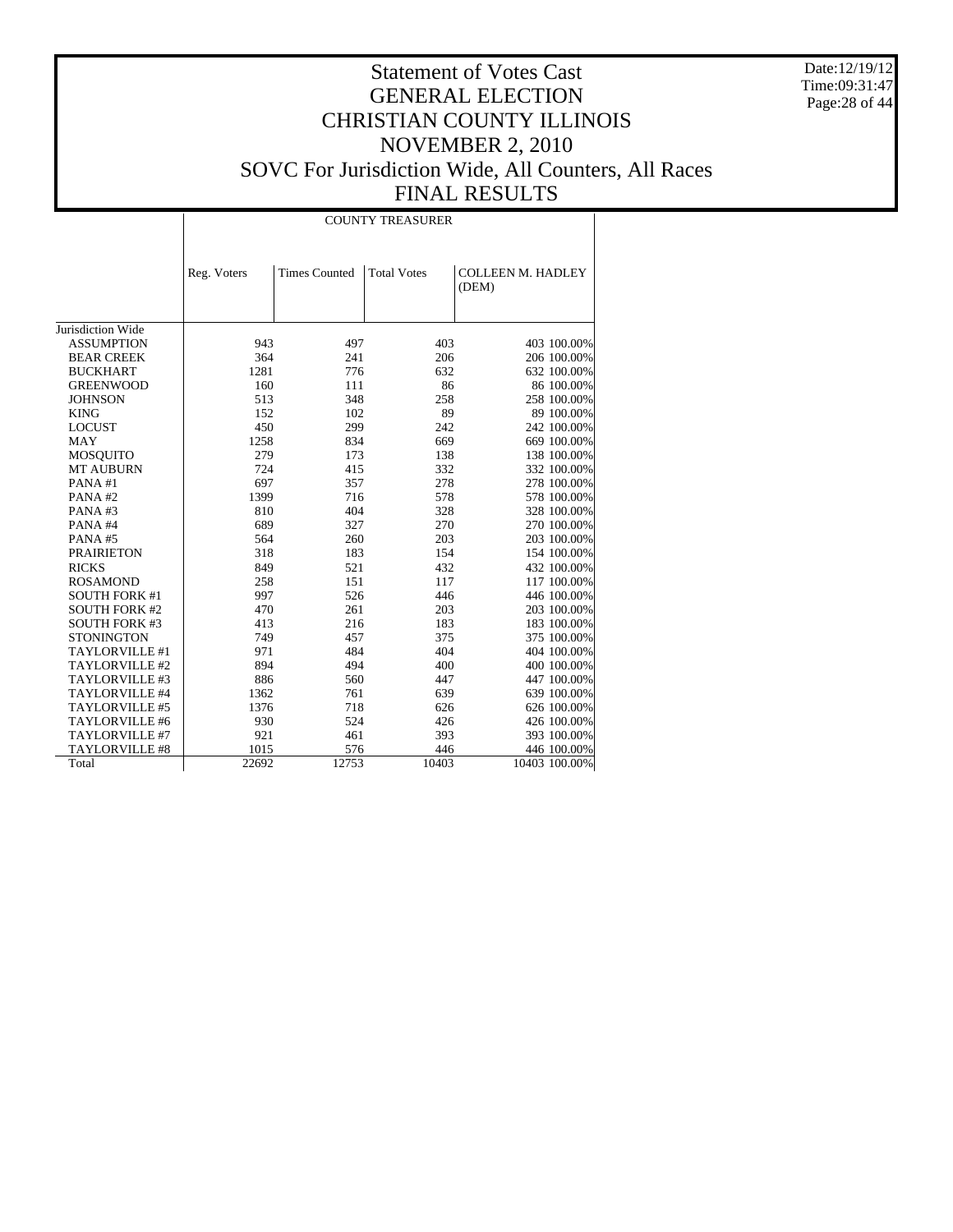# Statement of Votes Cast
# GENERAL ELECTION
# CHRISTIAN COUNTY ILLINOIS
# NOVEMBER 2, 2010
# SOVC For Jurisdiction Wide, All Counters, All Races
# FINAL RESULTS

Date:12/19/12
Time:09:31:47

| | COUNTY TREASURER | | | | |
|---|---|---|---|---|---|
| | Reg. Voters | Times Counted | Total Votes | COLLEEN M. HADLEY (DEM) | |
| Jurisdiction Wide | | | | | |
| ASSUMPTION | 943 | 497 | 403 | 403 | 100.00% |
| BEAR CREEK | 364 | 241 | 206 | 206 | 100.00% |
| BUCKHART | 1281 | 776 | 632 | 632 | 100.00% |
| GREENWOOD | 160 | 111 | 86 | 86 | 100.00% |
| JOHNSON | 513 | 348 | 258 | 258 | 100.00% |
| KING | 152 | 102 | 89 | 89 | 100.00% |
| LOCUST | 450 | 299 | 242 | 242 | 100.00% |
| MAY | 1258 | 834 | 669 | 669 | 100.00% |
| MOSQUITO | 279 | 173 | 138 | 138 | 100.00% |
| MT AUBURN | 724 | 415 | 332 | 332 | 100.00% |
| PANA #1 | 697 | 357 | 278 | 278 | 100.00% |
| PANA #2 | 1399 | 716 | 578 | 578 | 100.00% |
| PANA #3 | 810 | 404 | 328 | 328 | 100.00% |
| PANA #4 | 689 | 327 | 270 | 270 | 100.00% |
| PANA #5 | 564 | 260 | 203 | 203 | 100.00% |
| PRAIRIETON | 318 | 183 | 154 | 154 | 100.00% |
| RICKS | 849 | 521 | 432 | 432 | 100.00% |
| ROSAMOND | 258 | 151 | 117 | 117 | 100.00% |
| SOUTH FORK #1 | 997 | 526 | 446 | 446 | 100.00% |
| SOUTH FORK #2 | 470 | 261 | 203 | 203 | 100.00% |
| SOUTH FORK #3 | 413 | 216 | 183 | 183 | 100.00% |
| STONINGTON | 749 | 457 | 375 | 375 | 100.00% |
| TAYLORVILLE #1 | 971 | 484 | 404 | 404 | 100.00% |
| TAYLORVILLE #2 | 894 | 494 | 400 | 400 | 100.00% |
| TAYLORVILLE #3 | 886 | 560 | 447 | 447 | 100.00% |
| TAYLORVILLE #4 | 1362 | 761 | 639 | 639 | 100.00% |
| TAYLORVILLE #5 | 1376 | 718 | 626 | 626 | 100.00% |
| TAYLORVILLE #6 | 930 | 524 | 426 | 426 | 100.00% |
| TAYLORVILLE #7 | 921 | 461 | 393 | 393 | 100.00% |
| TAYLORVILLE #8 | 1015 | 576 | 446 | 446 | 100.00% |
| Total | 22692 | 12753 | 10403 | 10403 | 100.00% |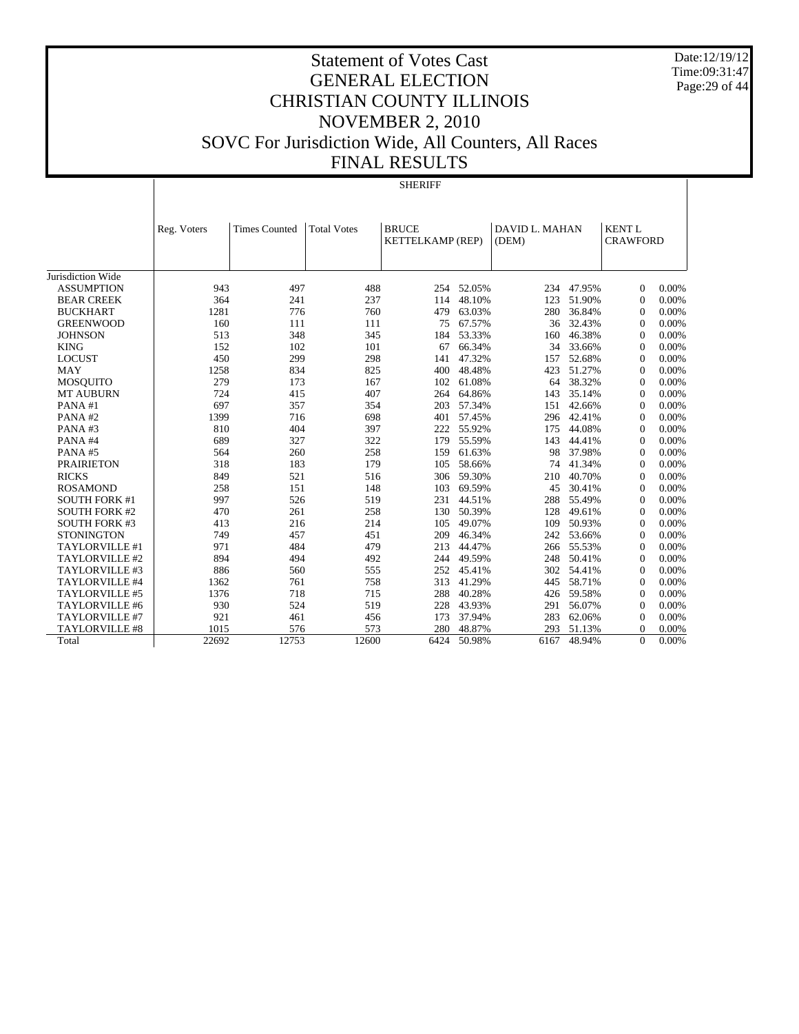# Statement of Votes Cast
## GENERAL ELECTION
## CHRISTIAN COUNTY ILLINOIS
## NOVEMBER 2, 2010
## SOVC For Jurisdiction Wide, All Counters, All Races
## FINAL RESULTS

Date:12/19/12
Time:09:31:47

### SHERIFF

| | Reg. Voters | Times Counted | Total Votes | BRUCE KETTELKAMP (REP) | | DAVID L. MAHAN (DEM) | | KENT L CRAWFORD | |
|---|---|---|---|---|---|---|---|---|---|
| Jurisdiction Wide | | | | | | | | | |
| ASSUMPTION | 943 | 497 | 488 | 254 | 52.05% | 234 | 47.95% | 0 | 0.00% |
| BEAR CREEK | 364 | 241 | 237 | 114 | 48.10% | 123 | 51.90% | 0 | 0.00% |
| BUCKHART | 1281 | 776 | 760 | 479 | 63.03% | 280 | 36.84% | 0 | 0.00% |
| GREENWOOD | 160 | 111 | 111 | 75 | 67.57% | 36 | 32.43% | 0 | 0.00% |
| JOHNSON | 513 | 348 | 345 | 184 | 53.33% | 160 | 46.38% | 0 | 0.00% |
| KING | 152 | 102 | 101 | 67 | 66.34% | 34 | 33.66% | 0 | 0.00% |
| LOCUST | 450 | 299 | 298 | 141 | 47.32% | 157 | 52.68% | 0 | 0.00% |
| MAY | 1258 | 834 | 825 | 400 | 48.48% | 423 | 51.27% | 0 | 0.00% |
| MOSQUITO | 279 | 173 | 167 | 102 | 61.08% | 64 | 38.32% | 0 | 0.00% |
| MT AUBURN | 724 | 415 | 407 | 264 | 64.86% | 143 | 35.14% | 0 | 0.00% |
| PANA #1 | 697 | 357 | 354 | 203 | 57.34% | 151 | 42.66% | 0 | 0.00% |
| PANA #2 | 1399 | 716 | 698 | 401 | 57.45% | 296 | 42.41% | 0 | 0.00% |
| PANA #3 | 810 | 404 | 397 | 222 | 55.92% | 175 | 44.08% | 0 | 0.00% |
| PANA #4 | 689 | 327 | 322 | 179 | 55.59% | 143 | 44.41% | 0 | 0.00% |
| PANA #5 | 564 | 260 | 258 | 159 | 61.63% | 98 | 37.98% | 0 | 0.00% |
| PRAIRIETON | 318 | 183 | 179 | 105 | 58.66% | 74 | 41.34% | 0 | 0.00% |
| RICKS | 849 | 521 | 516 | 306 | 59.30% | 210 | 40.70% | 0 | 0.00% |
| ROSAMOND | 258 | 151 | 148 | 103 | 69.59% | 45 | 30.41% | 0 | 0.00% |
| SOUTH FORK #1 | 997 | 526 | 519 | 231 | 44.51% | 288 | 55.49% | 0 | 0.00% |
| SOUTH FORK #2 | 470 | 261 | 258 | 130 | 50.39% | 128 | 49.61% | 0 | 0.00% |
| SOUTH FORK #3 | 413 | 216 | 214 | 105 | 49.07% | 109 | 50.93% | 0 | 0.00% |
| STONINGTON | 749 | 457 | 451 | 209 | 46.34% | 242 | 53.66% | 0 | 0.00% |
| TAYLORVILLE #1 | 971 | 484 | 479 | 213 | 44.47% | 266 | 55.53% | 0 | 0.00% |
| TAYLORVILLE #2 | 894 | 494 | 492 | 244 | 49.59% | 248 | 50.41% | 0 | 0.00% |
| TAYLORVILLE #3 | 886 | 560 | 555 | 252 | 45.41% | 302 | 54.41% | 0 | 0.00% |
| TAYLORVILLE #4 | 1362 | 761 | 758 | 313 | 41.29% | 445 | 58.71% | 0 | 0.00% |
| TAYLORVILLE #5 | 1376 | 718 | 715 | 288 | 40.28% | 426 | 59.58% | 0 | 0.00% |
| TAYLORVILLE #6 | 930 | 524 | 519 | 228 | 43.93% | 291 | 56.07% | 0 | 0.00% |
| TAYLORVILLE #7 | 921 | 461 | 456 | 173 | 37.94% | 283 | 62.06% | 0 | 0.00% |
| TAYLORVILLE #8 | 1015 | 576 | 573 | 280 | 48.87% | 293 | 51.13% | 0 | 0.00% |
| Total | 22692 | 12753 | 12600 | 6424 | 50.98% | 6167 | 48.94% | 0 | 0.00% |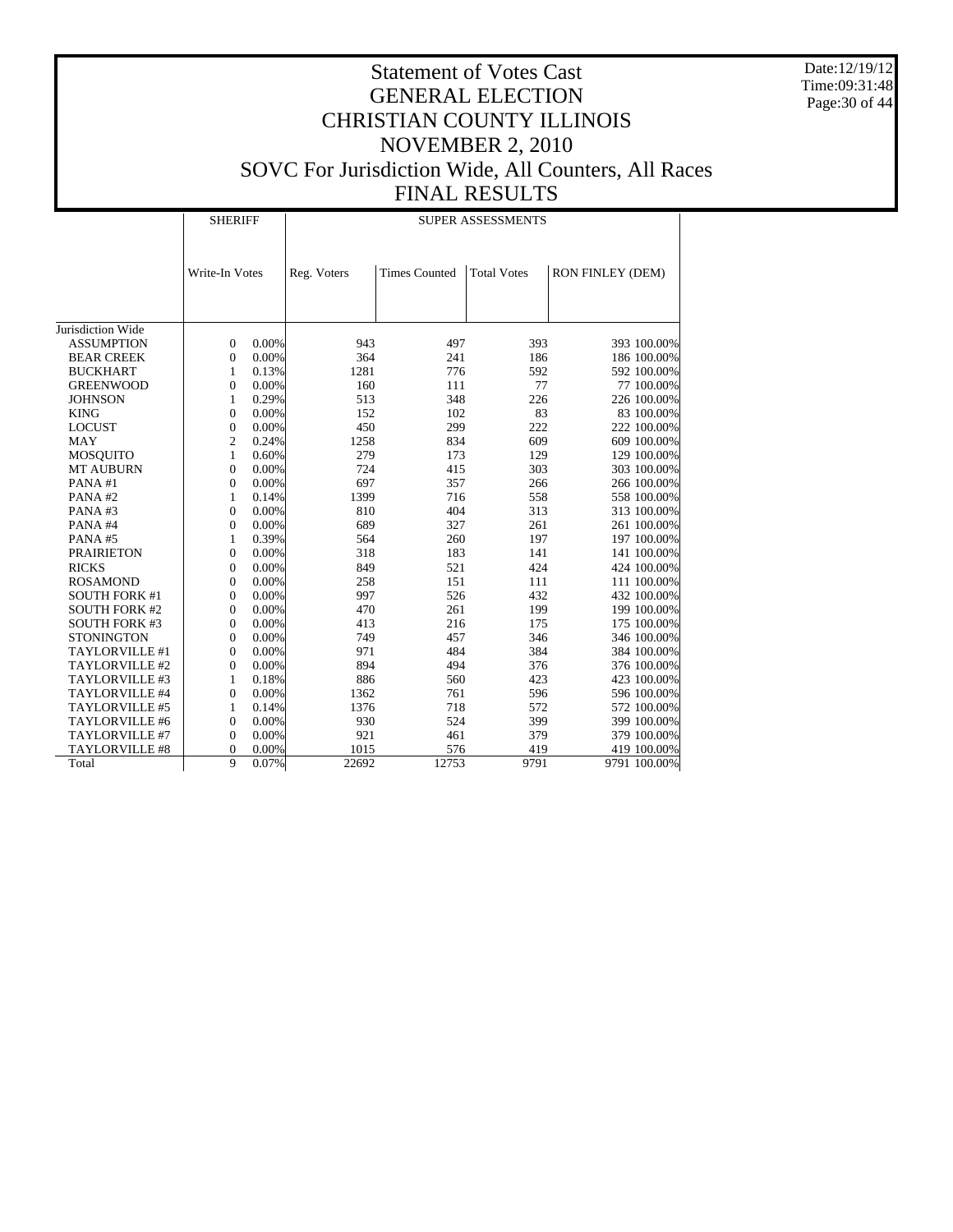# Statement of Votes Cast
# GENERAL ELECTION
# CHRISTIAN COUNTY ILLINOIS
# NOVEMBER 2, 2010
# SOVC For Jurisdiction Wide, All Counters, All Races
# FINAL RESULTS

Date:12/19/12
Time:09:31:48

| | SHERIFF | | SUPER ASSESSMENTS | | | | |
|---|---|---|---|---|---|---|---|
| | Write-In Votes | | Reg. Voters | Times Counted | Total Votes | RON FINLEY (DEM) | |
| Jurisdiction Wide | | | | | | | |
| ASSUMPTION | 0 | 0.00% | 943 | 497 | 393 | 393 | 100.00% |
| BEAR CREEK | 0 | 0.00% | 364 | 241 | 186 | 186 | 100.00% |
| BUCKHART | 1 | 0.13% | 1281 | 776 | 592 | 592 | 100.00% |
| GREENWOOD | 0 | 0.00% | 160 | 111 | 77 | 77 | 100.00% |
| JOHNSON | 1 | 0.29% | 513 | 348 | 226 | 226 | 100.00% |
| KING | 0 | 0.00% | 152 | 102 | 83 | 83 | 100.00% |
| LOCUST | 0 | 0.00% | 450 | 299 | 222 | 222 | 100.00% |
| MAY | 2 | 0.24% | 1258 | 834 | 609 | 609 | 100.00% |
| MOSQUITO | 1 | 0.60% | 279 | 173 | 129 | 129 | 100.00% |
| MT AUBURN | 0 | 0.00% | 724 | 415 | 303 | 303 | 100.00% |
| PANA #1 | 0 | 0.00% | 697 | 357 | 266 | 266 | 100.00% |
| PANA #2 | 1 | 0.14% | 1399 | 716 | 558 | 558 | 100.00% |
| PANA #3 | 0 | 0.00% | 810 | 404 | 313 | 313 | 100.00% |
| PANA #4 | 0 | 0.00% | 689 | 327 | 261 | 261 | 100.00% |
| PANA #5 | 1 | 0.39% | 564 | 260 | 197 | 197 | 100.00% |
| PRAIRIETON | 0 | 0.00% | 318 | 183 | 141 | 141 | 100.00% |
| RICKS | 0 | 0.00% | 849 | 521 | 424 | 424 | 100.00% |
| ROSAMOND | 0 | 0.00% | 258 | 151 | 111 | 111 | 100.00% |
| SOUTH FORK #1 | 0 | 0.00% | 997 | 526 | 432 | 432 | 100.00% |
| SOUTH FORK #2 | 0 | 0.00% | 470 | 261 | 199 | 199 | 100.00% |
| SOUTH FORK #3 | 0 | 0.00% | 413 | 216 | 175 | 175 | 100.00% |
| STONINGTON | 0 | 0.00% | 749 | 457 | 346 | 346 | 100.00% |
| TAYLORVILLE #1 | 0 | 0.00% | 971 | 484 | 384 | 384 | 100.00% |
| TAYLORVILLE #2 | 0 | 0.00% | 894 | 494 | 376 | 376 | 100.00% |
| TAYLORVILLE #3 | 1 | 0.18% | 886 | 560 | 423 | 423 | 100.00% |
| TAYLORVILLE #4 | 0 | 0.00% | 1362 | 761 | 596 | 596 | 100.00% |
| TAYLORVILLE #5 | 1 | 0.14% | 1376 | 718 | 572 | 572 | 100.00% |
| TAYLORVILLE #6 | 0 | 0.00% | 930 | 524 | 399 | 399 | 100.00% |
| TAYLORVILLE #7 | 0 | 0.00% | 921 | 461 | 379 | 379 | 100.00% |
| TAYLORVILLE #8 | 0 | 0.00% | 1015 | 576 | 419 | 419 | 100.00% |
| Total | 9 | 0.07% | 22692 | 12753 | 9791 | 9791 | 100.00% |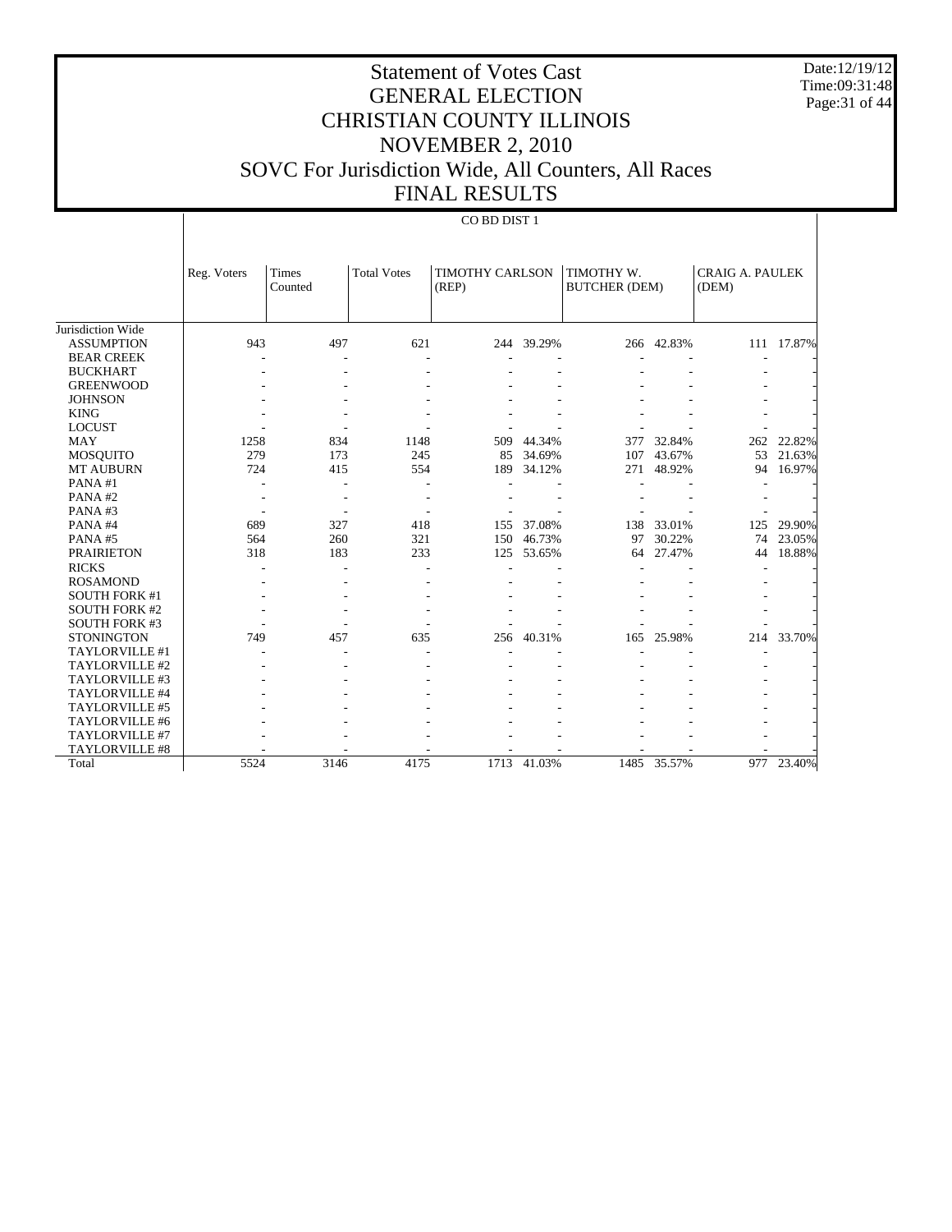# Statement of Votes Cast
# GENERAL ELECTION
# CHRISTIAN COUNTY ILLINOIS
# NOVEMBER 2, 2010
# SOVC For Jurisdiction Wide, All Counters, All Races
# FINAL RESULTS

Date:12/19/12
Time:09:31:48

CO BD DIST 1

| | Reg. Voters | Times Counted | Total Votes | TIMOTHY CARLSON (REP) | | TIMOTHY W. BUTCHER (DEM) | | CRAIG A. PAULEK (DEM) | |
|---|---|---|---|---|---|---|---|---|---|
| Jurisdiction Wide | | | | | | | | | |
| ASSUMPTION | 943 | 497 | 621 | 244 | 39.29% | 266 | 42.83% | 111 | 17.87% |
| BEAR CREEK | - | - | - | - | - | - | - | - | - |
| BUCKHART | - | - | - | - | - | - | - | - | - |
| GREENWOOD | - | - | - | - | - | - | - | - | - |
| JOHNSON | - | - | - | - | - | - | - | - | - |
| KING | - | - | - | - | - | - | - | - | - |
| LOCUST | - | - | - | - | - | - | - | - | - |
| MAY | 1258 | 834 | 1148 | 509 | 44.34% | 377 | 32.84% | 262 | 22.82% |
| MOSQUITO | 279 | 173 | 245 | 85 | 34.69% | 107 | 43.67% | 53 | 21.63% |
| MT AUBURN | 724 | 415 | 554 | 189 | 34.12% | 271 | 48.92% | 94 | 16.97% |
| PANA #1 | - | - | - | - | - | - | - | - | - |
| PANA #2 | - | - | - | - | - | - | - | - | - |
| PANA #3 | - | - | - | - | - | - | - | - | - |
| PANA #4 | 689 | 327 | 418 | 155 | 37.08% | 138 | 33.01% | 125 | 29.90% |
| PANA #5 | 564 | 260 | 321 | 150 | 46.73% | 97 | 30.22% | 74 | 23.05% |
| PRAIRIETON | 318 | 183 | 233 | 125 | 53.65% | 64 | 27.47% | 44 | 18.88% |
| RICKS | - | - | - | - | - | - | - | - | - |
| ROSAMOND | - | - | - | - | - | - | - | - | - |
| SOUTH FORK #1 | - | - | - | - | - | - | - | - | - |
| SOUTH FORK #2 | - | - | - | - | - | - | - | - | - |
| SOUTH FORK #3 | - | - | - | - | - | - | - | - | - |
| STONINGTON | 749 | 457 | 635 | 256 | 40.31% | 165 | 25.98% | 214 | 33.70% |
| TAYLORVILLE #1 | - | - | - | - | - | - | - | - | - |
| TAYLORVILLE #2 | - | - | - | - | - | - | - | - | - |
| TAYLORVILLE #3 | - | - | - | - | - | - | - | - | - |
| TAYLORVILLE #4 | - | - | - | - | - | - | - | - | - |
| TAYLORVILLE #5 | - | - | - | - | - | - | - | - | - |
| TAYLORVILLE #6 | - | - | - | - | - | - | - | - | - |
| TAYLORVILLE #7 | - | - | - | - | - | - | - | - | - |
| TAYLORVILLE #8 | - | - | - | - | - | - | - | - | - |
| Total | 5524 | 3146 | 4175 | 1713 | 41.03% | 1485 | 35.57% | 977 | 23.40% |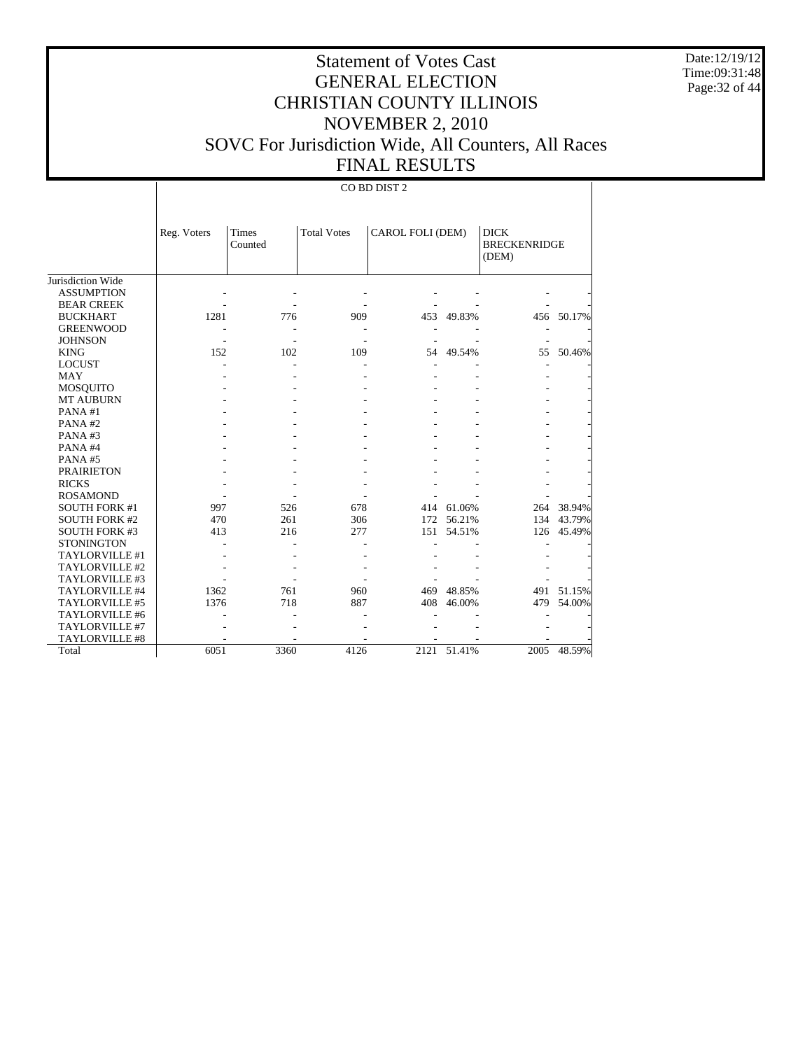# Statement of Votes Cast
# GENERAL ELECTION
# CHRISTIAN COUNTY ILLINOIS
# NOVEMBER 2, 2010
# SOVC For Jurisdiction Wide, All Counters, All Races
# FINAL RESULTS

CO BD DIST 2

| | Reg. Voters | Times Counted | Total Votes | CAROL FOLI (DEM) | | DICK BRECKENRIDGE (DEM) | |
|---|---|---|---|---|---|---|---|
| Jurisdiction Wide | | | | | | | |
| ASSUMPTION | - | - | - | - | - | - | - |
| BEAR CREEK | - | - | - | - | - | - | - |
| BUCKHART | 1281 | 776 | 909 | 453 | 49.83% | 456 | 50.17% |
| GREENWOOD | - | - | - | - | - | - | - |
| JOHNSON | - | - | - | - | - | - | - |
| KING | 152 | 102 | 109 | 54 | 49.54% | 55 | 50.46% |
| LOCUST | - | - | - | - | - | - | - |
| MAY | - | - | - | - | - | - | - |
| MOSQUITO | - | - | - | - | - | - | - |
| MT AUBURN | - | - | - | - | - | - | - |
| PANA #1 | - | - | - | - | - | - | - |
| PANA #2 | - | - | - | - | - | - | - |
| PANA #3 | - | - | - | - | - | - | - |
| PANA #4 | - | - | - | - | - | - | - |
| PANA #5 | - | - | - | - | - | - | - |
| PRAIRIETON | - | - | - | - | - | - | - |
| RICKS | - | - | - | - | - | - | - |
| ROSAMOND | - | - | - | - | - | - | - |
| SOUTH FORK #1 | 997 | 526 | 678 | 414 | 61.06% | 264 | 38.94% |
| SOUTH FORK #2 | 470 | 261 | 306 | 172 | 56.21% | 134 | 43.79% |
| SOUTH FORK #3 | 413 | 216 | 277 | 151 | 54.51% | 126 | 45.49% |
| STONINGTON | - | - | - | - | - | - | - |
| TAYLORVILLE #1 | - | - | - | - | - | - | - |
| TAYLORVILLE #2 | - | - | - | - | - | - | - |
| TAYLORVILLE #3 | - | - | - | - | - | - | - |
| TAYLORVILLE #4 | 1362 | 761 | 960 | 469 | 48.85% | 491 | 51.15% |
| TAYLORVILLE #5 | 1376 | 718 | 887 | 408 | 46.00% | 479 | 54.00% |
| TAYLORVILLE #6 | - | - | - | - | - | - | - |
| TAYLORVILLE #7 | - | - | - | - | - | - | - |
| TAYLORVILLE #8 | - | - | - | - | - | - | - |
| Total | 6051 | 3360 | 4126 | 2121 | 51.41% | 2005 | 48.59% |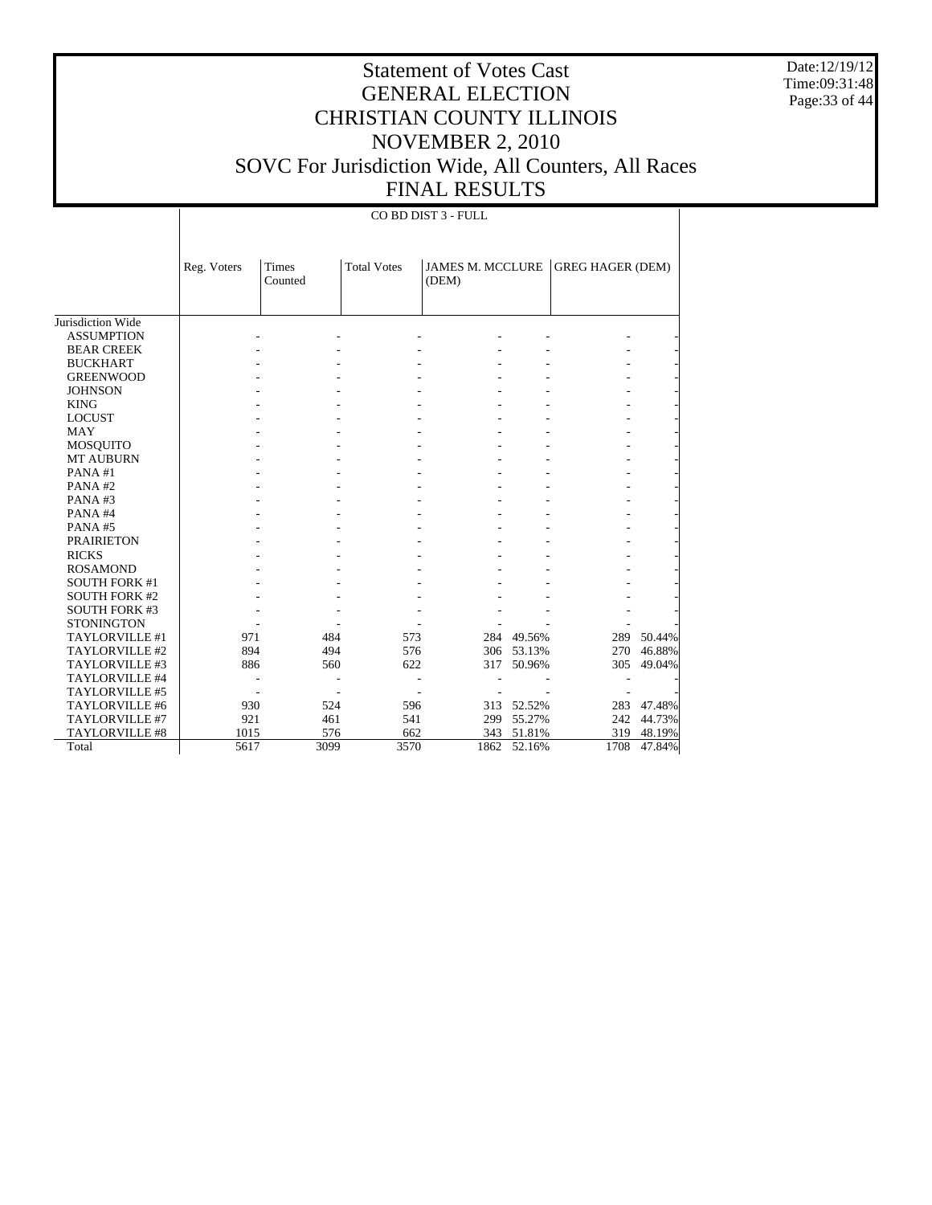# Statement of Votes Cast
# GENERAL ELECTION
# CHRISTIAN COUNTY ILLINOIS
# NOVEMBER 2, 2010
# SOVC For Jurisdiction Wide, All Counters, All Races
# FINAL RESULTS

Date:12/19/12
Time:09:31:48

| | CO BD DIST 3 - FULL | | | | | | |
|---|---|---|---|---|---|---|---|
| | Reg. Voters | Times Counted | Total Votes | JAMES M. MCCLURE (DEM) | | GREG HAGER (DEM) | |
| Jurisdiction Wide | | | | | | | |
| ASSUMPTION | - | - | - | - | - | - | - |
| BEAR CREEK | - | - | - | - | - | - | - |
| BUCKHART | - | - | - | - | - | - | - |
| GREENWOOD | - | - | - | - | - | - | - |
| JOHNSON | - | - | - | - | - | - | - |
| KING | - | - | - | - | - | - | - |
| LOCUST | - | - | - | - | - | - | - |
| MAY | - | - | - | - | - | - | - |
| MOSQUITO | - | - | - | - | - | - | - |
| MT AUBURN | - | - | - | - | - | - | - |
| PANA #1 | - | - | - | - | - | - | - |
| PANA #2 | - | - | - | - | - | - | - |
| PANA #3 | - | - | - | - | - | - | - |
| PANA #4 | - | - | - | - | - | - | - |
| PANA #5 | - | - | - | - | - | - | - |
| PRAIRIETON | - | - | - | - | - | - | - |
| RICKS | - | - | - | - | - | - | - |
| ROSAMOND | - | - | - | - | - | - | - |
| SOUTH FORK #1 | - | - | - | - | - | - | - |
| SOUTH FORK #2 | - | - | - | - | - | - | - |
| SOUTH FORK #3 | - | - | - | - | - | - | - |
| STONINGTON | - | - | - | - | - | - | - |
| TAYLORVILLE #1 | 971 | 484 | 573 | 284 | 49.56% | 289 | 50.44% |
| TAYLORVILLE #2 | 894 | 494 | 576 | 306 | 53.13% | 270 | 46.88% |
| TAYLORVILLE #3 | 886 | 560 | 622 | 317 | 50.96% | 305 | 49.04% |
| TAYLORVILLE #4 | - | - | - | - | - | - | - |
| TAYLORVILLE #5 | - | - | - | - | - | - | - |
| TAYLORVILLE #6 | 930 | 524 | 596 | 313 | 52.52% | 283 | 47.48% |
| TAYLORVILLE #7 | 921 | 461 | 541 | 299 | 55.27% | 242 | 44.73% |
| TAYLORVILLE #8 | 1015 | 576 | 662 | 343 | 51.81% | 319 | 48.19% |
| Total | 5617 | 3099 | 3570 | 1862 | 52.16% | 1708 | 47.84% |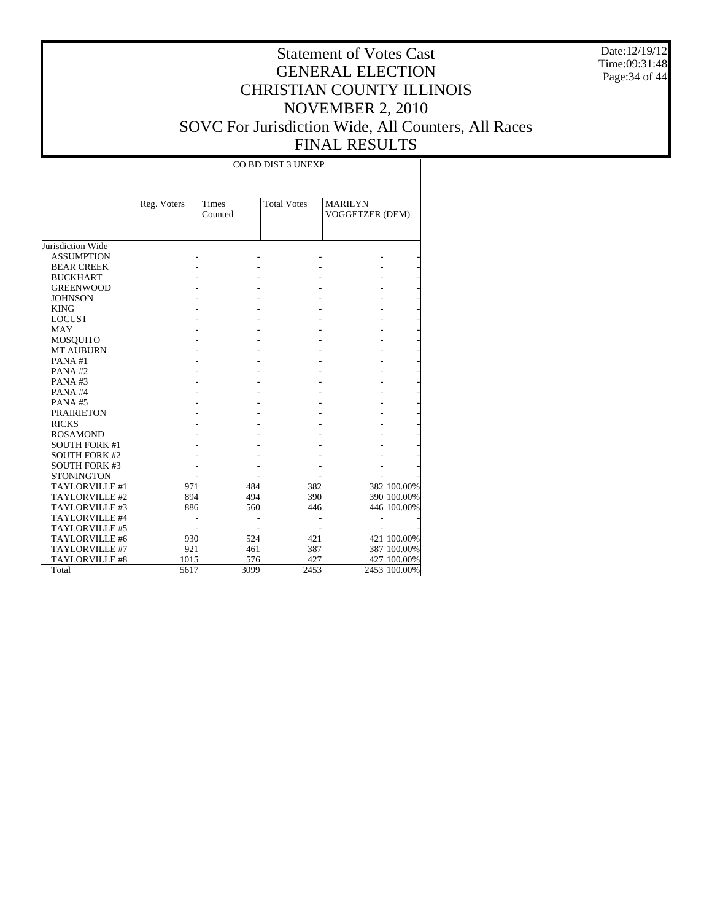# Statement of Votes Cast
# GENERAL ELECTION
# CHRISTIAN COUNTY ILLINOIS
# NOVEMBER 2, 2010
# SOVC For Jurisdiction Wide, All Counters, All Races
# FINAL RESULTS

Date:12/19/12
Time:09:31:48

| | CO BD DIST 3 UNEXP | | | | |
|---|---|---|---|---|---|
| | Reg. Voters | Times Counted | Total Votes | MARILYN VOGGETZER (DEM) | |
| Jurisdiction Wide | | | | | |
| ASSUMPTION | - | - | - | - | - |
| BEAR CREEK | - | - | - | - | - |
| BUCKHART | - | - | - | - | - |
| GREENWOOD | - | - | - | - | - |
| JOHNSON | - | - | - | - | - |
| KING | - | - | - | - | - |
| LOCUST | - | - | - | - | - |
| MAY | - | - | - | - | - |
| MOSQUITO | - | - | - | - | - |
| MT AUBURN | - | - | - | - | - |
| PANA #1 | - | - | - | - | - |
| PANA #2 | - | - | - | - | - |
| PANA #3 | - | - | - | - | - |
| PANA #4 | - | - | - | - | - |
| PANA #5 | - | - | - | - | - |
| PRAIRIETON | - | - | - | - | - |
| RICKS | - | - | - | - | - |
| ROSAMOND | - | - | - | - | - |
| SOUTH FORK #1 | - | - | - | - | - |
| SOUTH FORK #2 | - | - | - | - | - |
| SOUTH FORK #3 | - | - | - | - | - |
| STONINGTON | - | - | - | - | - |
| TAYLORVILLE #1 | 971 | 484 | 382 | 382 | 100.00% |
| TAYLORVILLE #2 | 894 | 494 | 390 | 390 | 100.00% |
| TAYLORVILLE #3 | 886 | 560 | 446 | 446 | 100.00% |
| TAYLORVILLE #4 | - | - | - | - | - |
| TAYLORVILLE #5 | - | - | - | - | - |
| TAYLORVILLE #6 | 930 | 524 | 421 | 421 | 100.00% |
| TAYLORVILLE #7 | 921 | 461 | 387 | 387 | 100.00% |
| TAYLORVILLE #8 | 1015 | 576 | 427 | 427 | 100.00% |
| Total | 5617 | 3099 | 2453 | 2453 | 100.00% |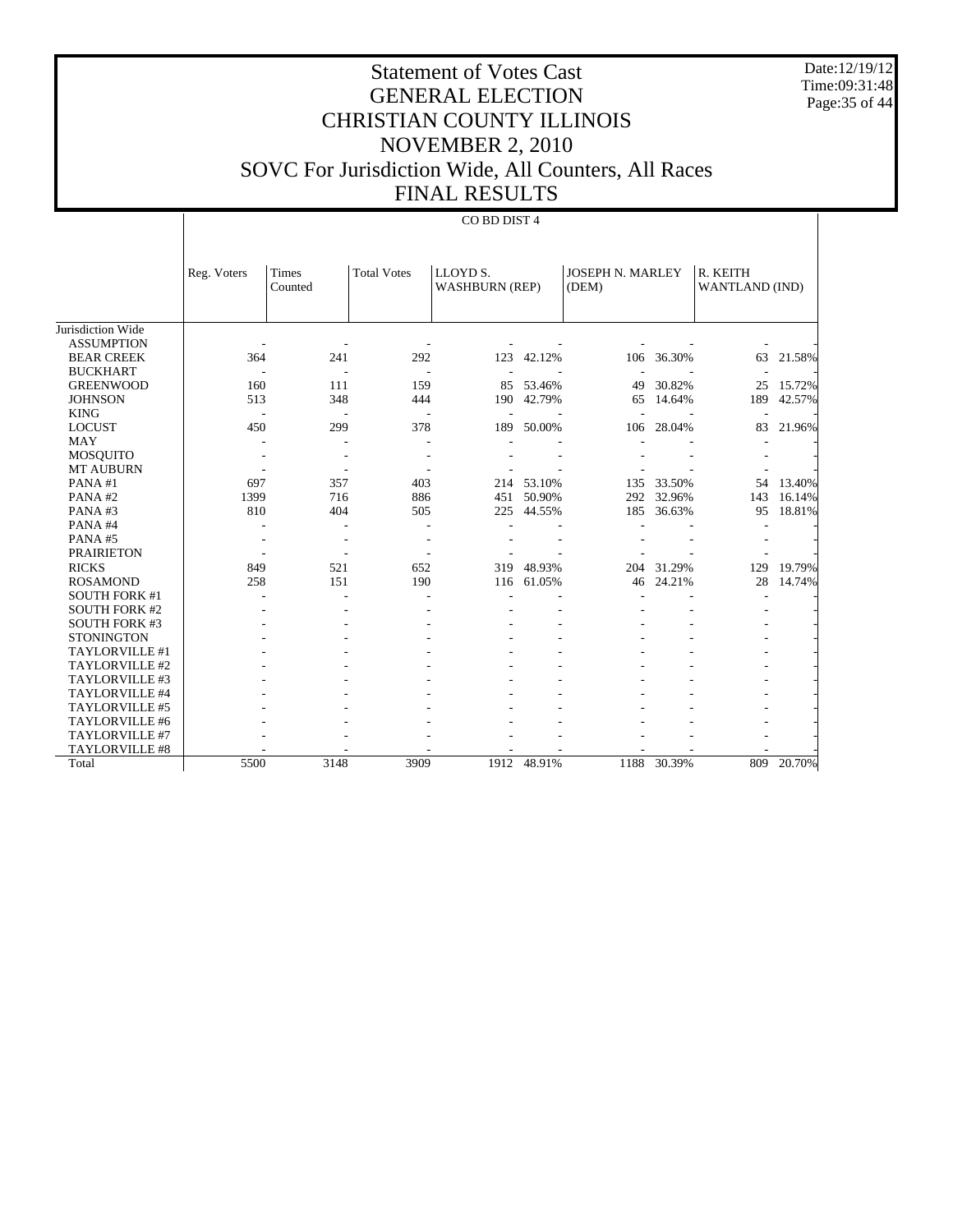# Statement of Votes Cast
## GENERAL ELECTION
## CHRISTIAN COUNTY ILLINOIS
## NOVEMBER 2, 2010
## SOVC For Jurisdiction Wide, All Counters, All Races
## FINAL RESULTS

Date:12/19/12
Time:09:31:48

CO BD DIST 4

| | Reg. Voters | Times Counted | Total Votes | LLOYD S. WASHBURN (REP) | | JOSEPH N. MARLEY (DEM) | | R. KEITH WANTLAND (IND) | |
|---|---|---|---|---|---|---|---|---|---|
| Jurisdiction Wide | | | | | | | | | |
| ASSUMPTION | - | - | - | - | - | - | - | - | - |
| BEAR CREEK | 364 | 241 | 292 | 123 | 42.12% | 106 | 36.30% | 63 | 21.58% |
| BUCKHART | - | - | - | - | - | - | - | - | - |
| GREENWOOD | 160 | 111 | 159 | 85 | 53.46% | 49 | 30.82% | 25 | 15.72% |
| JOHNSON | 513 | 348 | 444 | 190 | 42.79% | 65 | 14.64% | 189 | 42.57% |
| KING | - | - | - | - | - | - | - | - | - |
| LOCUST | 450 | 299 | 378 | 189 | 50.00% | 106 | 28.04% | 83 | 21.96% |
| MAY | - | - | - | - | - | - | - | - | - |
| MOSQUITO | - | - | - | - | - | - | - | - | - |
| MT AUBURN | - | - | - | - | - | - | - | - | - |
| PANA #1 | 697 | 357 | 403 | 214 | 53.10% | 135 | 33.50% | 54 | 13.40% |
| PANA #2 | 1399 | 716 | 886 | 451 | 50.90% | 292 | 32.96% | 143 | 16.14% |
| PANA #3 | 810 | 404 | 505 | 225 | 44.55% | 185 | 36.63% | 95 | 18.81% |
| PANA #4 | - | - | - | - | - | - | - | - | - |
| PANA #5 | - | - | - | - | - | - | - | - | - |
| PRAIRIETON | - | - | - | - | - | - | - | - | - |
| RICKS | 849 | 521 | 652 | 319 | 48.93% | 204 | 31.29% | 129 | 19.79% |
| ROSAMOND | 258 | 151 | 190 | 116 | 61.05% | 46 | 24.21% | 28 | 14.74% |
| SOUTH FORK #1 | - | - | - | - | - | - | - | - | - |
| SOUTH FORK #2 | - | - | - | - | - | - | - | - | - |
| SOUTH FORK #3 | - | - | - | - | - | - | - | - | - |
| STONINGTON | - | - | - | - | - | - | - | - | - |
| TAYLORVILLE #1 | - | - | - | - | - | - | - | - | - |
| TAYLORVILLE #2 | - | - | - | - | - | - | - | - | - |
| TAYLORVILLE #3 | - | - | - | - | - | - | - | - | - |
| TAYLORVILLE #4 | - | - | - | - | - | - | - | - | - |
| TAYLORVILLE #5 | - | - | - | - | - | - | - | - | - |
| TAYLORVILLE #6 | - | - | - | - | - | - | - | - | - |
| TAYLORVILLE #7 | - | - | - | - | - | - | - | - | - |
| TAYLORVILLE #8 | - | - | - | - | - | - | - | - | - |
| Total | 5500 | 3148 | 3909 | 1912 | 48.91% | 1188 | 30.39% | 809 | 20.70% |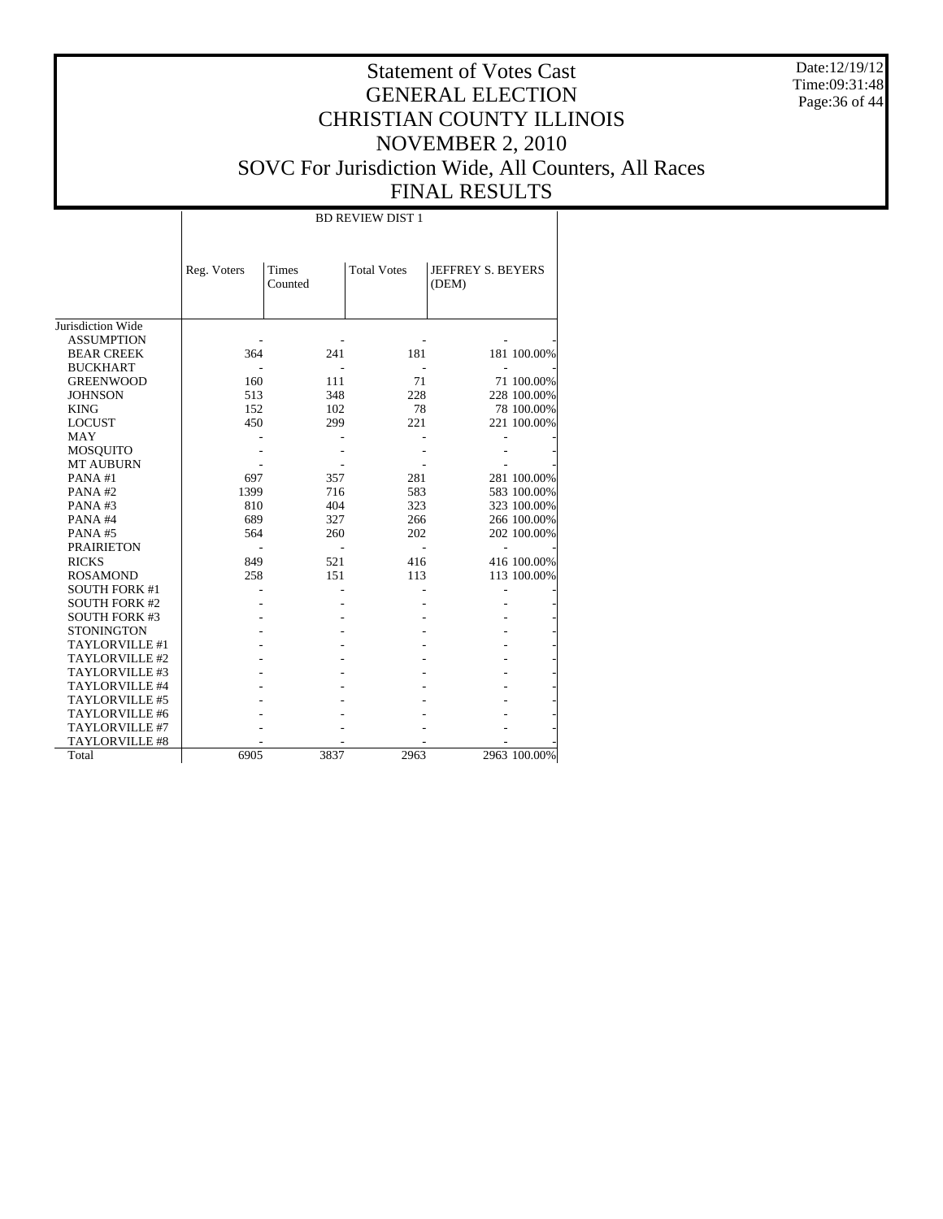# Statement of Votes Cast
# GENERAL ELECTION
# CHRISTIAN COUNTY ILLINOIS
# NOVEMBER 2, 2010
# SOVC For Jurisdiction Wide, All Counters, All Races
# FINAL RESULTS

Date:12/19/12
Time:09:31:48

| | BD REVIEW DIST 1 | | | | |
|---|---|---|---|---|---|
| | Reg. Voters | Times Counted | Total Votes | JEFFREY S. BEYERS (DEM) | |
| Jurisdiction Wide | | | | | |
| ASSUMPTION | - | - | - | - | - |
| BEAR CREEK | 364 | 241 | 181 | 181 | 100.00% |
| BUCKHART | - | - | - | - | - |
| GREENWOOD | 160 | 111 | 71 | 71 | 100.00% |
| JOHNSON | 513 | 348 | 228 | 228 | 100.00% |
| KING | 152 | 102 | 78 | 78 | 100.00% |
| LOCUST | 450 | 299 | 221 | 221 | 100.00% |
| MAY | - | - | - | - | - |
| MOSQUITO | - | - | - | - | - |
| MT AUBURN | - | - | - | - | - |
| PANA #1 | 697 | 357 | 281 | 281 | 100.00% |
| PANA #2 | 1399 | 716 | 583 | 583 | 100.00% |
| PANA #3 | 810 | 404 | 323 | 323 | 100.00% |
| PANA #4 | 689 | 327 | 266 | 266 | 100.00% |
| PANA #5 | 564 | 260 | 202 | 202 | 100.00% |
| PRAIRIETON | - | - | - | - | - |
| RICKS | 849 | 521 | 416 | 416 | 100.00% |
| ROSAMOND | 258 | 151 | 113 | 113 | 100.00% |
| SOUTH FORK #1 | - | - | - | - | - |
| SOUTH FORK #2 | - | - | - | - | - |
| SOUTH FORK #3 | - | - | - | - | - |
| STONINGTON | - | - | - | - | - |
| TAYLORVILLE #1 | - | - | - | - | - |
| TAYLORVILLE #2 | - | - | - | - | - |
| TAYLORVILLE #3 | - | - | - | - | - |
| TAYLORVILLE #4 | - | - | - | - | - |
| TAYLORVILLE #5 | - | - | - | - | - |
| TAYLORVILLE #6 | - | - | - | - | - |
| TAYLORVILLE #7 | - | - | - | - | - |
| TAYLORVILLE #8 | - | - | - | - | - |
| Total | 6905 | 3837 | 2963 | 2963 | 100.00% |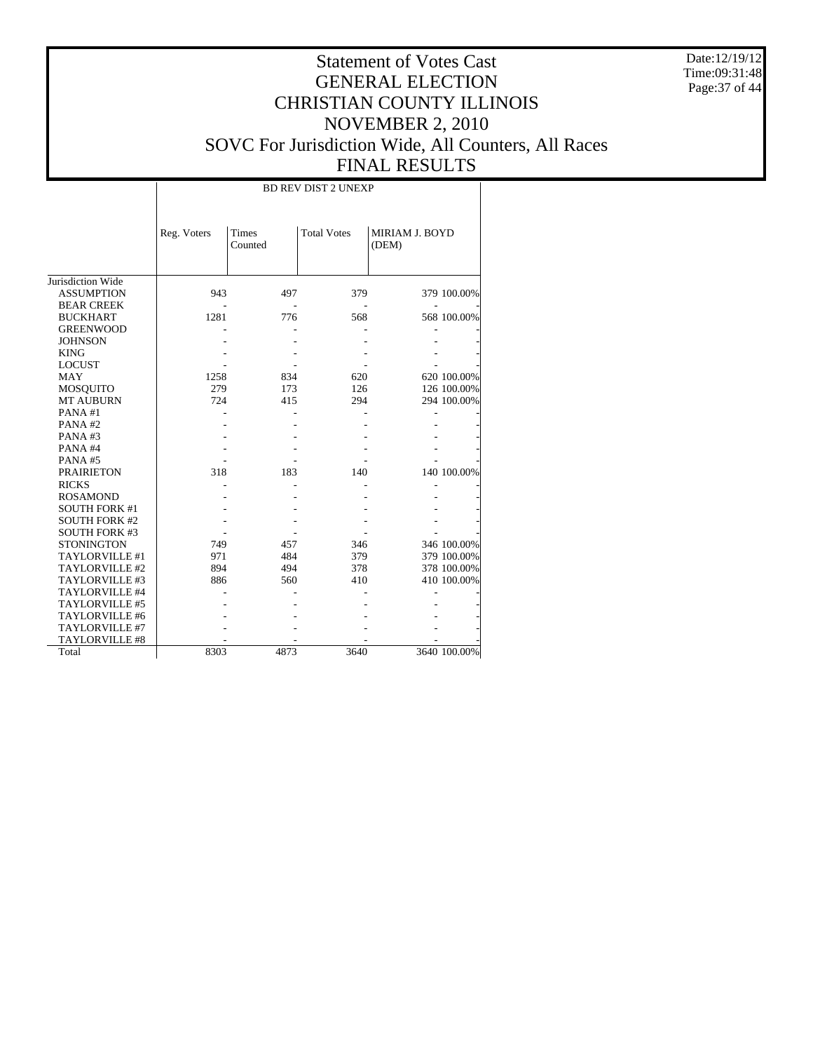# Statement of Votes Cast
# GENERAL ELECTION
# CHRISTIAN COUNTY ILLINOIS
# NOVEMBER 2, 2010
# SOVC For Jurisdiction Wide, All Counters, All Races
# FINAL RESULTS

Date:12/19/12
Time:09:31:48

| | BD REV DIST 2 UNEXP | | | | |
|---|---|---|---|---|---|
| | Reg. Voters | Times Counted | Total Votes | MIRIAM J. BOYD (DEM) | |
| Jurisdiction Wide | | | | | |
| ASSUMPTION | 943 | 497 | 379 | 379 | 100.00% |
| BEAR CREEK | - | - | - | - | - |
| BUCKHART | 1281 | 776 | 568 | 568 | 100.00% |
| GREENWOOD | - | - | - | - | - |
| JOHNSON | - | - | - | - | - |
| KING | - | - | - | - | - |
| LOCUST | - | - | - | - | - |
| MAY | 1258 | 834 | 620 | 620 | 100.00% |
| MOSQUITO | 279 | 173 | 126 | 126 | 100.00% |
| MT AUBURN | 724 | 415 | 294 | 294 | 100.00% |
| PANA #1 | - | - | - | - | - |
| PANA #2 | - | - | - | - | - |
| PANA #3 | - | - | - | - | - |
| PANA #4 | - | - | - | - | - |
| PANA #5 | - | - | - | - | - |
| PRAIRIETON | 318 | 183 | 140 | 140 | 100.00% |
| RICKS | - | - | - | - | - |
| ROSAMOND | - | - | - | - | - |
| SOUTH FORK #1 | - | - | - | - | - |
| SOUTH FORK #2 | - | - | - | - | - |
| SOUTH FORK #3 | - | - | - | - | - |
| STONINGTON | 749 | 457 | 346 | 346 | 100.00% |
| TAYLORVILLE #1 | 971 | 484 | 379 | 379 | 100.00% |
| TAYLORVILLE #2 | 894 | 494 | 378 | 378 | 100.00% |
| TAYLORVILLE #3 | 886 | 560 | 410 | 410 | 100.00% |
| TAYLORVILLE #4 | - | - | - | - | - |
| TAYLORVILLE #5 | - | - | - | - | - |
| TAYLORVILLE #6 | - | - | - | - | - |
| TAYLORVILLE #7 | - | - | - | - | - |
| TAYLORVILLE #8 | - | - | - | - | - |
| Total | 8303 | 4873 | 3640 | 3640 | 100.00% |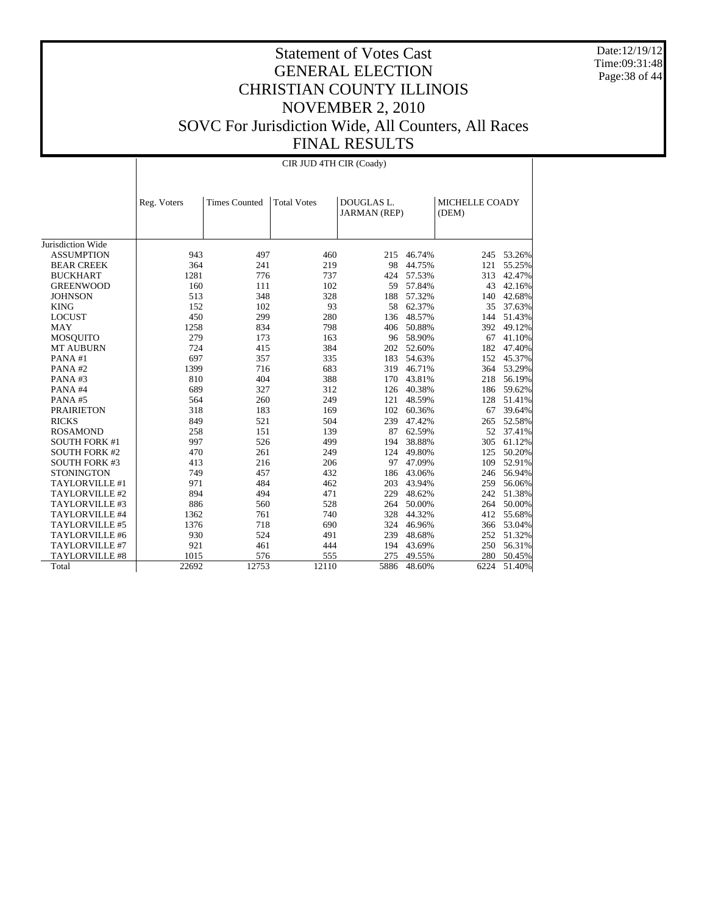# Statement of Votes Cast
## GENERAL ELECTION
## CHRISTIAN COUNTY ILLINOIS
## NOVEMBER 2, 2010
## SOVC For Jurisdiction Wide, All Counters, All Races
## FINAL RESULTS

Date:12/19/12
Time:09:31:48

CIR JUD 4TH CIR (Coady)

| | Reg. Voters | Times Counted | Total Votes | DOUGLAS L. JARMAN (REP) | | MICHELLE COADY (DEM) | |
|---|---|---|---|---|---|---|---|
| Jurisdiction Wide | | | | | | | |
| ASSUMPTION | 943 | 497 | 460 | 215 | 46.74% | 245 | 53.26% |
| BEAR CREEK | 364 | 241 | 219 | 98 | 44.75% | 121 | 55.25% |
| BUCKHART | 1281 | 776 | 737 | 424 | 57.53% | 313 | 42.47% |
| GREENWOOD | 160 | 111 | 102 | 59 | 57.84% | 43 | 42.16% |
| JOHNSON | 513 | 348 | 328 | 188 | 57.32% | 140 | 42.68% |
| KING | 152 | 102 | 93 | 58 | 62.37% | 35 | 37.63% |
| LOCUST | 450 | 299 | 280 | 136 | 48.57% | 144 | 51.43% |
| MAY | 1258 | 834 | 798 | 406 | 50.88% | 392 | 49.12% |
| MOSQUITO | 279 | 173 | 163 | 96 | 58.90% | 67 | 41.10% |
| MT AUBURN | 724 | 415 | 384 | 202 | 52.60% | 182 | 47.40% |
| PANA #1 | 697 | 357 | 335 | 183 | 54.63% | 152 | 45.37% |
| PANA #2 | 1399 | 716 | 683 | 319 | 46.71% | 364 | 53.29% |
| PANA #3 | 810 | 404 | 388 | 170 | 43.81% | 218 | 56.19% |
| PANA #4 | 689 | 327 | 312 | 126 | 40.38% | 186 | 59.62% |
| PANA #5 | 564 | 260 | 249 | 121 | 48.59% | 128 | 51.41% |
| PRAIRIETON | 318 | 183 | 169 | 102 | 60.36% | 67 | 39.64% |
| RICKS | 849 | 521 | 504 | 239 | 47.42% | 265 | 52.58% |
| ROSAMOND | 258 | 151 | 139 | 87 | 62.59% | 52 | 37.41% |
| SOUTH FORK #1 | 997 | 526 | 499 | 194 | 38.88% | 305 | 61.12% |
| SOUTH FORK #2 | 470 | 261 | 249 | 124 | 49.80% | 125 | 50.20% |
| SOUTH FORK #3 | 413 | 216 | 206 | 97 | 47.09% | 109 | 52.91% |
| STONINGTON | 749 | 457 | 432 | 186 | 43.06% | 246 | 56.94% |
| TAYLORVILLE #1 | 971 | 484 | 462 | 203 | 43.94% | 259 | 56.06% |
| TAYLORVILLE #2 | 894 | 494 | 471 | 229 | 48.62% | 242 | 51.38% |
| TAYLORVILLE #3 | 886 | 560 | 528 | 264 | 50.00% | 264 | 50.00% |
| TAYLORVILLE #4 | 1362 | 761 | 740 | 328 | 44.32% | 412 | 55.68% |
| TAYLORVILLE #5 | 1376 | 718 | 690 | 324 | 46.96% | 366 | 53.04% |
| TAYLORVILLE #6 | 930 | 524 | 491 | 239 | 48.68% | 252 | 51.32% |
| TAYLORVILLE #7 | 921 | 461 | 444 | 194 | 43.69% | 250 | 56.31% |
| TAYLORVILLE #8 | 1015 | 576 | 555 | 275 | 49.55% | 280 | 50.45% |
| Total | 22692 | 12753 | 12110 | 5886 | 48.60% | 6224 | 51.40% |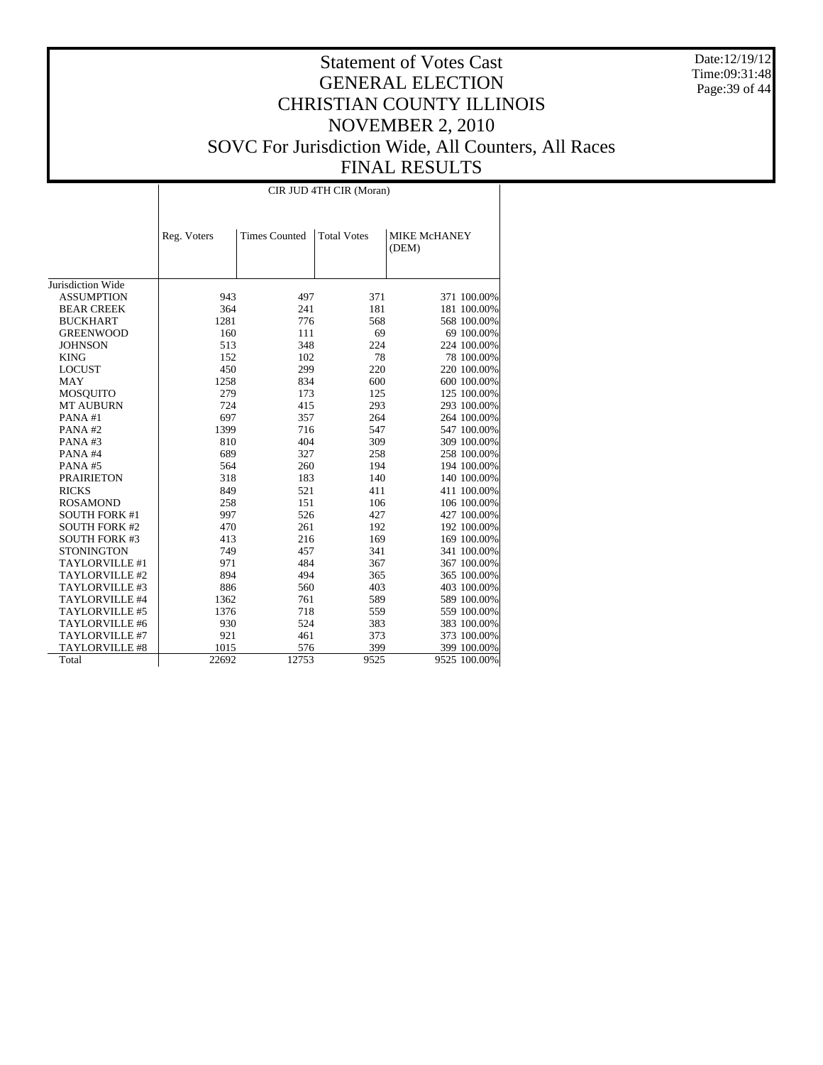# Statement of Votes Cast
# GENERAL ELECTION
# CHRISTIAN COUNTY ILLINOIS
# NOVEMBER 2, 2010
# SOVC For Jurisdiction Wide, All Counters, All Races
# FINAL RESULTS

Date:12/19/12
Time:09:31:48

| | CIR JUD 4TH CIR (Moran) | | | | |
|---|---|---|---|---|---|
| | Reg. Voters | Times Counted | Total Votes | MIKE McHANEY (DEM) | |
| Jurisdiction Wide | | | | | |
| ASSUMPTION | 943 | 497 | 371 | 371 | 100.00% |
| BEAR CREEK | 364 | 241 | 181 | 181 | 100.00% |
| BUCKHART | 1281 | 776 | 568 | 568 | 100.00% |
| GREENWOOD | 160 | 111 | 69 | 69 | 100.00% |
| JOHNSON | 513 | 348 | 224 | 224 | 100.00% |
| KING | 152 | 102 | 78 | 78 | 100.00% |
| LOCUST | 450 | 299 | 220 | 220 | 100.00% |
| MAY | 1258 | 834 | 600 | 600 | 100.00% |
| MOSQUITO | 279 | 173 | 125 | 125 | 100.00% |
| MT AUBURN | 724 | 415 | 293 | 293 | 100.00% |
| PANA #1 | 697 | 357 | 264 | 264 | 100.00% |
| PANA #2 | 1399 | 716 | 547 | 547 | 100.00% |
| PANA #3 | 810 | 404 | 309 | 309 | 100.00% |
| PANA #4 | 689 | 327 | 258 | 258 | 100.00% |
| PANA #5 | 564 | 260 | 194 | 194 | 100.00% |
| PRAIRIETON | 318 | 183 | 140 | 140 | 100.00% |
| RICKS | 849 | 521 | 411 | 411 | 100.00% |
| ROSAMOND | 258 | 151 | 106 | 106 | 100.00% |
| SOUTH FORK #1 | 997 | 526 | 427 | 427 | 100.00% |
| SOUTH FORK #2 | 470 | 261 | 192 | 192 | 100.00% |
| SOUTH FORK #3 | 413 | 216 | 169 | 169 | 100.00% |
| STONINGTON | 749 | 457 | 341 | 341 | 100.00% |
| TAYLORVILLE #1 | 971 | 484 | 367 | 367 | 100.00% |
| TAYLORVILLE #2 | 894 | 494 | 365 | 365 | 100.00% |
| TAYLORVILLE #3 | 886 | 560 | 403 | 403 | 100.00% |
| TAYLORVILLE #4 | 1362 | 761 | 589 | 589 | 100.00% |
| TAYLORVILLE #5 | 1376 | 718 | 559 | 559 | 100.00% |
| TAYLORVILLE #6 | 930 | 524 | 383 | 383 | 100.00% |
| TAYLORVILLE #7 | 921 | 461 | 373 | 373 | 100.00% |
| TAYLORVILLE #8 | 1015 | 576 | 399 | 399 | 100.00% |
| Total | 22692 | 12753 | 9525 | 9525 | 100.00% |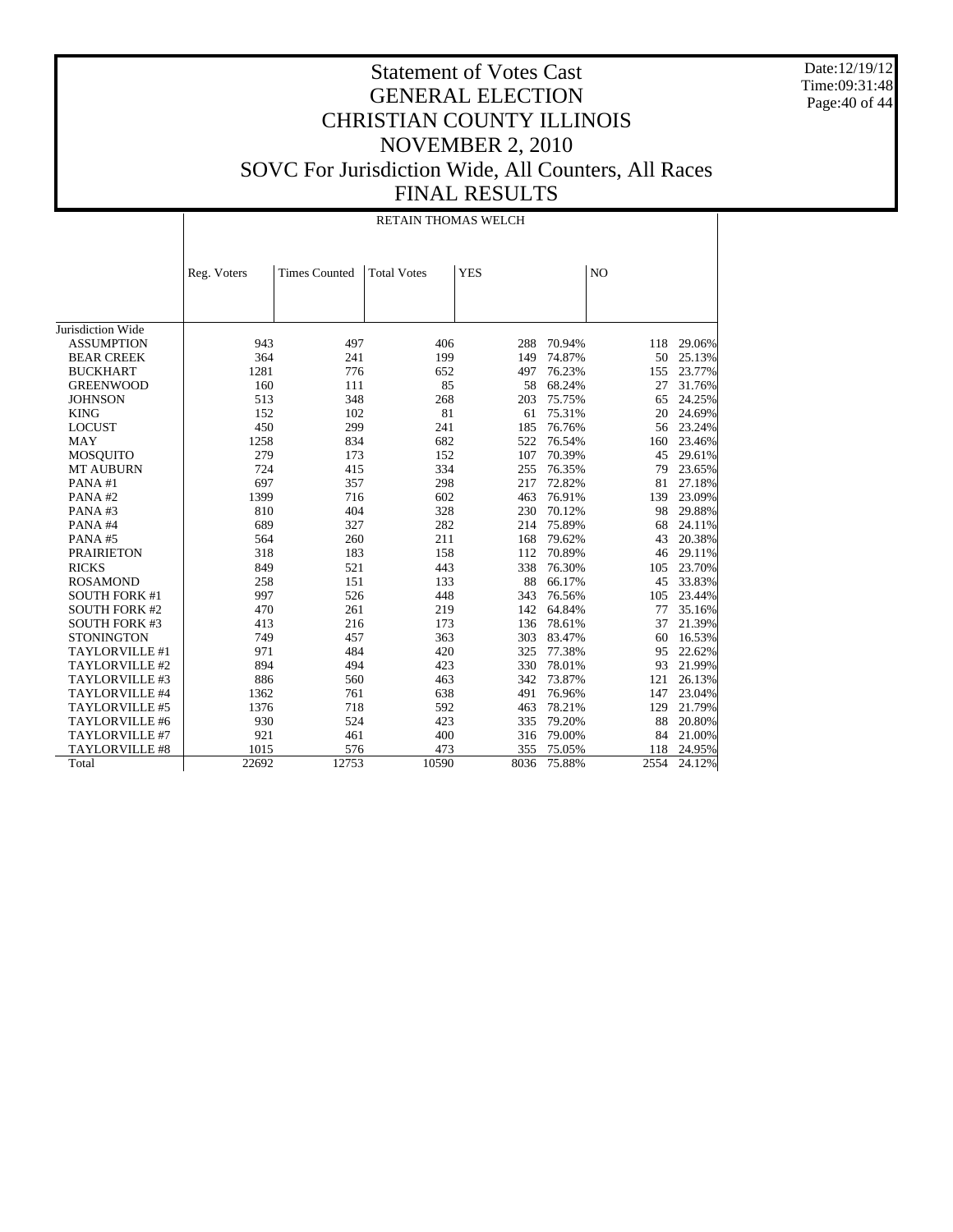# Statement of Votes Cast
## GENERAL ELECTION
## CHRISTIAN COUNTY ILLINOIS
## NOVEMBER 2, 2010
## SOVC For Jurisdiction Wide, All Counters, All Races
## FINAL RESULTS

Date:12/19/12
Time:09:31:48

| | RETAIN THOMAS WELCH | | | | | | |
|---|---|---|---|---|---|---|---|
| | Reg. Voters | Times Counted | Total Votes | YES | | NO | |
| Jurisdiction Wide | | | | | | | |
| ASSUMPTION | 943 | 497 | 406 | 288 | 70.94% | 118 | 29.06% |
| BEAR CREEK | 364 | 241 | 199 | 149 | 74.87% | 50 | 25.13% |
| BUCKHART | 1281 | 776 | 652 | 497 | 76.23% | 155 | 23.77% |
| GREENWOOD | 160 | 111 | 85 | 58 | 68.24% | 27 | 31.76% |
| JOHNSON | 513 | 348 | 268 | 203 | 75.75% | 65 | 24.25% |
| KING | 152 | 102 | 81 | 61 | 75.31% | 20 | 24.69% |
| LOCUST | 450 | 299 | 241 | 185 | 76.76% | 56 | 23.24% |
| MAY | 1258 | 834 | 682 | 522 | 76.54% | 160 | 23.46% |
| MOSQUITO | 279 | 173 | 152 | 107 | 70.39% | 45 | 29.61% |
| MT AUBURN | 724 | 415 | 334 | 255 | 76.35% | 79 | 23.65% |
| PANA #1 | 697 | 357 | 298 | 217 | 72.82% | 81 | 27.18% |
| PANA #2 | 1399 | 716 | 602 | 463 | 76.91% | 139 | 23.09% |
| PANA #3 | 810 | 404 | 328 | 230 | 70.12% | 98 | 29.88% |
| PANA #4 | 689 | 327 | 282 | 214 | 75.89% | 68 | 24.11% |
| PANA #5 | 564 | 260 | 211 | 168 | 79.62% | 43 | 20.38% |
| PRAIRIETON | 318 | 183 | 158 | 112 | 70.89% | 46 | 29.11% |
| RICKS | 849 | 521 | 443 | 338 | 76.30% | 105 | 23.70% |
| ROSAMOND | 258 | 151 | 133 | 88 | 66.17% | 45 | 33.83% |
| SOUTH FORK #1 | 997 | 526 | 448 | 343 | 76.56% | 105 | 23.44% |
| SOUTH FORK #2 | 470 | 261 | 219 | 142 | 64.84% | 77 | 35.16% |
| SOUTH FORK #3 | 413 | 216 | 173 | 136 | 78.61% | 37 | 21.39% |
| STONINGTON | 749 | 457 | 363 | 303 | 83.47% | 60 | 16.53% |
| TAYLORVILLE #1 | 971 | 484 | 420 | 325 | 77.38% | 95 | 22.62% |
| TAYLORVILLE #2 | 894 | 494 | 423 | 330 | 78.01% | 93 | 21.99% |
| TAYLORVILLE #3 | 886 | 560 | 463 | 342 | 73.87% | 121 | 26.13% |
| TAYLORVILLE #4 | 1362 | 761 | 638 | 491 | 76.96% | 147 | 23.04% |
| TAYLORVILLE #5 | 1376 | 718 | 592 | 463 | 78.21% | 129 | 21.79% |
| TAYLORVILLE #6 | 930 | 524 | 423 | 335 | 79.20% | 88 | 20.80% |
| TAYLORVILLE #7 | 921 | 461 | 400 | 316 | 79.00% | 84 | 21.00% |
| TAYLORVILLE #8 | 1015 | 576 | 473 | 355 | 75.05% | 118 | 24.95% |
| Total | 22692 | 12753 | 10590 | 8036 | 75.88% | 2554 | 24.12% |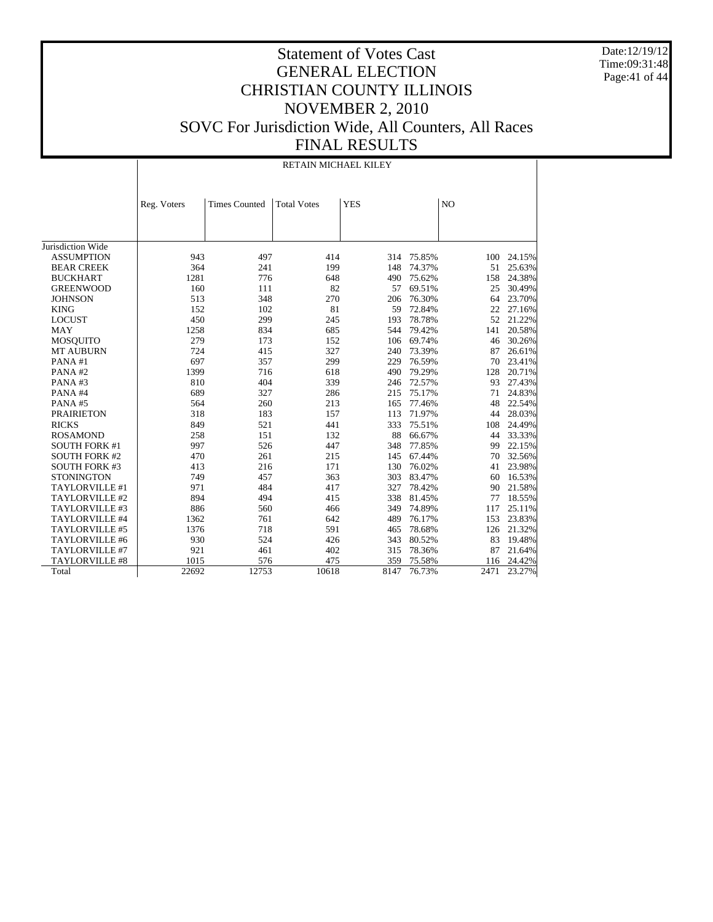# Statement of Votes Cast
# GENERAL ELECTION
# CHRISTIAN COUNTY ILLINOIS
# NOVEMBER 2, 2010
# SOVC For Jurisdiction Wide, All Counters, All Races
# FINAL RESULTS

Date:12/19/12
Time:09:31:48

| | RETAIN MICHAEL KILEY | | | | | | |
|---|---|---|---|---|---|---|---|
| | Reg. Voters | Times Counted | Total Votes | YES | | NO | |
| Jurisdiction Wide | | | | | | | |
| ASSUMPTION | 943 | 497 | 414 | 314 | 75.85% | 100 | 24.15% |
| BEAR CREEK | 364 | 241 | 199 | 148 | 74.37% | 51 | 25.63% |
| BUCKHART | 1281 | 776 | 648 | 490 | 75.62% | 158 | 24.38% |
| GREENWOOD | 160 | 111 | 82 | 57 | 69.51% | 25 | 30.49% |
| JOHNSON | 513 | 348 | 270 | 206 | 76.30% | 64 | 23.70% |
| KING | 152 | 102 | 81 | 59 | 72.84% | 22 | 27.16% |
| LOCUST | 450 | 299 | 245 | 193 | 78.78% | 52 | 21.22% |
| MAY | 1258 | 834 | 685 | 544 | 79.42% | 141 | 20.58% |
| MOSQUITO | 279 | 173 | 152 | 106 | 69.74% | 46 | 30.26% |
| MT AUBURN | 724 | 415 | 327 | 240 | 73.39% | 87 | 26.61% |
| PANA #1 | 697 | 357 | 299 | 229 | 76.59% | 70 | 23.41% |
| PANA #2 | 1399 | 716 | 618 | 490 | 79.29% | 128 | 20.71% |
| PANA #3 | 810 | 404 | 339 | 246 | 72.57% | 93 | 27.43% |
| PANA #4 | 689 | 327 | 286 | 215 | 75.17% | 71 | 24.83% |
| PANA #5 | 564 | 260 | 213 | 165 | 77.46% | 48 | 22.54% |
| PRAIRIETON | 318 | 183 | 157 | 113 | 71.97% | 44 | 28.03% |
| RICKS | 849 | 521 | 441 | 333 | 75.51% | 108 | 24.49% |
| ROSAMOND | 258 | 151 | 132 | 88 | 66.67% | 44 | 33.33% |
| SOUTH FORK #1 | 997 | 526 | 447 | 348 | 77.85% | 99 | 22.15% |
| SOUTH FORK #2 | 470 | 261 | 215 | 145 | 67.44% | 70 | 32.56% |
| SOUTH FORK #3 | 413 | 216 | 171 | 130 | 76.02% | 41 | 23.98% |
| STONINGTON | 749 | 457 | 363 | 303 | 83.47% | 60 | 16.53% |
| TAYLORVILLE #1 | 971 | 484 | 417 | 327 | 78.42% | 90 | 21.58% |
| TAYLORVILLE #2 | 894 | 494 | 415 | 338 | 81.45% | 77 | 18.55% |
| TAYLORVILLE #3 | 886 | 560 | 466 | 349 | 74.89% | 117 | 25.11% |
| TAYLORVILLE #4 | 1362 | 761 | 642 | 489 | 76.17% | 153 | 23.83% |
| TAYLORVILLE #5 | 1376 | 718 | 591 | 465 | 78.68% | 126 | 21.32% |
| TAYLORVILLE #6 | 930 | 524 | 426 | 343 | 80.52% | 83 | 19.48% |
| TAYLORVILLE #7 | 921 | 461 | 402 | 315 | 78.36% | 87 | 21.64% |
| TAYLORVILLE #8 | 1015 | 576 | 475 | 359 | 75.58% | 116 | 24.42% |
| Total | 22692 | 12753 | 10618 | 8147 | 76.73% | 2471 | 23.27% |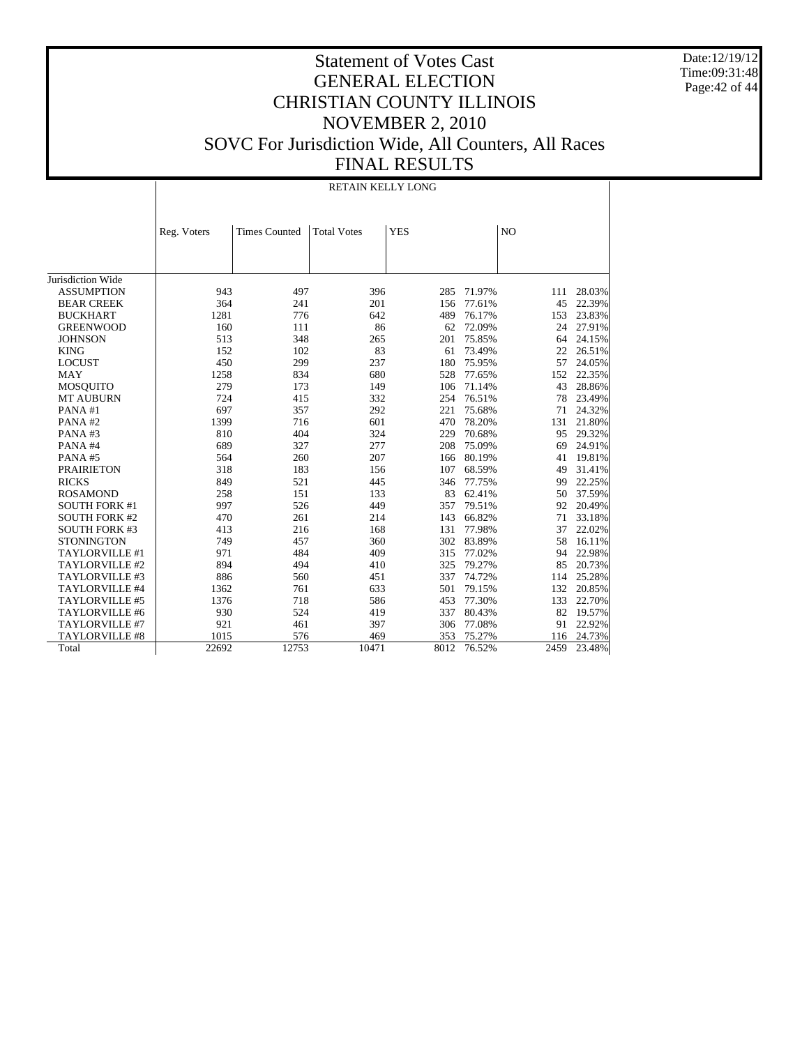# Statement of Votes Cast
# GENERAL ELECTION
# CHRISTIAN COUNTY ILLINOIS
# NOVEMBER 2, 2010
# SOVC For Jurisdiction Wide, All Counters, All Races
# FINAL RESULTS

Date:12/19/12
Time:09:31:48

| | RETAIN KELLY LONG | | | | | | |
|---|---|---|---|---|---|---|---|
| | Reg. Voters | Times Counted | Total Votes | YES | | NO | |
| Jurisdiction Wide | | | | | | | |
| ASSUMPTION | 943 | 497 | 396 | 285 | 71.97% | 111 | 28.03% |
| BEAR CREEK | 364 | 241 | 201 | 156 | 77.61% | 45 | 22.39% |
| BUCKHART | 1281 | 776 | 642 | 489 | 76.17% | 153 | 23.83% |
| GREENWOOD | 160 | 111 | 86 | 62 | 72.09% | 24 | 27.91% |
| JOHNSON | 513 | 348 | 265 | 201 | 75.85% | 64 | 24.15% |
| KING | 152 | 102 | 83 | 61 | 73.49% | 22 | 26.51% |
| LOCUST | 450 | 299 | 237 | 180 | 75.95% | 57 | 24.05% |
| MAY | 1258 | 834 | 680 | 528 | 77.65% | 152 | 22.35% |
| MOSQUITO | 279 | 173 | 149 | 106 | 71.14% | 43 | 28.86% |
| MT AUBURN | 724 | 415 | 332 | 254 | 76.51% | 78 | 23.49% |
| PANA #1 | 697 | 357 | 292 | 221 | 75.68% | 71 | 24.32% |
| PANA #2 | 1399 | 716 | 601 | 470 | 78.20% | 131 | 21.80% |
| PANA #3 | 810 | 404 | 324 | 229 | 70.68% | 95 | 29.32% |
| PANA #4 | 689 | 327 | 277 | 208 | 75.09% | 69 | 24.91% |
| PANA #5 | 564 | 260 | 207 | 166 | 80.19% | 41 | 19.81% |
| PRAIRIETON | 318 | 183 | 156 | 107 | 68.59% | 49 | 31.41% |
| RICKS | 849 | 521 | 445 | 346 | 77.75% | 99 | 22.25% |
| ROSAMOND | 258 | 151 | 133 | 83 | 62.41% | 50 | 37.59% |
| SOUTH FORK #1 | 997 | 526 | 449 | 357 | 79.51% | 92 | 20.49% |
| SOUTH FORK #2 | 470 | 261 | 214 | 143 | 66.82% | 71 | 33.18% |
| SOUTH FORK #3 | 413 | 216 | 168 | 131 | 77.98% | 37 | 22.02% |
| STONINGTON | 749 | 457 | 360 | 302 | 83.89% | 58 | 16.11% |
| TAYLORVILLE #1 | 971 | 484 | 409 | 315 | 77.02% | 94 | 22.98% |
| TAYLORVILLE #2 | 894 | 494 | 410 | 325 | 79.27% | 85 | 20.73% |
| TAYLORVILLE #3 | 886 | 560 | 451 | 337 | 74.72% | 114 | 25.28% |
| TAYLORVILLE #4 | 1362 | 761 | 633 | 501 | 79.15% | 132 | 20.85% |
| TAYLORVILLE #5 | 1376 | 718 | 586 | 453 | 77.30% | 133 | 22.70% |
| TAYLORVILLE #6 | 930 | 524 | 419 | 337 | 80.43% | 82 | 19.57% |
| TAYLORVILLE #7 | 921 | 461 | 397 | 306 | 77.08% | 91 | 22.92% |
| TAYLORVILLE #8 | 1015 | 576 | 469 | 353 | 75.27% | 116 | 24.73% |
| Total | 22692 | 12753 | 10471 | 8012 | 76.52% | 2459 | 23.48% |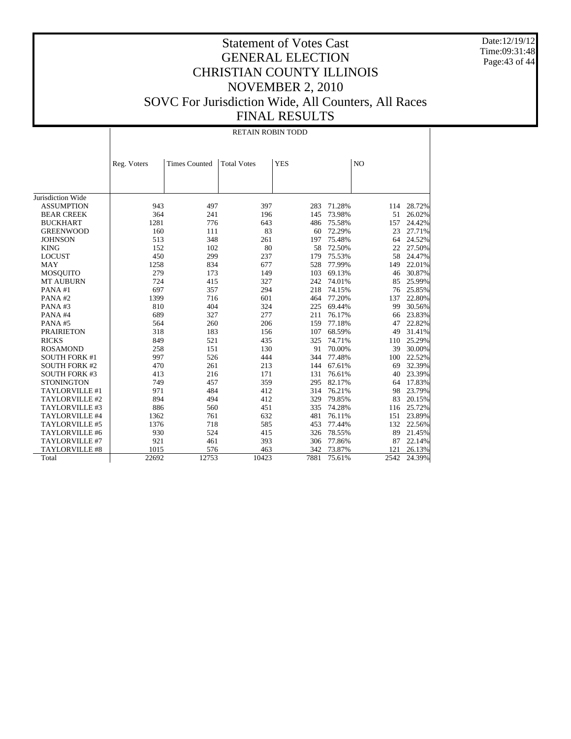# Statement of Votes Cast
# GENERAL ELECTION
# CHRISTIAN COUNTY ILLINOIS
# NOVEMBER 2, 2010
# SOVC For Jurisdiction Wide, All Counters, All Races
# FINAL RESULTS

Date:12/19/12
Time:09:31:48

| | RETAIN ROBIN TODD | | | | | | |
|---|---|---|---|---|---|---|---|
| | Reg. Voters | Times Counted | Total Votes | YES | | NO | |
| Jurisdiction Wide | | | | | | | |
| ASSUMPTION | 943 | 497 | 397 | 283 | 71.28% | 114 | 28.72% |
| BEAR CREEK | 364 | 241 | 196 | 145 | 73.98% | 51 | 26.02% |
| BUCKHART | 1281 | 776 | 643 | 486 | 75.58% | 157 | 24.42% |
| GREENWOOD | 160 | 111 | 83 | 60 | 72.29% | 23 | 27.71% |
| JOHNSON | 513 | 348 | 261 | 197 | 75.48% | 64 | 24.52% |
| KING | 152 | 102 | 80 | 58 | 72.50% | 22 | 27.50% |
| LOCUST | 450 | 299 | 237 | 179 | 75.53% | 58 | 24.47% |
| MAY | 1258 | 834 | 677 | 528 | 77.99% | 149 | 22.01% |
| MOSQUITO | 279 | 173 | 149 | 103 | 69.13% | 46 | 30.87% |
| MT AUBURN | 724 | 415 | 327 | 242 | 74.01% | 85 | 25.99% |
| PANA #1 | 697 | 357 | 294 | 218 | 74.15% | 76 | 25.85% |
| PANA #2 | 1399 | 716 | 601 | 464 | 77.20% | 137 | 22.80% |
| PANA #3 | 810 | 404 | 324 | 225 | 69.44% | 99 | 30.56% |
| PANA #4 | 689 | 327 | 277 | 211 | 76.17% | 66 | 23.83% |
| PANA #5 | 564 | 260 | 206 | 159 | 77.18% | 47 | 22.82% |
| PRAIRIETON | 318 | 183 | 156 | 107 | 68.59% | 49 | 31.41% |
| RICKS | 849 | 521 | 435 | 325 | 74.71% | 110 | 25.29% |
| ROSAMOND | 258 | 151 | 130 | 91 | 70.00% | 39 | 30.00% |
| SOUTH FORK #1 | 997 | 526 | 444 | 344 | 77.48% | 100 | 22.52% |
| SOUTH FORK #2 | 470 | 261 | 213 | 144 | 67.61% | 69 | 32.39% |
| SOUTH FORK #3 | 413 | 216 | 171 | 131 | 76.61% | 40 | 23.39% |
| STONINGTON | 749 | 457 | 359 | 295 | 82.17% | 64 | 17.83% |
| TAYLORVILLE #1 | 971 | 484 | 412 | 314 | 76.21% | 98 | 23.79% |
| TAYLORVILLE #2 | 894 | 494 | 412 | 329 | 79.85% | 83 | 20.15% |
| TAYLORVILLE #3 | 886 | 560 | 451 | 335 | 74.28% | 116 | 25.72% |
| TAYLORVILLE #4 | 1362 | 761 | 632 | 481 | 76.11% | 151 | 23.89% |
| TAYLORVILLE #5 | 1376 | 718 | 585 | 453 | 77.44% | 132 | 22.56% |
| TAYLORVILLE #6 | 930 | 524 | 415 | 326 | 78.55% | 89 | 21.45% |
| TAYLORVILLE #7 | 921 | 461 | 393 | 306 | 77.86% | 87 | 22.14% |
| TAYLORVILLE #8 | 1015 | 576 | 463 | 342 | 73.87% | 121 | 26.13% |
| Total | 22692 | 12753 | 10423 | 7881 | 75.61% | 2542 | 24.39% |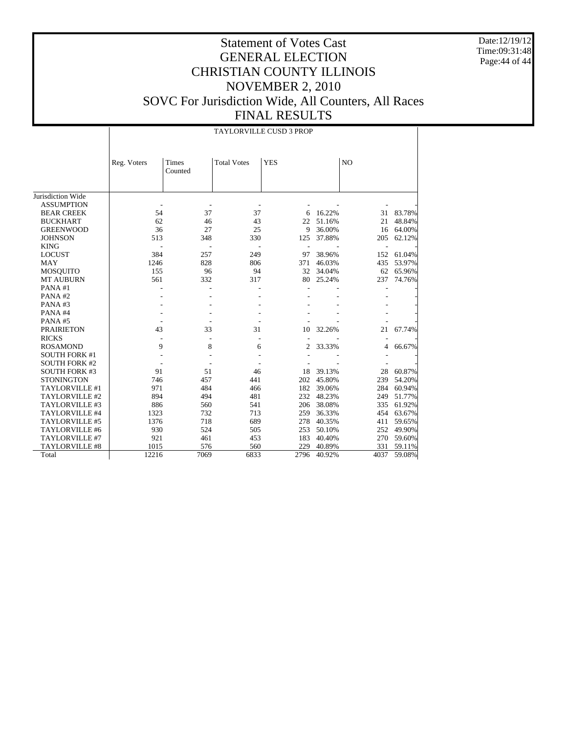# Statement of Votes Cast
# GENERAL ELECTION
# CHRISTIAN COUNTY ILLINOIS
# NOVEMBER 2, 2010
# SOVC For Jurisdiction Wide, All Counters, All Races
# FINAL RESULTS

Date:12/19/12
Time:09:31:48

TAYLORVILLE CUSD 3 PROP

| | Reg. Voters | Times Counted | Total Votes | YES | | NO | |
|---|---|---|---|---|---|---|---|
| Jurisdiction Wide | | | | | | | |
| ASSUMPTION | - | - | - | - | - | - | - |
| BEAR CREEK | 54 | 37 | 37 | 6 | 16.22% | 31 | 83.78% |
| BUCKHART | 62 | 46 | 43 | 22 | 51.16% | 21 | 48.84% |
| GREENWOOD | 36 | 27 | 25 | 9 | 36.00% | 16 | 64.00% |
| JOHNSON | 513 | 348 | 330 | 125 | 37.88% | 205 | 62.12% |
| KING | - | - | - | - | - | - | - |
| LOCUST | 384 | 257 | 249 | 97 | 38.96% | 152 | 61.04% |
| MAY | 1246 | 828 | 806 | 371 | 46.03% | 435 | 53.97% |
| MOSQUITO | 155 | 96 | 94 | 32 | 34.04% | 62 | 65.96% |
| MT AUBURN | 561 | 332 | 317 | 80 | 25.24% | 237 | 74.76% |
| PANA #1 | - | - | - | - | - | - | - |
| PANA #2 | - | - | - | - | - | - | - |
| PANA #3 | - | - | - | - | - | - | - |
| PANA #4 | - | - | - | - | - | - | - |
| PANA #5 | - | - | - | - | - | - | - |
| PRAIRIETON | 43 | 33 | 31 | 10 | 32.26% | 21 | 67.74% |
| RICKS | - | - | - | - | - | - | - |
| ROSAMOND | 9 | 8 | 6 | 2 | 33.33% | 4 | 66.67% |
| SOUTH FORK #1 | - | - | - | - | - | - | - |
| SOUTH FORK #2 | - | - | - | - | - | - | - |
| SOUTH FORK #3 | 91 | 51 | 46 | 18 | 39.13% | 28 | 60.87% |
| STONINGTON | 746 | 457 | 441 | 202 | 45.80% | 239 | 54.20% |
| TAYLORVILLE #1 | 971 | 484 | 466 | 182 | 39.06% | 284 | 60.94% |
| TAYLORVILLE #2 | 894 | 494 | 481 | 232 | 48.23% | 249 | 51.77% |
| TAYLORVILLE #3 | 886 | 560 | 541 | 206 | 38.08% | 335 | 61.92% |
| TAYLORVILLE #4 | 1323 | 732 | 713 | 259 | 36.33% | 454 | 63.67% |
| TAYLORVILLE #5 | 1376 | 718 | 689 | 278 | 40.35% | 411 | 59.65% |
| TAYLORVILLE #6 | 930 | 524 | 505 | 253 | 50.10% | 252 | 49.90% |
| TAYLORVILLE #7 | 921 | 461 | 453 | 183 | 40.40% | 270 | 59.60% |
| TAYLORVILLE #8 | 1015 | 576 | 560 | 229 | 40.89% | 331 | 59.11% |
| Total | 12216 | 7069 | 6833 | 2796 | 40.92% | 4037 | 59.08% |